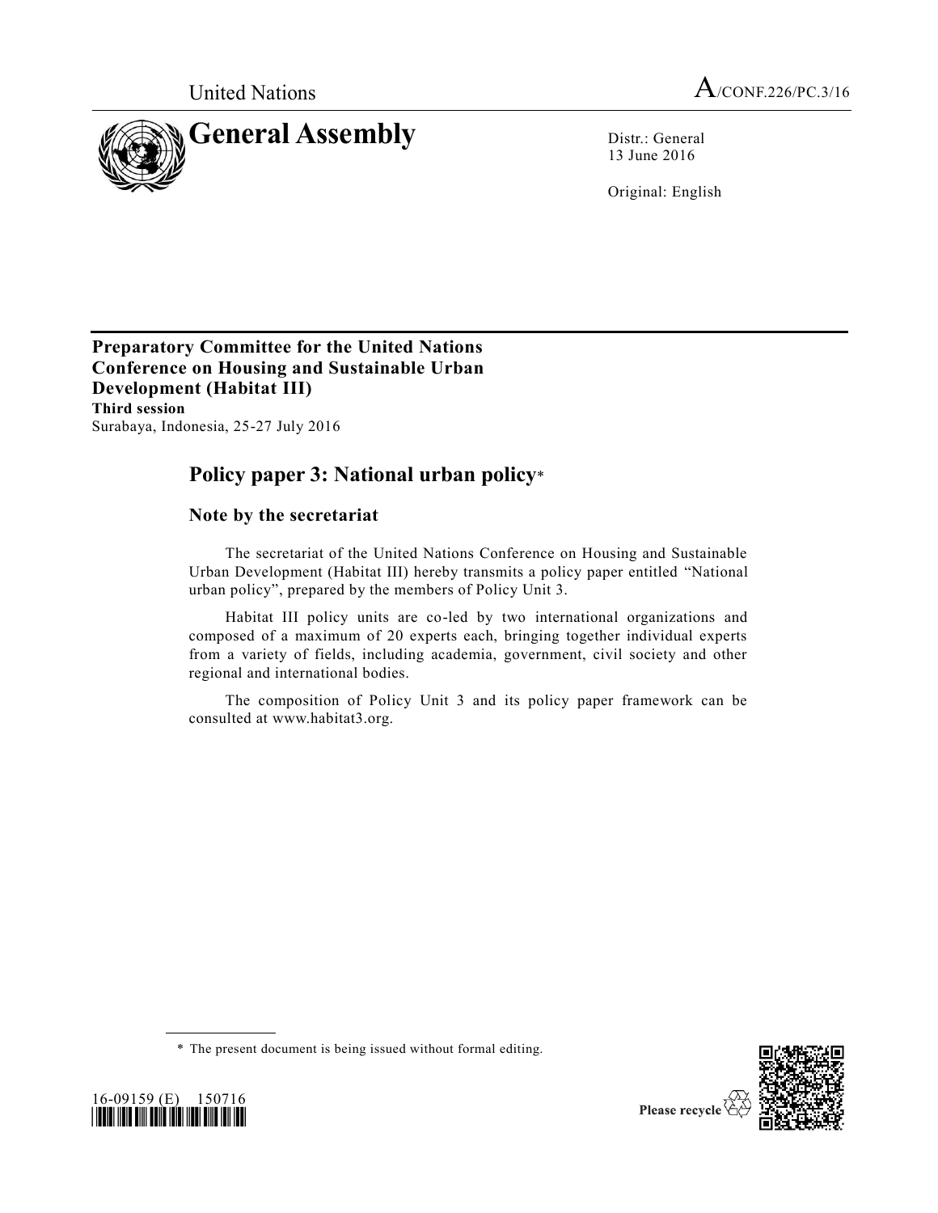United Nations

A/CONF.226/PC.3/16

# General Assembly

Distr.: General
13 June 2016

Original: English

**Preparatory Committee for the United Nations Conference on Housing and Sustainable Urban Development (Habitat III)**
**Third session**
Surabaya, Indonesia, 25-27 July 2016

## Policy paper 3: National urban policy*

### Note by the secretariat

The secretariat of the United Nations Conference on Housing and Sustainable Urban Development (Habitat III) hereby transmits a policy paper entitled "National urban policy", prepared by the members of Policy Unit 3.

Habitat III policy units are co-led by two international organizations and composed of a maximum of 20 experts each, bringing together individual experts from a variety of fields, including academia, government, civil society and other regional and international bodies.

The composition of Policy Unit 3 and its policy paper framework can be consulted at www.habitat3.org.

---

\* The present document is being issued without formal editing.

16-09159 (E) 150716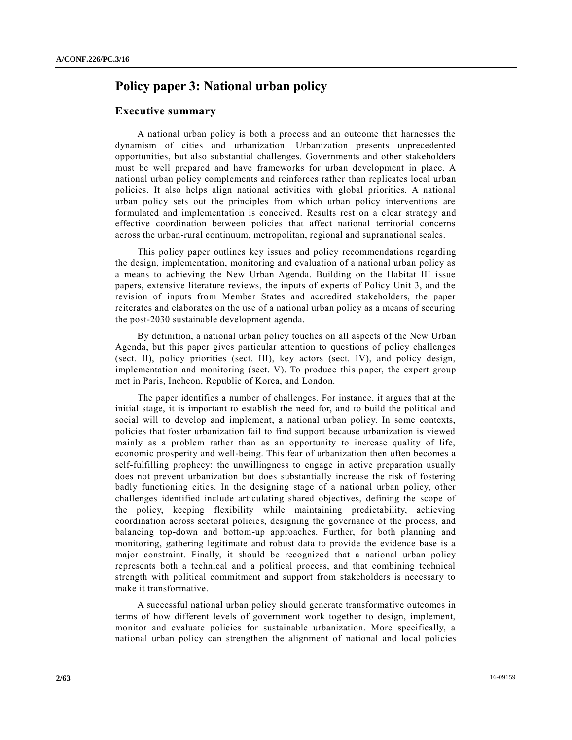# Policy paper 3: National urban policy

## Executive summary

A national urban policy is both a process and an outcome that harnesses the dynamism of cities and urbanization. Urbanization presents unprecedented opportunities, but also substantial challenges. Governments and other stakeholders must be well prepared and have frameworks for urban development in place. A national urban policy complements and reinforces rather than replicates local urban policies. It also helps align national activities with global priorities. A national urban policy sets out the principles from which urban policy interventions are formulated and implementation is conceived. Results rest on a clear strategy and effective coordination between policies that affect national territorial concerns across the urban-rural continuum, metropolitan, regional and supranational scales.

This policy paper outlines key issues and policy recommendations regarding the design, implementation, monitoring and evaluation of a national urban policy as a means to achieving the New Urban Agenda. Building on the Habitat III issue papers, extensive literature reviews, the inputs of experts of Policy Unit 3, and the revision of inputs from Member States and accredited stakeholders, the paper reiterates and elaborates on the use of a national urban policy as a means of securing the post-2030 sustainable development agenda.

By definition, a national urban policy touches on all aspects of the New Urban Agenda, but this paper gives particular attention to questions of policy challenges (sect. II), policy priorities (sect. III), key actors (sect. IV), and policy design, implementation and monitoring (sect. V). To produce this paper, the expert group met in Paris, Incheon, Republic of Korea, and London.

The paper identifies a number of challenges. For instance, it argues that at the initial stage, it is important to establish the need for, and to build the political and social will to develop and implement, a national urban policy. In some contexts, policies that foster urbanization fail to find support because urbanization is viewed mainly as a problem rather than as an opportunity to increase quality of life, economic prosperity and well-being. This fear of urbanization then often becomes a self-fulfilling prophecy: the unwillingness to engage in active preparation usually does not prevent urbanization but does substantially increase the risk of fostering badly functioning cities. In the designing stage of a national urban policy, other challenges identified include articulating shared objectives, defining the scope of the policy, keeping flexibility while maintaining predictability, achieving coordination across sectoral policies, designing the governance of the process, and balancing top-down and bottom-up approaches. Further, for both planning and monitoring, gathering legitimate and robust data to provide the evidence base is a major constraint. Finally, it should be recognized that a national urban policy represents both a technical and a political process, and that combining technical strength with political commitment and support from stakeholders is necessary to make it transformative.

A successful national urban policy should generate transformative outcomes in terms of how different levels of government work together to design, implement, monitor and evaluate policies for sustainable urbanization. More specifically, a national urban policy can strengthen the alignment of national and local policies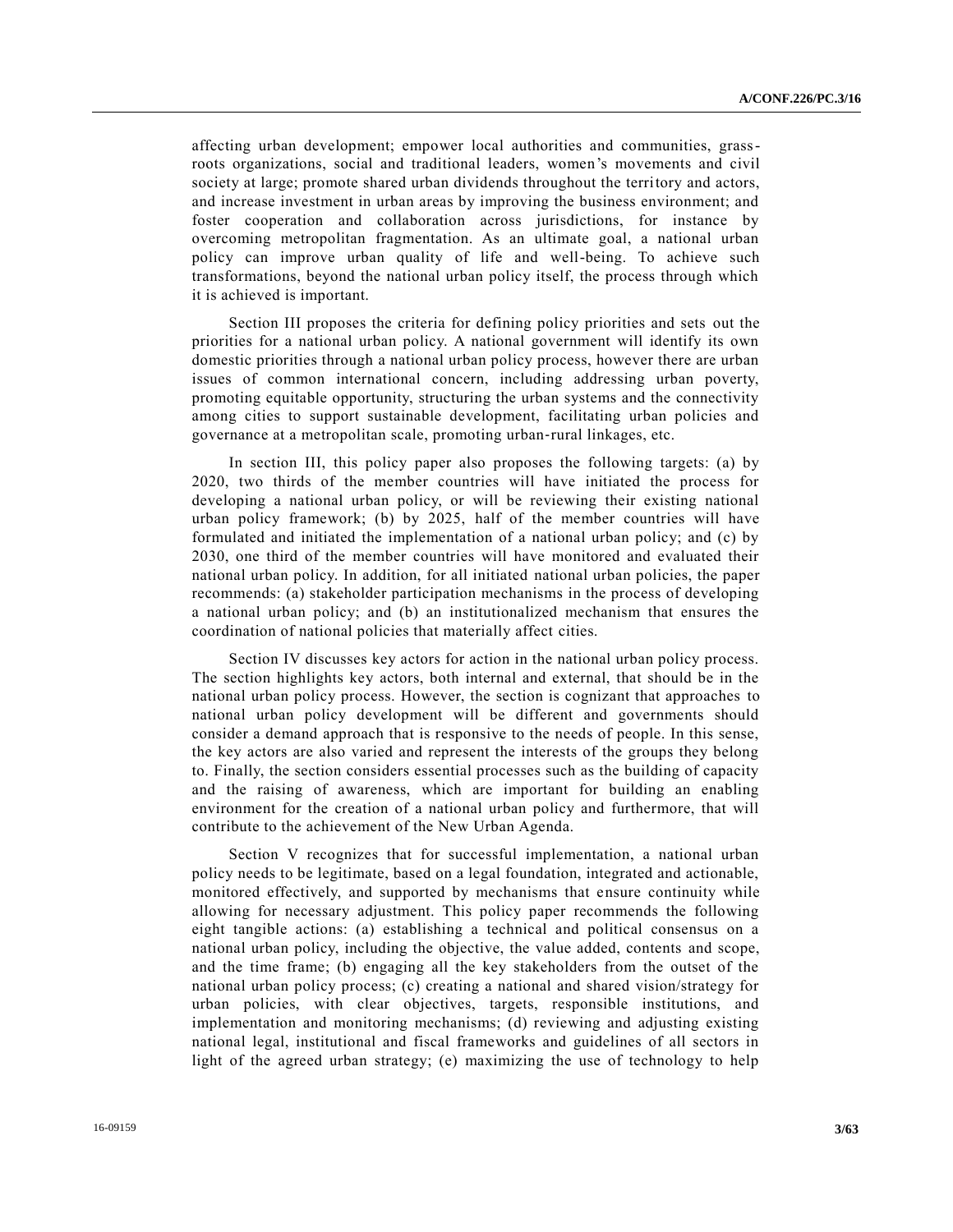affecting urban development; empower local authorities and communities, grass-roots organizations, social and traditional leaders, women's movements and civil society at large; promote shared urban dividends throughout the territory and actors, and increase investment in urban areas by improving the business environment; and foster cooperation and collaboration across jurisdictions, for instance by overcoming metropolitan fragmentation. As an ultimate goal, a national urban policy can improve urban quality of life and well-being. To achieve such transformations, beyond the national urban policy itself, the process through which it is achieved is important.

Section III proposes the criteria for defining policy priorities and sets out the priorities for a national urban policy. A national government will identify its own domestic priorities through a national urban policy process, however there are urban issues of common international concern, including addressing urban poverty, promoting equitable opportunity, structuring the urban systems and the connectivity among cities to support sustainable development, facilitating urban policies and governance at a metropolitan scale, promoting urban-rural linkages, etc.

In section III, this policy paper also proposes the following targets: (a) by 2020, two thirds of the member countries will have initiated the process for developing a national urban policy, or will be reviewing their existing national urban policy framework; (b) by 2025, half of the member countries will have formulated and initiated the implementation of a national urban policy; and (c) by 2030, one third of the member countries will have monitored and evaluated their national urban policy. In addition, for all initiated national urban policies, the paper recommends: (a) stakeholder participation mechanisms in the process of developing a national urban policy; and (b) an institutionalized mechanism that ensures the coordination of national policies that materially affect cities.

Section IV discusses key actors for action in the national urban policy process. The section highlights key actors, both internal and external, that should be in the national urban policy process. However, the section is cognizant that approaches to national urban policy development will be different and governments should consider a demand approach that is responsive to the needs of people. In this sense, the key actors are also varied and represent the interests of the groups they belong to. Finally, the section considers essential processes such as the building of capacity and the raising of awareness, which are important for building an enabling environment for the creation of a national urban policy and furthermore, that will contribute to the achievement of the New Urban Agenda.

Section V recognizes that for successful implementation, a national urban policy needs to be legitimate, based on a legal foundation, integrated and actionable, monitored effectively, and supported by mechanisms that ensure continuity while allowing for necessary adjustment. This policy paper recommends the following eight tangible actions: (a) establishing a technical and political consensus on a national urban policy, including the objective, the value added, contents and scope, and the time frame; (b) engaging all the key stakeholders from the outset of the national urban policy process; (c) creating a national and shared vision/strategy for urban policies, with clear objectives, targets, responsible institutions, and implementation and monitoring mechanisms; (d) reviewing and adjusting existing national legal, institutional and fiscal frameworks and guidelines of all sectors in light of the agreed urban strategy; (e) maximizing the use of technology to help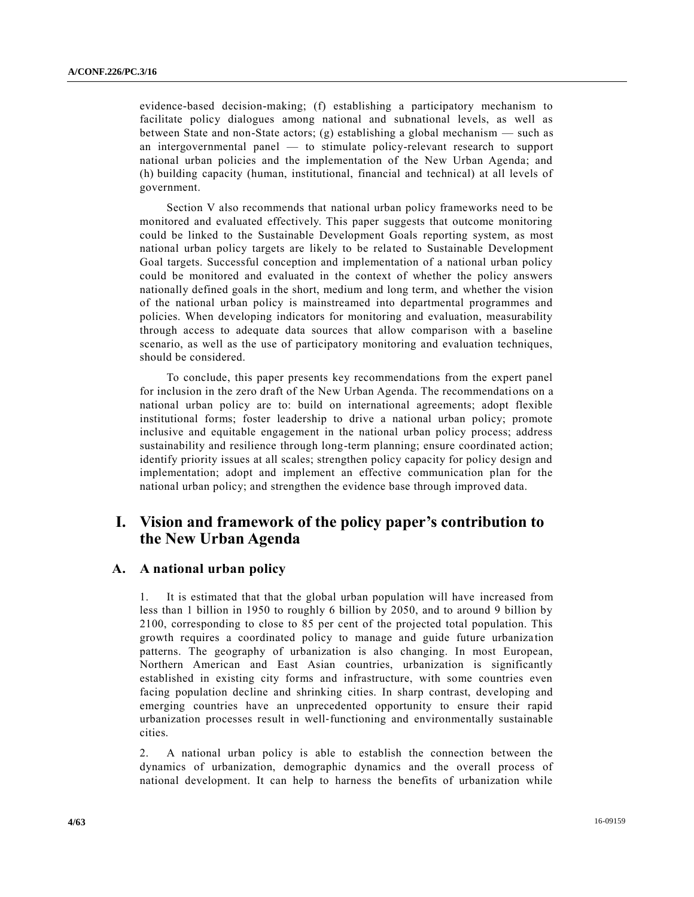evidence-based decision-making; (f) establishing a participatory mechanism to facilitate policy dialogues among national and subnational levels, as well as between State and non-State actors; (g) establishing a global mechanism — such as an intergovernmental panel — to stimulate policy-relevant research to support national urban policies and the implementation of the New Urban Agenda; and (h) building capacity (human, institutional, financial and technical) at all levels of government.

Section V also recommends that national urban policy frameworks need to be monitored and evaluated effectively. This paper suggests that outcome monitoring could be linked to the Sustainable Development Goals reporting system, as most national urban policy targets are likely to be related to Sustainable Development Goal targets. Successful conception and implementation of a national urban policy could be monitored and evaluated in the context of whether the policy answers nationally defined goals in the short, medium and long term, and whether the vision of the national urban policy is mainstreamed into departmental programmes and policies. When developing indicators for monitoring and evaluation, measurability through access to adequate data sources that allow comparison with a baseline scenario, as well as the use of participatory monitoring and evaluation techniques, should be considered.

To conclude, this paper presents key recommendations from the expert panel for inclusion in the zero draft of the New Urban Agenda. The recommendations on a national urban policy are to: build on international agreements; adopt flexible institutional forms; foster leadership to drive a national urban policy; promote inclusive and equitable engagement in the national urban policy process; address sustainability and resilience through long-term planning; ensure coordinated action; identify priority issues at all scales; strengthen policy capacity for policy design and implementation; adopt and implement an effective communication plan for the national urban policy; and strengthen the evidence base through improved data.

# I. Vision and framework of the policy paper's contribution to the New Urban Agenda

## A. A national urban policy

1. It is estimated that that the global urban population will have increased from less than 1 billion in 1950 to roughly 6 billion by 2050, and to around 9 billion by 2100, corresponding to close to 85 per cent of the projected total population. This growth requires a coordinated policy to manage and guide future urbanization patterns. The geography of urbanization is also changing. In most European, Northern American and East Asian countries, urbanization is significantly established in existing city forms and infrastructure, with some countries even facing population decline and shrinking cities. In sharp contrast, developing and emerging countries have an unprecedented opportunity to ensure their rapid urbanization processes result in well-functioning and environmentally sustainable cities.

2. A national urban policy is able to establish the connection between the dynamics of urbanization, demographic dynamics and the overall process of national development. It can help to harness the benefits of urbanization while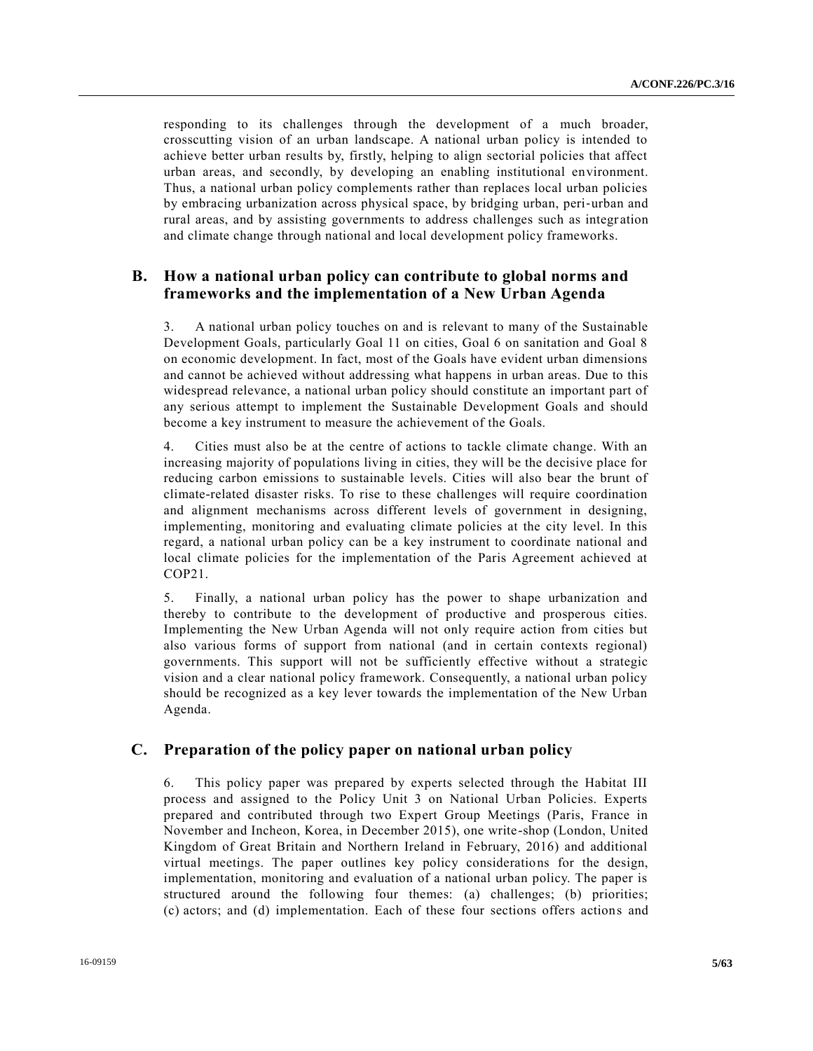responding to its challenges through the development of a much broader, crosscutting vision of an urban landscape. A national urban policy is intended to achieve better urban results by, firstly, helping to align sectorial policies that affect urban areas, and secondly, by developing an enabling institutional environment. Thus, a national urban policy complements rather than replaces local urban policies by embracing urbanization across physical space, by bridging urban, peri-urban and rural areas, and by assisting governments to address challenges such as integration and climate change through national and local development policy frameworks.

## B. How a national urban policy can contribute to global norms and frameworks and the implementation of a New Urban Agenda

3. A national urban policy touches on and is relevant to many of the Sustainable Development Goals, particularly Goal 11 on cities, Goal 6 on sanitation and Goal 8 on economic development. In fact, most of the Goals have evident urban dimensions and cannot be achieved without addressing what happens in urban areas. Due to this widespread relevance, a national urban policy should constitute an important part of any serious attempt to implement the Sustainable Development Goals and should become a key instrument to measure the achievement of the Goals.

4. Cities must also be at the centre of actions to tackle climate change. With an increasing majority of populations living in cities, they will be the decisive place for reducing carbon emissions to sustainable levels. Cities will also bear the brunt of climate-related disaster risks. To rise to these challenges will require coordination and alignment mechanisms across different levels of government in designing, implementing, monitoring and evaluating climate policies at the city level. In this regard, a national urban policy can be a key instrument to coordinate national and local climate policies for the implementation of the Paris Agreement achieved at COP21.

5. Finally, a national urban policy has the power to shape urbanization and thereby to contribute to the development of productive and prosperous cities. Implementing the New Urban Agenda will not only require action from cities but also various forms of support from national (and in certain contexts regional) governments. This support will not be sufficiently effective without a strategic vision and a clear national policy framework. Consequently, a national urban policy should be recognized as a key lever towards the implementation of the New Urban Agenda.

## C. Preparation of the policy paper on national urban policy

6. This policy paper was prepared by experts selected through the Habitat III process and assigned to the Policy Unit 3 on National Urban Policies. Experts prepared and contributed through two Expert Group Meetings (Paris, France in November and Incheon, Korea, in December 2015), one write-shop (London, United Kingdom of Great Britain and Northern Ireland in February, 2016) and additional virtual meetings. The paper outlines key policy considerations for the design, implementation, monitoring and evaluation of a national urban policy. The paper is structured around the following four themes: (a) challenges; (b) priorities; (c) actors; and (d) implementation. Each of these four sections offers actions and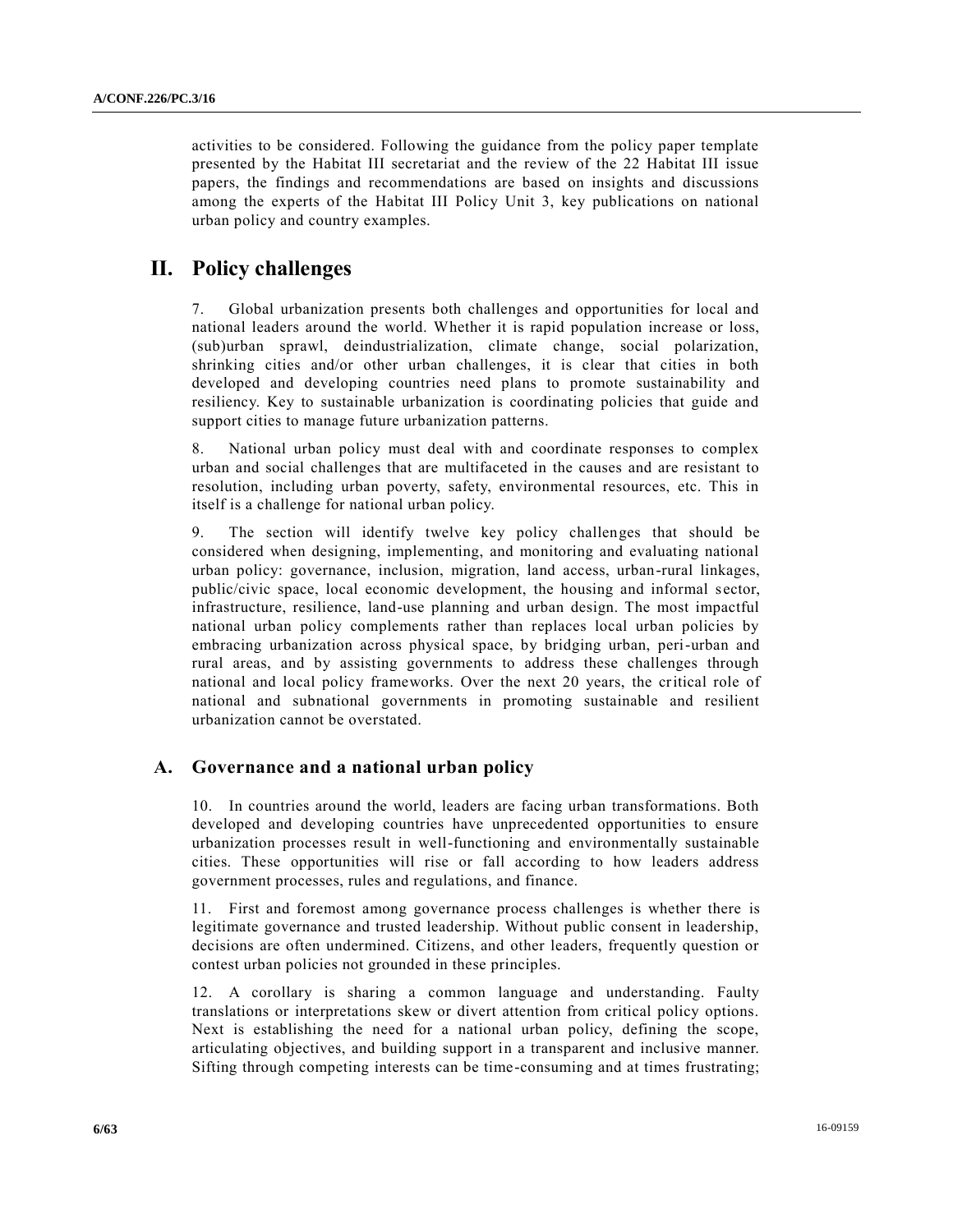activities to be considered. Following the guidance from the policy paper template presented by the Habitat III secretariat and the review of the 22 Habitat III issue papers, the findings and recommendations are based on insights and discussions among the experts of the Habitat III Policy Unit 3, key publications on national urban policy and country examples.

# II. Policy challenges

7. Global urbanization presents both challenges and opportunities for local and national leaders around the world. Whether it is rapid population increase or loss, (sub)urban sprawl, deindustrialization, climate change, social polarization, shrinking cities and/or other urban challenges, it is clear that cities in both developed and developing countries need plans to promote sustainability and resiliency. Key to sustainable urbanization is coordinating policies that guide and support cities to manage future urbanization patterns.

8. National urban policy must deal with and coordinate responses to complex urban and social challenges that are multifaceted in the causes and are resistant to resolution, including urban poverty, safety, environmental resources, etc. This in itself is a challenge for national urban policy.

9. The section will identify twelve key policy challenges that should be considered when designing, implementing, and monitoring and evaluating national urban policy: governance, inclusion, migration, land access, urban-rural linkages, public/civic space, local economic development, the housing and informal sector, infrastructure, resilience, land-use planning and urban design. The most impactful national urban policy complements rather than replaces local urban policies by embracing urbanization across physical space, by bridging urban, peri-urban and rural areas, and by assisting governments to address these challenges through national and local policy frameworks. Over the next 20 years, the critical role of national and subnational governments in promoting sustainable and resilient urbanization cannot be overstated.

## A. Governance and a national urban policy

10. In countries around the world, leaders are facing urban transformations. Both developed and developing countries have unprecedented opportunities to ensure urbanization processes result in well-functioning and environmentally sustainable cities. These opportunities will rise or fall according to how leaders address government processes, rules and regulations, and finance.

11. First and foremost among governance process challenges is whether there is legitimate governance and trusted leadership. Without public consent in leadership, decisions are often undermined. Citizens, and other leaders, frequently question or contest urban policies not grounded in these principles.

12. A corollary is sharing a common language and understanding. Faulty translations or interpretations skew or divert attention from critical policy options. Next is establishing the need for a national urban policy, defining the scope, articulating objectives, and building support in a transparent and inclusive manner. Sifting through competing interests can be time-consuming and at times frustrating;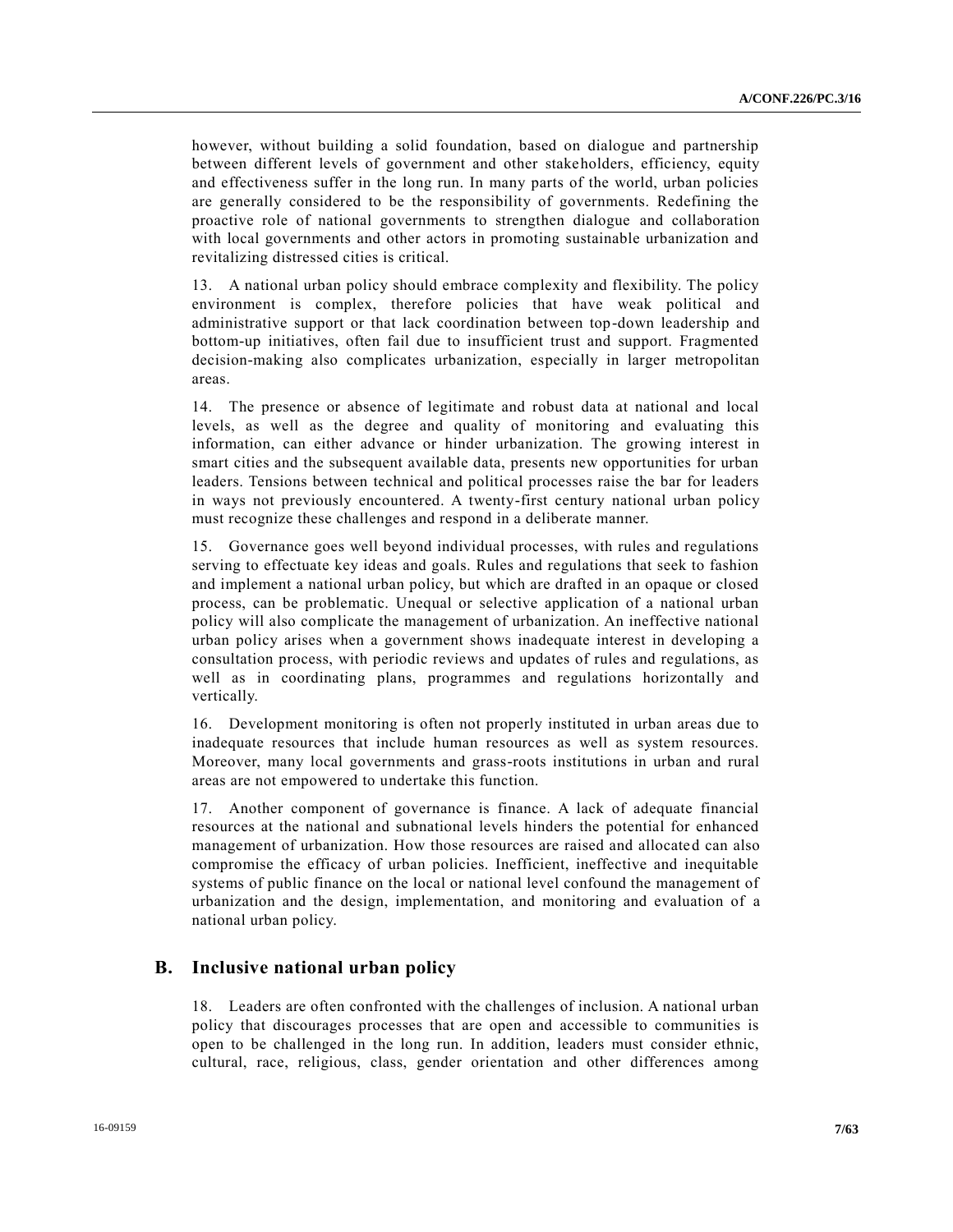however, without building a solid foundation, based on dialogue and partnership between different levels of government and other stakeholders, efficiency, equity and effectiveness suffer in the long run. In many parts of the world, urban policies are generally considered to be the responsibility of governments. Redefining the proactive role of national governments to strengthen dialogue and collaboration with local governments and other actors in promoting sustainable urbanization and revitalizing distressed cities is critical.

13. A national urban policy should embrace complexity and flexibility. The policy environment is complex, therefore policies that have weak political and administrative support or that lack coordination between top-down leadership and bottom-up initiatives, often fail due to insufficient trust and support. Fragmented decision-making also complicates urbanization, especially in larger metropolitan areas.

14. The presence or absence of legitimate and robust data at national and local levels, as well as the degree and quality of monitoring and evaluating this information, can either advance or hinder urbanization. The growing interest in smart cities and the subsequent available data, presents new opportunities for urban leaders. Tensions between technical and political processes raise the bar for leaders in ways not previously encountered. A twenty-first century national urban policy must recognize these challenges and respond in a deliberate manner.

15. Governance goes well beyond individual processes, with rules and regulations serving to effectuate key ideas and goals. Rules and regulations that seek to fashion and implement a national urban policy, but which are drafted in an opaque or closed process, can be problematic. Unequal or selective application of a national urban policy will also complicate the management of urbanization. An ineffective national urban policy arises when a government shows inadequate interest in developing a consultation process, with periodic reviews and updates of rules and regulations, as well as in coordinating plans, programmes and regulations horizontally and vertically.

16. Development monitoring is often not properly instituted in urban areas due to inadequate resources that include human resources as well as system resources. Moreover, many local governments and grass-roots institutions in urban and rural areas are not empowered to undertake this function.

17. Another component of governance is finance. A lack of adequate financial resources at the national and subnational levels hinders the potential for enhanced management of urbanization. How those resources are raised and allocated can also compromise the efficacy of urban policies. Inefficient, ineffective and inequitable systems of public finance on the local or national level confound the management of urbanization and the design, implementation, and monitoring and evaluation of a national urban policy.

## B. Inclusive national urban policy

18. Leaders are often confronted with the challenges of inclusion. A national urban policy that discourages processes that are open and accessible to communities is open to be challenged in the long run. In addition, leaders must consider ethnic, cultural, race, religious, class, gender orientation and other differences among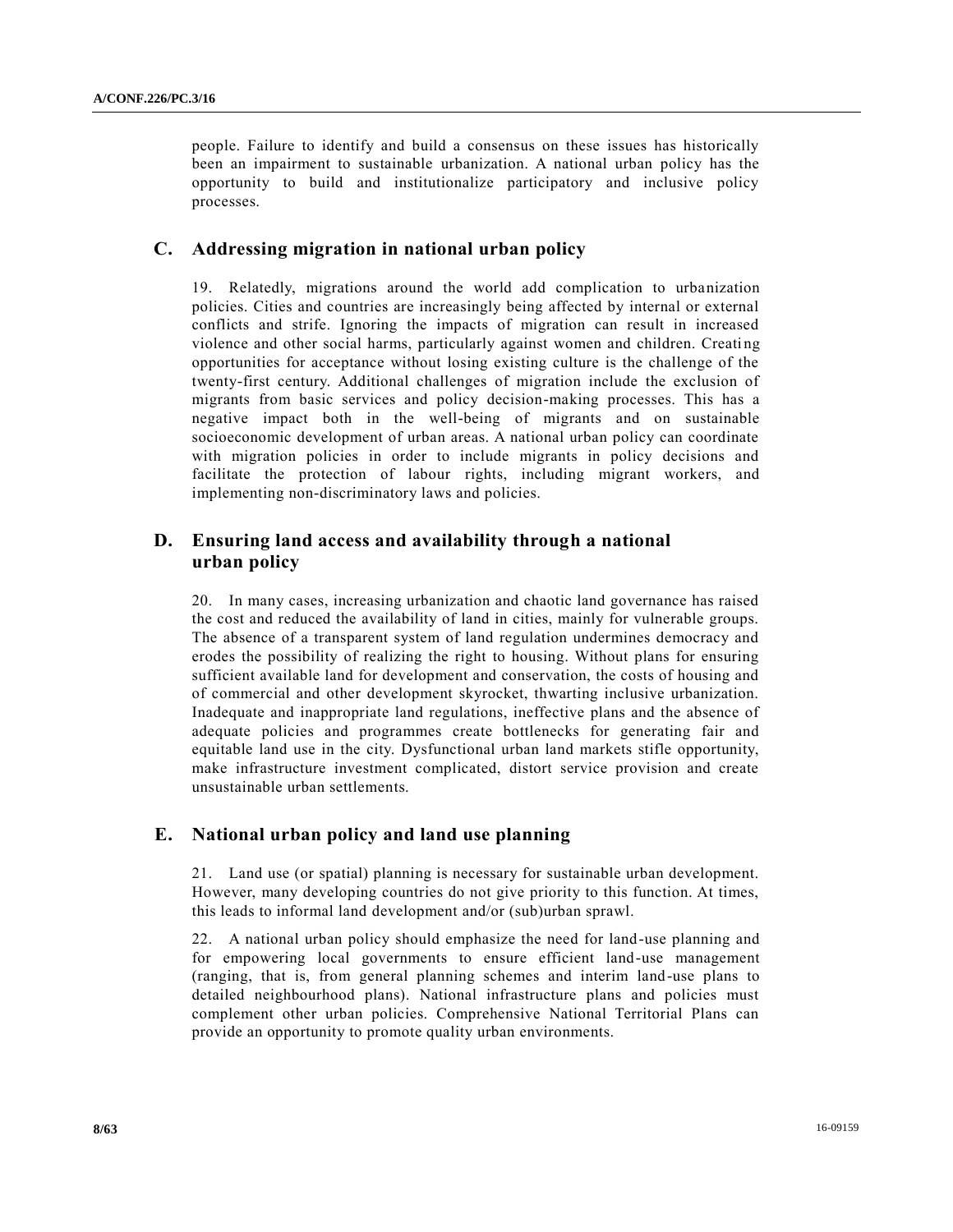people. Failure to identify and build a consensus on these issues has historically been an impairment to sustainable urbanization. A national urban policy has the opportunity to build and institutionalize participatory and inclusive policy processes.

## C. Addressing migration in national urban policy

19. Relatedly, migrations around the world add complication to urbanization policies. Cities and countries are increasingly being affected by internal or external conflicts and strife. Ignoring the impacts of migration can result in increased violence and other social harms, particularly against women and children. Creating opportunities for acceptance without losing existing culture is the challenge of the twenty-first century. Additional challenges of migration include the exclusion of migrants from basic services and policy decision-making processes. This has a negative impact both in the well-being of migrants and on sustainable socioeconomic development of urban areas. A national urban policy can coordinate with migration policies in order to include migrants in policy decisions and facilitate the protection of labour rights, including migrant workers, and implementing non-discriminatory laws and policies.

## D. Ensuring land access and availability through a national urban policy

20. In many cases, increasing urbanization and chaotic land governance has raised the cost and reduced the availability of land in cities, mainly for vulnerable groups. The absence of a transparent system of land regulation undermines democracy and erodes the possibility of realizing the right to housing. Without plans for ensuring sufficient available land for development and conservation, the costs of housing and of commercial and other development skyrocket, thwarting inclusive urbanization. Inadequate and inappropriate land regulations, ineffective plans and the absence of adequate policies and programmes create bottlenecks for generating fair and equitable land use in the city. Dysfunctional urban land markets stifle opportunity, make infrastructure investment complicated, distort service provision and create unsustainable urban settlements.

## E. National urban policy and land use planning

21. Land use (or spatial) planning is necessary for sustainable urban development. However, many developing countries do not give priority to this function. At times, this leads to informal land development and/or (sub)urban sprawl.

22. A national urban policy should emphasize the need for land-use planning and for empowering local governments to ensure efficient land-use management (ranging, that is, from general planning schemes and interim land-use plans to detailed neighbourhood plans). National infrastructure plans and policies must complement other urban policies. Comprehensive National Territorial Plans can provide an opportunity to promote quality urban environments.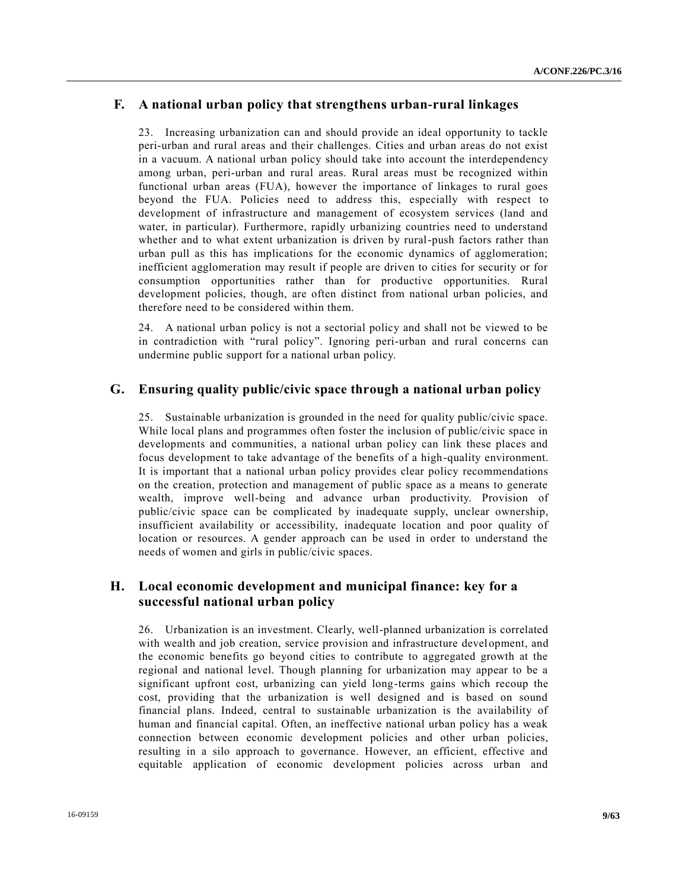## F. A national urban policy that strengthens urban-rural linkages

23. Increasing urbanization can and should provide an ideal opportunity to tackle peri-urban and rural areas and their challenges. Cities and urban areas do not exist in a vacuum. A national urban policy should take into account the interdependency among urban, peri-urban and rural areas. Rural areas must be recognized within functional urban areas (FUA), however the importance of linkages to rural goes beyond the FUA. Policies need to address this, especially with respect to development of infrastructure and management of ecosystem services (land and water, in particular). Furthermore, rapidly urbanizing countries need to understand whether and to what extent urbanization is driven by rural-push factors rather than urban pull as this has implications for the economic dynamics of agglomeration; inefficient agglomeration may result if people are driven to cities for security or for consumption opportunities rather than for productive opportunities. Rural development policies, though, are often distinct from national urban policies, and therefore need to be considered within them.

24. A national urban policy is not a sectorial policy and shall not be viewed to be in contradiction with "rural policy". Ignoring peri-urban and rural concerns can undermine public support for a national urban policy.

## G. Ensuring quality public/civic space through a national urban policy

25. Sustainable urbanization is grounded in the need for quality public/civic space. While local plans and programmes often foster the inclusion of public/civic space in developments and communities, a national urban policy can link these places and focus development to take advantage of the benefits of a high-quality environment. It is important that a national urban policy provides clear policy recommendations on the creation, protection and management of public space as a means to generate wealth, improve well-being and advance urban productivity. Provision of public/civic space can be complicated by inadequate supply, unclear ownership, insufficient availability or accessibility, inadequate location and poor quality of location or resources. A gender approach can be used in order to understand the needs of women and girls in public/civic spaces.

## H. Local economic development and municipal finance: key for a successful national urban policy

26. Urbanization is an investment. Clearly, well-planned urbanization is correlated with wealth and job creation, service provision and infrastructure development, and the economic benefits go beyond cities to contribute to aggregated growth at the regional and national level. Though planning for urbanization may appear to be a significant upfront cost, urbanizing can yield long-terms gains which recoup the cost, providing that the urbanization is well designed and is based on sound financial plans. Indeed, central to sustainable urbanization is the availability of human and financial capital. Often, an ineffective national urban policy has a weak connection between economic development policies and other urban policies, resulting in a silo approach to governance. However, an efficient, effective and equitable application of economic development policies across urban and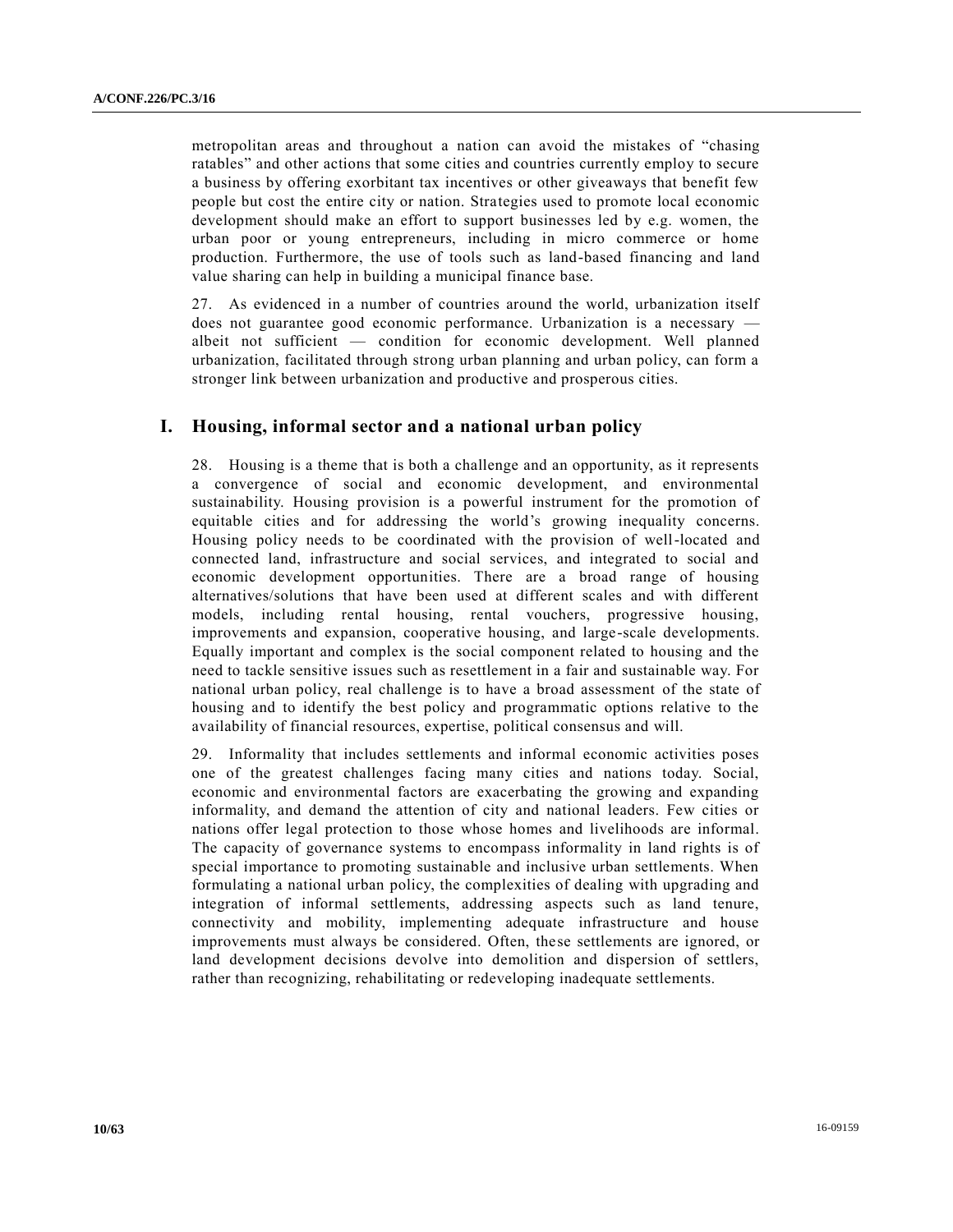metropolitan areas and throughout a nation can avoid the mistakes of "chasing ratables" and other actions that some cities and countries currently employ to secure a business by offering exorbitant tax incentives or other giveaways that benefit few people but cost the entire city or nation. Strategies used to promote local economic development should make an effort to support businesses led by e.g. women, the urban poor or young entrepreneurs, including in micro commerce or home production. Furthermore, the use of tools such as land-based financing and land value sharing can help in building a municipal finance base.

27. As evidenced in a number of countries around the world, urbanization itself does not guarantee good economic performance. Urbanization is a necessary — albeit not sufficient — condition for economic development. Well planned urbanization, facilitated through strong urban planning and urban policy, can form a stronger link between urbanization and productive and prosperous cities.

## I. Housing, informal sector and a national urban policy

28. Housing is a theme that is both a challenge and an opportunity, as it represents a convergence of social and economic development, and environmental sustainability. Housing provision is a powerful instrument for the promotion of equitable cities and for addressing the world's growing inequality concerns. Housing policy needs to be coordinated with the provision of well-located and connected land, infrastructure and social services, and integrated to social and economic development opportunities. There are a broad range of housing alternatives/solutions that have been used at different scales and with different models, including rental housing, rental vouchers, progressive housing, improvements and expansion, cooperative housing, and large-scale developments. Equally important and complex is the social component related to housing and the need to tackle sensitive issues such as resettlement in a fair and sustainable way. For national urban policy, real challenge is to have a broad assessment of the state of housing and to identify the best policy and programmatic options relative to the availability of financial resources, expertise, political consensus and will.

29. Informality that includes settlements and informal economic activities poses one of the greatest challenges facing many cities and nations today. Social, economic and environmental factors are exacerbating the growing and expanding informality, and demand the attention of city and national leaders. Few cities or nations offer legal protection to those whose homes and livelihoods are informal. The capacity of governance systems to encompass informality in land rights is of special importance to promoting sustainable and inclusive urban settlements. When formulating a national urban policy, the complexities of dealing with upgrading and integration of informal settlements, addressing aspects such as land tenure, connectivity and mobility, implementing adequate infrastructure and house improvements must always be considered. Often, these settlements are ignored, or land development decisions devolve into demolition and dispersion of settlers, rather than recognizing, rehabilitating or redeveloping inadequate settlements.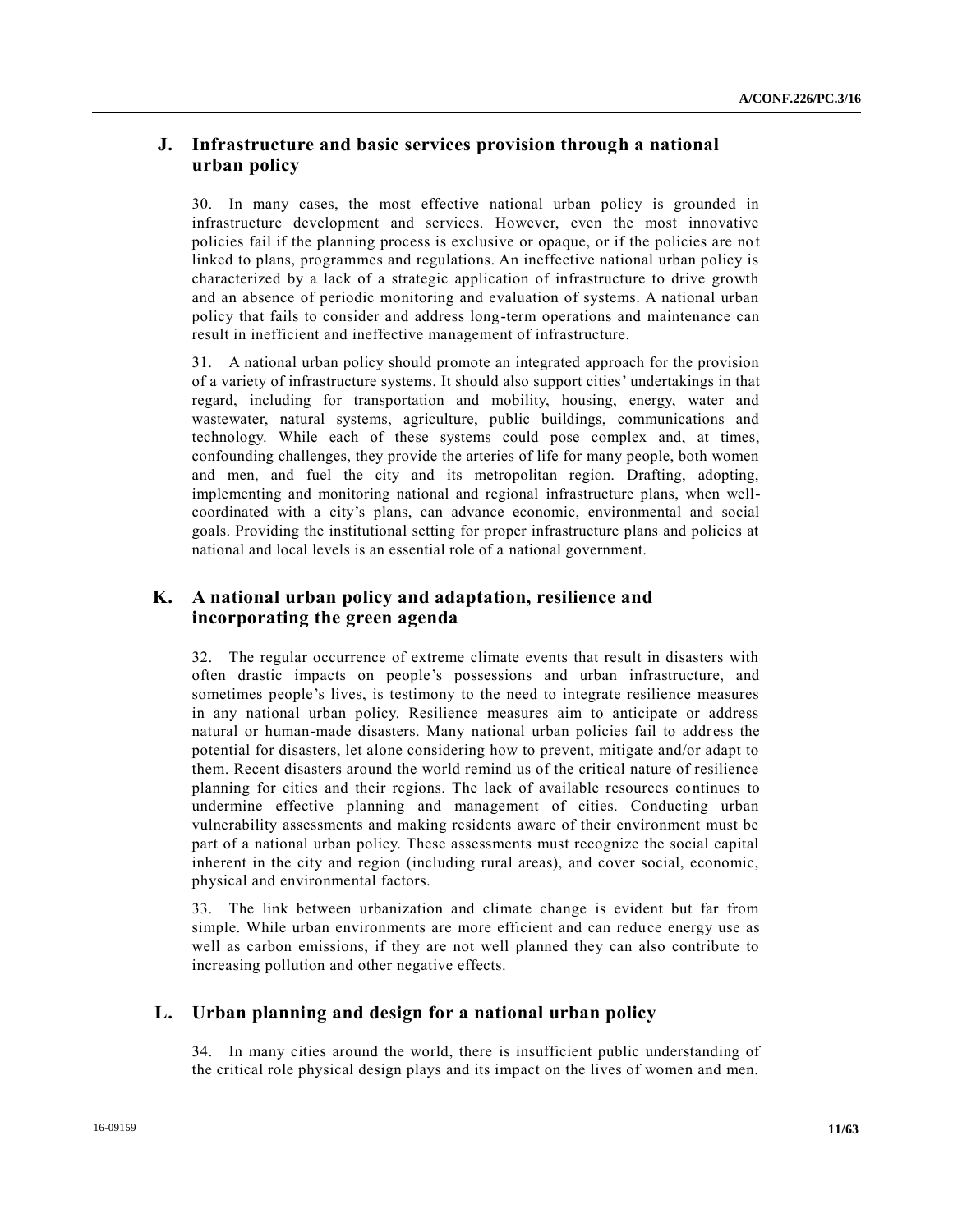## J. Infrastructure and basic services provision through a national urban policy

30. In many cases, the most effective national urban policy is grounded in infrastructure development and services. However, even the most innovative policies fail if the planning process is exclusive or opaque, or if the policies are not linked to plans, programmes and regulations. An ineffective national urban policy is characterized by a lack of a strategic application of infrastructure to drive growth and an absence of periodic monitoring and evaluation of systems. A national urban policy that fails to consider and address long-term operations and maintenance can result in inefficient and ineffective management of infrastructure.

31. A national urban policy should promote an integrated approach for the provision of a variety of infrastructure systems. It should also support cities' undertakings in that regard, including for transportation and mobility, housing, energy, water and wastewater, natural systems, agriculture, public buildings, communications and technology. While each of these systems could pose complex and, at times, confounding challenges, they provide the arteries of life for many people, both women and men, and fuel the city and its metropolitan region. Drafting, adopting, implementing and monitoring national and regional infrastructure plans, when well-coordinated with a city's plans, can advance economic, environmental and social goals. Providing the institutional setting for proper infrastructure plans and policies at national and local levels is an essential role of a national government.

## K. A national urban policy and adaptation, resilience and incorporating the green agenda

32. The regular occurrence of extreme climate events that result in disasters with often drastic impacts on people's possessions and urban infrastructure, and sometimes people's lives, is testimony to the need to integrate resilience measures in any national urban policy. Resilience measures aim to anticipate or address natural or human-made disasters. Many national urban policies fail to address the potential for disasters, let alone considering how to prevent, mitigate and/or adapt to them. Recent disasters around the world remind us of the critical nature of resilience planning for cities and their regions. The lack of available resources continues to undermine effective planning and management of cities. Conducting urban vulnerability assessments and making residents aware of their environment must be part of a national urban policy. These assessments must recognize the social capital inherent in the city and region (including rural areas), and cover social, economic, physical and environmental factors.

33. The link between urbanization and climate change is evident but far from simple. While urban environments are more efficient and can reduce energy use as well as carbon emissions, if they are not well planned they can also contribute to increasing pollution and other negative effects.

## L. Urban planning and design for a national urban policy

34. In many cities around the world, there is insufficient public understanding of the critical role physical design plays and its impact on the lives of women and men.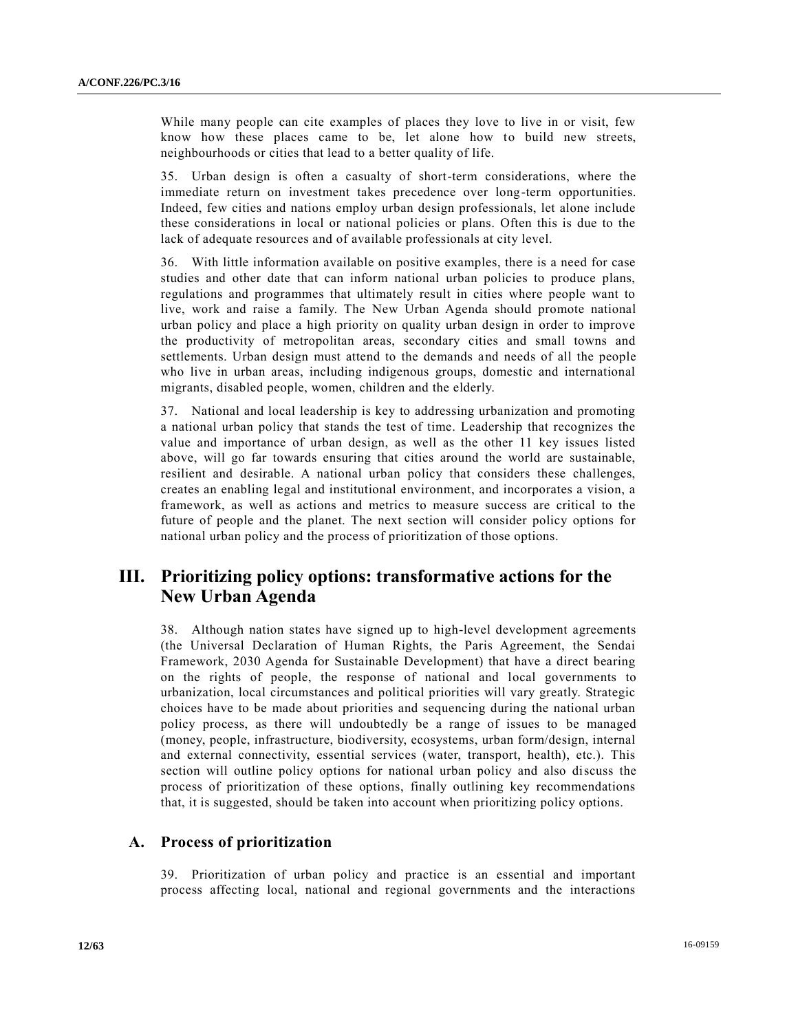While many people can cite examples of places they love to live in or visit, few know how these places came to be, let alone how to build new streets, neighbourhoods or cities that lead to a better quality of life.

35. Urban design is often a casualty of short-term considerations, where the immediate return on investment takes precedence over long-term opportunities. Indeed, few cities and nations employ urban design professionals, let alone include these considerations in local or national policies or plans. Often this is due to the lack of adequate resources and of available professionals at city level.

36. With little information available on positive examples, there is a need for case studies and other date that can inform national urban policies to produce plans, regulations and programmes that ultimately result in cities where people want to live, work and raise a family. The New Urban Agenda should promote national urban policy and place a high priority on quality urban design in order to improve the productivity of metropolitan areas, secondary cities and small towns and settlements. Urban design must attend to the demands and needs of all the people who live in urban areas, including indigenous groups, domestic and international migrants, disabled people, women, children and the elderly.

37. National and local leadership is key to addressing urbanization and promoting a national urban policy that stands the test of time. Leadership that recognizes the value and importance of urban design, as well as the other 11 key issues listed above, will go far towards ensuring that cities around the world are sustainable, resilient and desirable. A national urban policy that considers these challenges, creates an enabling legal and institutional environment, and incorporates a vision, a framework, as well as actions and metrics to measure success are critical to the future of people and the planet. The next section will consider policy options for national urban policy and the process of prioritization of those options.

# III. Prioritizing policy options: transformative actions for the New Urban Agenda

38. Although nation states have signed up to high-level development agreements (the Universal Declaration of Human Rights, the Paris Agreement, the Sendai Framework, 2030 Agenda for Sustainable Development) that have a direct bearing on the rights of people, the response of national and local governments to urbanization, local circumstances and political priorities will vary greatly. Strategic choices have to be made about priorities and sequencing during the national urban policy process, as there will undoubtedly be a range of issues to be managed (money, people, infrastructure, biodiversity, ecosystems, urban form/design, internal and external connectivity, essential services (water, transport, health), etc.). This section will outline policy options for national urban policy and also discuss the process of prioritization of these options, finally outlining key recommendations that, it is suggested, should be taken into account when prioritizing policy options.

## A. Process of prioritization

39. Prioritization of urban policy and practice is an essential and important process affecting local, national and regional governments and the interactions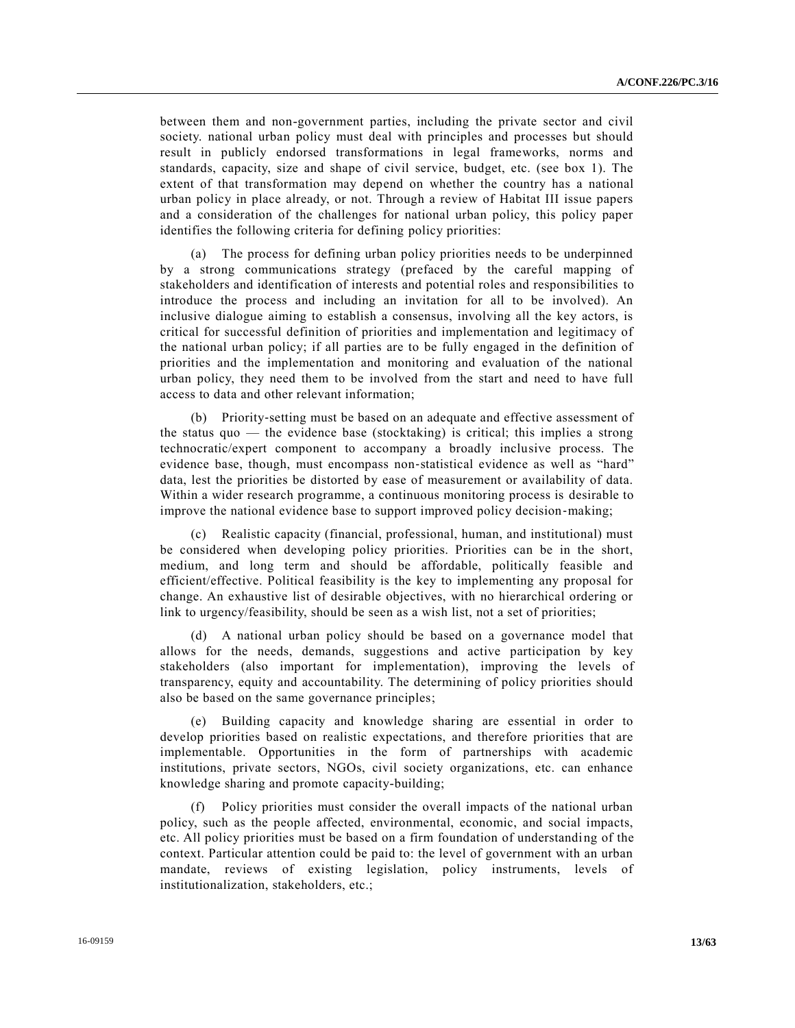between them and non-government parties, including the private sector and civil society. national urban policy must deal with principles and processes but should result in publicly endorsed transformations in legal frameworks, norms and standards, capacity, size and shape of civil service, budget, etc. (see box 1). The extent of that transformation may depend on whether the country has a national urban policy in place already, or not. Through a review of Habitat III issue papers and a consideration of the challenges for national urban policy, this policy paper identifies the following criteria for defining policy priorities:

(a) The process for defining urban policy priorities needs to be underpinned by a strong communications strategy (prefaced by the careful mapping of stakeholders and identification of interests and potential roles and responsibilities to introduce the process and including an invitation for all to be involved). An inclusive dialogue aiming to establish a consensus, involving all the key actors, is critical for successful definition of priorities and implementation and legitimacy of the national urban policy; if all parties are to be fully engaged in the definition of priorities and the implementation and monitoring and evaluation of the national urban policy, they need them to be involved from the start and need to have full access to data and other relevant information;

(b) Priority-setting must be based on an adequate and effective assessment of the status quo — the evidence base (stocktaking) is critical; this implies a strong technocratic/expert component to accompany a broadly inclusive process. The evidence base, though, must encompass non-statistical evidence as well as "hard" data, lest the priorities be distorted by ease of measurement or availability of data. Within a wider research programme, a continuous monitoring process is desirable to improve the national evidence base to support improved policy decision-making;

(c) Realistic capacity (financial, professional, human, and institutional) must be considered when developing policy priorities. Priorities can be in the short, medium, and long term and should be affordable, politically feasible and efficient/effective. Political feasibility is the key to implementing any proposal for change. An exhaustive list of desirable objectives, with no hierarchical ordering or link to urgency/feasibility, should be seen as a wish list, not a set of priorities;

(d) A national urban policy should be based on a governance model that allows for the needs, demands, suggestions and active participation by key stakeholders (also important for implementation), improving the levels of transparency, equity and accountability. The determining of policy priorities should also be based on the same governance principles;

(e) Building capacity and knowledge sharing are essential in order to develop priorities based on realistic expectations, and therefore priorities that are implementable. Opportunities in the form of partnerships with academic institutions, private sectors, NGOs, civil society organizations, etc. can enhance knowledge sharing and promote capacity-building;

(f) Policy priorities must consider the overall impacts of the national urban policy, such as the people affected, environmental, economic, and social impacts, etc. All policy priorities must be based on a firm foundation of understanding of the context. Particular attention could be paid to: the level of government with an urban mandate, reviews of existing legislation, policy instruments, levels of institutionalization, stakeholders, etc.;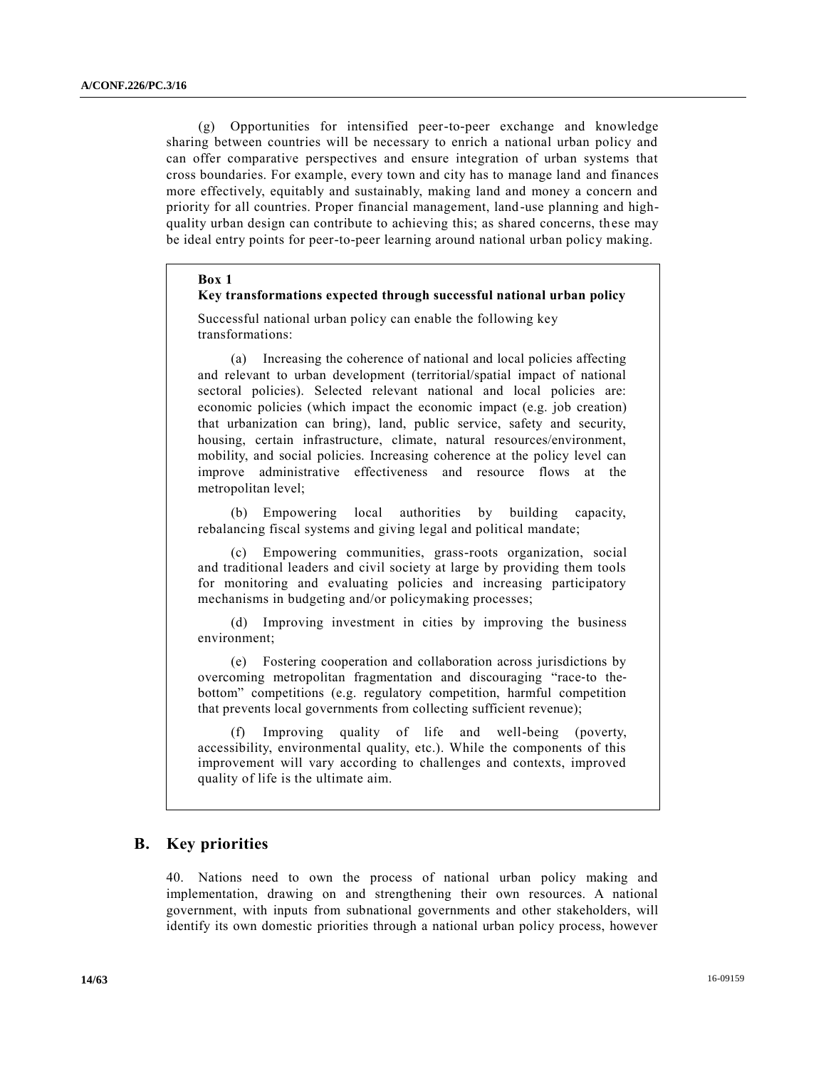(g) Opportunities for intensified peer-to-peer exchange and knowledge sharing between countries will be necessary to enrich a national urban policy and can offer comparative perspectives and ensure integration of urban systems that cross boundaries. For example, every town and city has to manage land and finances more effectively, equitably and sustainably, making land and money a concern and priority for all countries. Proper financial management, land-use planning and high-quality urban design can contribute to achieving this; as shared concerns, these may be ideal entry points for peer-to-peer learning around national urban policy making.

> **Box 1**
> **Key transformations expected through successful national urban policy**
>
> Successful national urban policy can enable the following key transformations:
>
> (a) Increasing the coherence of national and local policies affecting and relevant to urban development (territorial/spatial impact of national sectoral policies). Selected relevant national and local policies are: economic policies (which impact the economic impact (e.g. job creation) that urbanization can bring), land, public service, safety and security, housing, certain infrastructure, climate, natural resources/environment, mobility, and social policies. Increasing coherence at the policy level can improve administrative effectiveness and resource flows at the metropolitan level;
>
> (b) Empowering local authorities by building capacity, rebalancing fiscal systems and giving legal and political mandate;
>
> (c) Empowering communities, grass-roots organization, social and traditional leaders and civil society at large by providing them tools for monitoring and evaluating policies and increasing participatory mechanisms in budgeting and/or policymaking processes;
>
> (d) Improving investment in cities by improving the business environment;
>
> (e) Fostering cooperation and collaboration across jurisdictions by overcoming metropolitan fragmentation and discouraging "race-to the-bottom" competitions (e.g. regulatory competition, harmful competition that prevents local governments from collecting sufficient revenue);
>
> (f) Improving quality of life and well-being (poverty, accessibility, environmental quality, etc.). While the components of this improvement will vary according to challenges and contexts, improved quality of life is the ultimate aim.

## B. Key priorities

40. Nations need to own the process of national urban policy making and implementation, drawing on and strengthening their own resources. A national government, with inputs from subnational governments and other stakeholders, will identify its own domestic priorities through a national urban policy process, however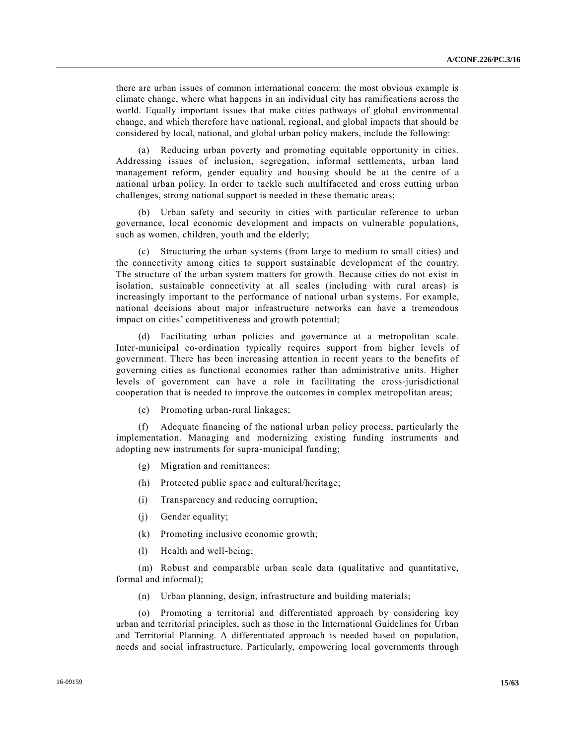there are urban issues of common international concern: the most obvious example is climate change, where what happens in an individual city has ramifications across the world. Equally important issues that make cities pathways of global environmental change, and which therefore have national, regional, and global impacts that should be considered by local, national, and global urban policy makers, include the following:

(a) Reducing urban poverty and promoting equitable opportunity in cities. Addressing issues of inclusion, segregation, informal settlements, urban land management reform, gender equality and housing should be at the centre of a national urban policy. In order to tackle such multifaceted and cross cutting urban challenges, strong national support is needed in these thematic areas;

(b) Urban safety and security in cities with particular reference to urban governance, local economic development and impacts on vulnerable populations, such as women, children, youth and the elderly;

(c) Structuring the urban systems (from large to medium to small cities) and the connectivity among cities to support sustainable development of the country. The structure of the urban system matters for growth. Because cities do not exist in isolation, sustainable connectivity at all scales (including with rural areas) is increasingly important to the performance of national urban systems. For example, national decisions about major infrastructure networks can have a tremendous impact on cities' competitiveness and growth potential;

(d) Facilitating urban policies and governance at a metropolitan scale. Inter-municipal co-ordination typically requires support from higher levels of government. There has been increasing attention in recent years to the benefits of governing cities as functional economies rather than administrative units. Higher levels of government can have a role in facilitating the cross-jurisdictional cooperation that is needed to improve the outcomes in complex metropolitan areas;

(e) Promoting urban-rural linkages;

(f) Adequate financing of the national urban policy process, particularly the implementation. Managing and modernizing existing funding instruments and adopting new instruments for supra-municipal funding;

(g) Migration and remittances;

(h) Protected public space and cultural/heritage;

(i) Transparency and reducing corruption;

(j) Gender equality;

(k) Promoting inclusive economic growth;

(l) Health and well-being;

(m) Robust and comparable urban scale data (qualitative and quantitative, formal and informal);

(n) Urban planning, design, infrastructure and building materials;

(o) Promoting a territorial and differentiated approach by considering key urban and territorial principles, such as those in the International Guidelines for Urban and Territorial Planning. A differentiated approach is needed based on population, needs and social infrastructure. Particularly, empowering local governments through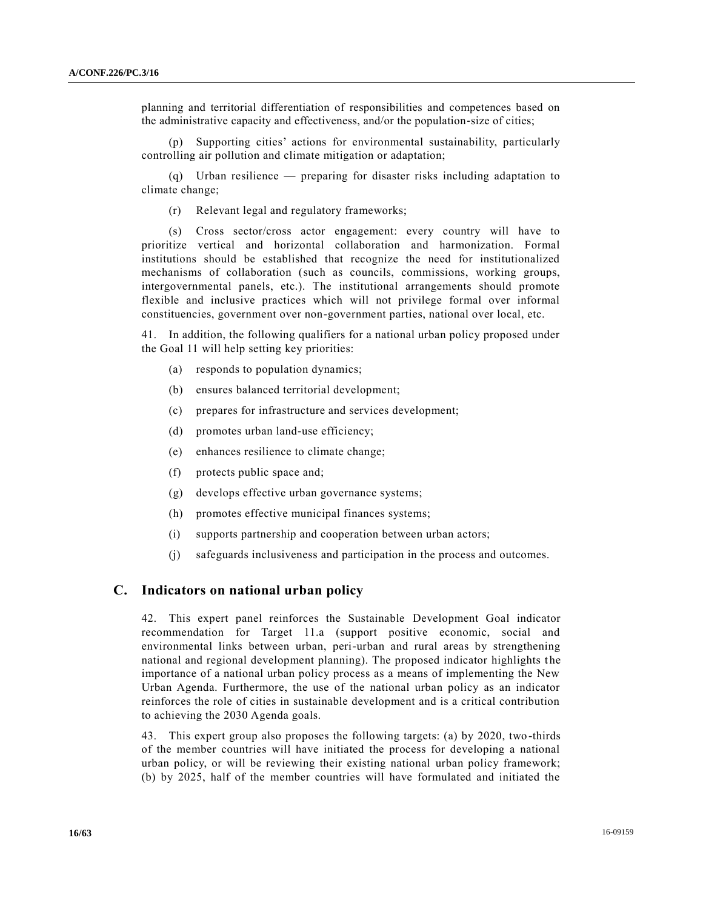planning and territorial differentiation of responsibilities and competences based on the administrative capacity and effectiveness, and/or the population-size of cities;

(p) Supporting cities' actions for environmental sustainability, particularly controlling air pollution and climate mitigation or adaptation;

(q) Urban resilience — preparing for disaster risks including adaptation to climate change;

(r) Relevant legal and regulatory frameworks;

(s) Cross sector/cross actor engagement: every country will have to prioritize vertical and horizontal collaboration and harmonization. Formal institutions should be established that recognize the need for institutionalized mechanisms of collaboration (such as councils, commissions, working groups, intergovernmental panels, etc.). The institutional arrangements should promote flexible and inclusive practices which will not privilege formal over informal constituencies, government over non-government parties, national over local, etc.

41. In addition, the following qualifiers for a national urban policy proposed under the Goal 11 will help setting key priorities:

(a) responds to population dynamics;

(b) ensures balanced territorial development;

(c) prepares for infrastructure and services development;

(d) promotes urban land-use efficiency;

(e) enhances resilience to climate change;

(f) protects public space and;

(g) develops effective urban governance systems;

(h) promotes effective municipal finances systems;

(i) supports partnership and cooperation between urban actors;

(j) safeguards inclusiveness and participation in the process and outcomes.

## C. Indicators on national urban policy

42. This expert panel reinforces the Sustainable Development Goal indicator recommendation for Target 11.a (support positive economic, social and environmental links between urban, peri-urban and rural areas by strengthening national and regional development planning). The proposed indicator highlights the importance of a national urban policy process as a means of implementing the New Urban Agenda. Furthermore, the use of the national urban policy as an indicator reinforces the role of cities in sustainable development and is a critical contribution to achieving the 2030 Agenda goals.

43. This expert group also proposes the following targets: (a) by 2020, two-thirds of the member countries will have initiated the process for developing a national urban policy, or will be reviewing their existing national urban policy framework; (b) by 2025, half of the member countries will have formulated and initiated the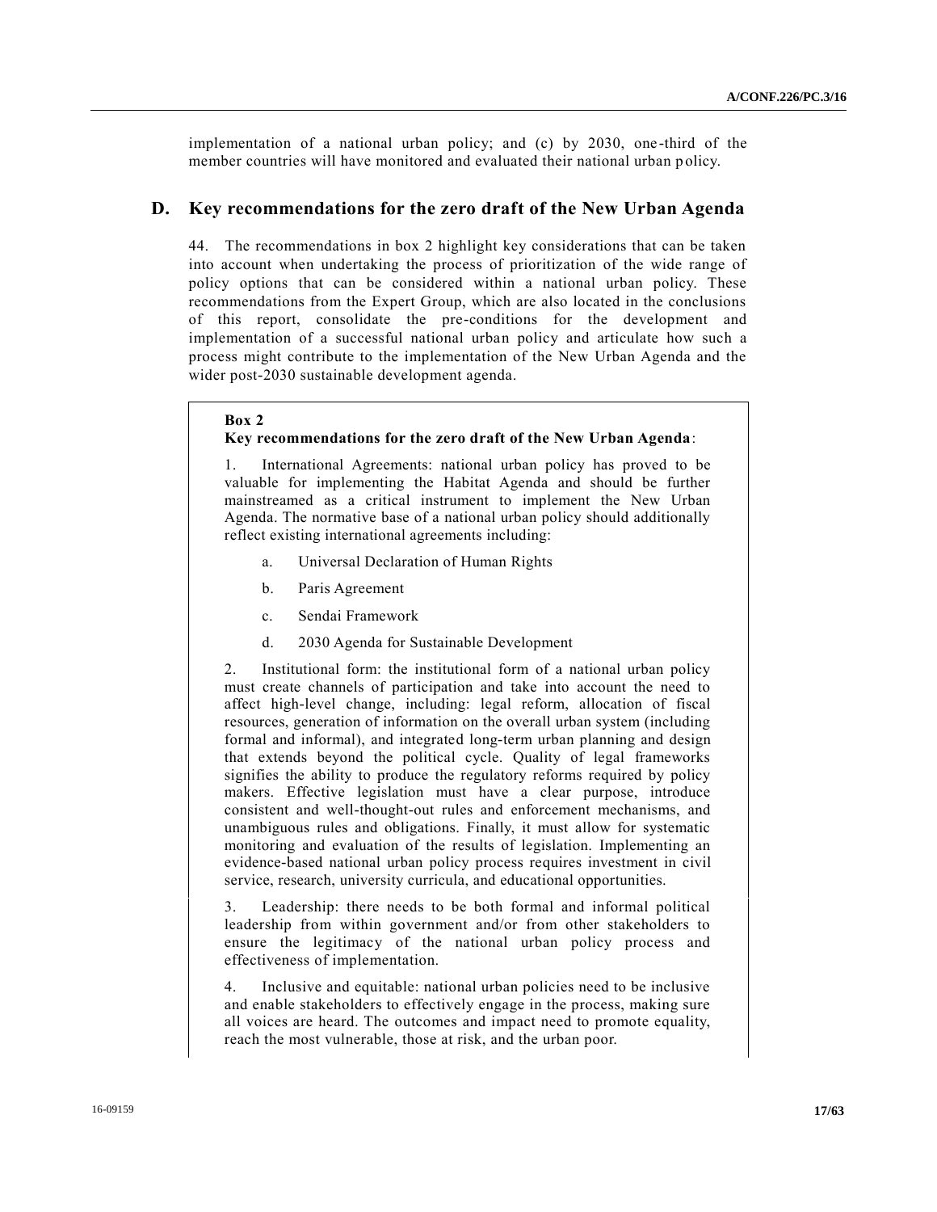implementation of a national urban policy; and (c) by 2030, one-third of the member countries will have monitored and evaluated their national urban policy.

## D. Key recommendations for the zero draft of the New Urban Agenda

44. The recommendations in box 2 highlight key considerations that can be taken into account when undertaking the process of prioritization of the wide range of policy options that can be considered within a national urban policy. These recommendations from the Expert Group, which are also located in the conclusions of this report, consolidate the pre-conditions for the development and implementation of a successful national urban policy and articulate how such a process might contribute to the implementation of the New Urban Agenda and the wider post-2030 sustainable development agenda.

**Box 2**
**Key recommendations for the zero draft of the New Urban Agenda**:

1. International Agreements: national urban policy has proved to be valuable for implementing the Habitat Agenda and should be further mainstreamed as a critical instrument to implement the New Urban Agenda. The normative base of a national urban policy should additionally reflect existing international agreements including:

   a. Universal Declaration of Human Rights

   b. Paris Agreement

   c. Sendai Framework

   d. 2030 Agenda for Sustainable Development

2. Institutional form: the institutional form of a national urban policy must create channels of participation and take into account the need to affect high-level change, including: legal reform, allocation of fiscal resources, generation of information on the overall urban system (including formal and informal), and integrated long-term urban planning and design that extends beyond the political cycle. Quality of legal frameworks signifies the ability to produce the regulatory reforms required by policy makers. Effective legislation must have a clear purpose, introduce consistent and well-thought-out rules and enforcement mechanisms, and unambiguous rules and obligations. Finally, it must allow for systematic monitoring and evaluation of the results of legislation. Implementing an evidence-based national urban policy process requires investment in civil service, research, university curricula, and educational opportunities.

3. Leadership: there needs to be both formal and informal political leadership from within government and/or from other stakeholders to ensure the legitimacy of the national urban policy process and effectiveness of implementation.

4. Inclusive and equitable: national urban policies need to be inclusive and enable stakeholders to effectively engage in the process, making sure all voices are heard. The outcomes and impact need to promote equality, reach the most vulnerable, those at risk, and the urban poor.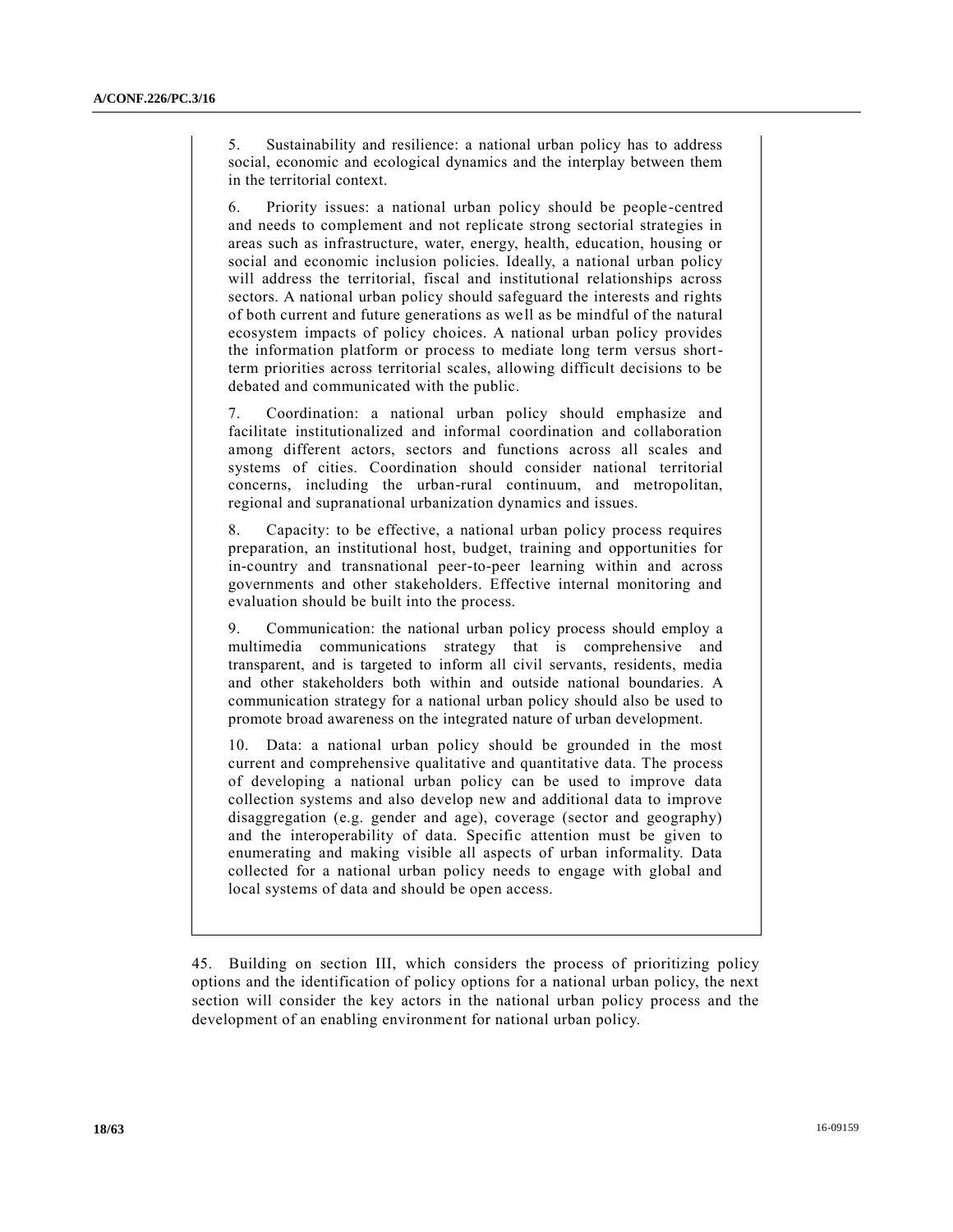5. Sustainability and resilience: a national urban policy has to address social, economic and ecological dynamics and the interplay between them in the territorial context.

6. Priority issues: a national urban policy should be people-centred and needs to complement and not replicate strong sectorial strategies in areas such as infrastructure, water, energy, health, education, housing or social and economic inclusion policies. Ideally, a national urban policy will address the territorial, fiscal and institutional relationships across sectors. A national urban policy should safeguard the interests and rights of both current and future generations as well as be mindful of the natural ecosystem impacts of policy choices. A national urban policy provides the information platform or process to mediate long term versus short-term priorities across territorial scales, allowing difficult decisions to be debated and communicated with the public.

7. Coordination: a national urban policy should emphasize and facilitate institutionalized and informal coordination and collaboration among different actors, sectors and functions across all scales and systems of cities. Coordination should consider national territorial concerns, including the urban-rural continuum, and metropolitan, regional and supranational urbanization dynamics and issues.

8. Capacity: to be effective, a national urban policy process requires preparation, an institutional host, budget, training and opportunities for in-country and transnational peer-to-peer learning within and across governments and other stakeholders. Effective internal monitoring and evaluation should be built into the process.

9. Communication: the national urban policy process should employ a multimedia communications strategy that is comprehensive and transparent, and is targeted to inform all civil servants, residents, media and other stakeholders both within and outside national boundaries. A communication strategy for a national urban policy should also be used to promote broad awareness on the integrated nature of urban development.

10. Data: a national urban policy should be grounded in the most current and comprehensive qualitative and quantitative data. The process of developing a national urban policy can be used to improve data collection systems and also develop new and additional data to improve disaggregation (e.g. gender and age), coverage (sector and geography) and the interoperability of data. Specific attention must be given to enumerating and making visible all aspects of urban informality. Data collected for a national urban policy needs to engage with global and local systems of data and should be open access.

45. Building on section III, which considers the process of prioritizing policy options and the identification of policy options for a national urban policy, the next section will consider the key actors in the national urban policy process and the development of an enabling environment for national urban policy.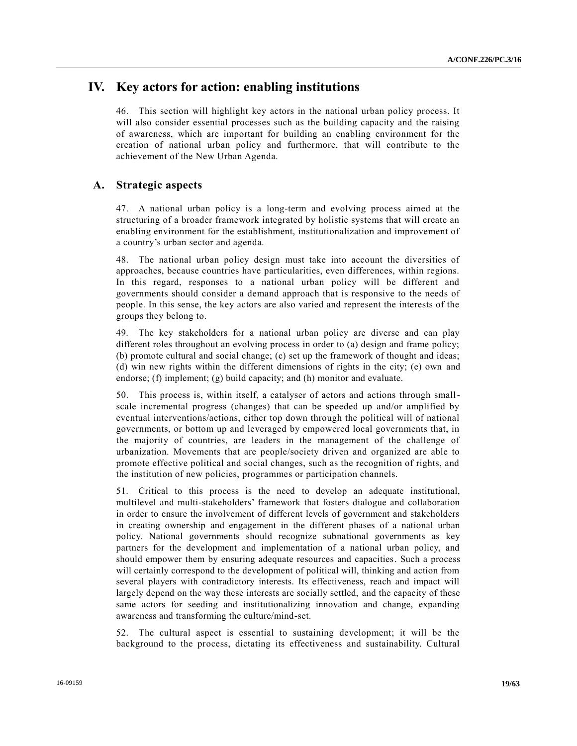# IV. Key actors for action: enabling institutions

46. This section will highlight key actors in the national urban policy process. It will also consider essential processes such as the building capacity and the raising of awareness, which are important for building an enabling environment for the creation of national urban policy and furthermore, that will contribute to the achievement of the New Urban Agenda.

## A. Strategic aspects

47. A national urban policy is a long-term and evolving process aimed at the structuring of a broader framework integrated by holistic systems that will create an enabling environment for the establishment, institutionalization and improvement of a country's urban sector and agenda.

48. The national urban policy design must take into account the diversities of approaches, because countries have particularities, even differences, within regions. In this regard, responses to a national urban policy will be different and governments should consider a demand approach that is responsive to the needs of people. In this sense, the key actors are also varied and represent the interests of the groups they belong to.

49. The key stakeholders for a national urban policy are diverse and can play different roles throughout an evolving process in order to (a) design and frame policy; (b) promote cultural and social change; (c) set up the framework of thought and ideas; (d) win new rights within the different dimensions of rights in the city; (e) own and endorse; (f) implement; (g) build capacity; and (h) monitor and evaluate.

50. This process is, within itself, a catalyser of actors and actions through small-scale incremental progress (changes) that can be speeded up and/or amplified by eventual interventions/actions, either top down through the political will of national governments, or bottom up and leveraged by empowered local governments that, in the majority of countries, are leaders in the management of the challenge of urbanization. Movements that are people/society driven and organized are able to promote effective political and social changes, such as the recognition of rights, and the institution of new policies, programmes or participation channels.

51. Critical to this process is the need to develop an adequate institutional, multilevel and multi-stakeholders' framework that fosters dialogue and collaboration in order to ensure the involvement of different levels of government and stakeholders in creating ownership and engagement in the different phases of a national urban policy. National governments should recognize subnational governments as key partners for the development and implementation of a national urban policy, and should empower them by ensuring adequate resources and capacities. Such a process will certainly correspond to the development of political will, thinking and action from several players with contradictory interests. Its effectiveness, reach and impact will largely depend on the way these interests are socially settled, and the capacity of these same actors for seeding and institutionalizing innovation and change, expanding awareness and transforming the culture/mind-set.

52. The cultural aspect is essential to sustaining development; it will be the background to the process, dictating its effectiveness and sustainability. Cultural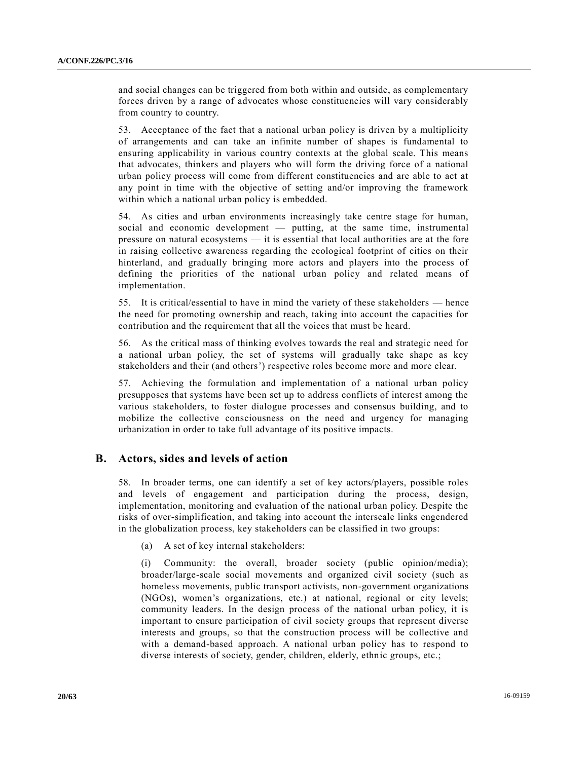and social changes can be triggered from both within and outside, as complementary forces driven by a range of advocates whose constituencies will vary considerably from country to country.

53. Acceptance of the fact that a national urban policy is driven by a multiplicity of arrangements and can take an infinite number of shapes is fundamental to ensuring applicability in various country contexts at the global scale. This means that advocates, thinkers and players who will form the driving force of a national urban policy process will come from different constituencies and are able to act at any point in time with the objective of setting and/or improving the framework within which a national urban policy is embedded.

54. As cities and urban environments increasingly take centre stage for human, social and economic development — putting, at the same time, instrumental pressure on natural ecosystems — it is essential that local authorities are at the fore in raising collective awareness regarding the ecological footprint of cities on their hinterland, and gradually bringing more actors and players into the process of defining the priorities of the national urban policy and related means of implementation.

55. It is critical/essential to have in mind the variety of these stakeholders — hence the need for promoting ownership and reach, taking into account the capacities for contribution and the requirement that all the voices that must be heard.

56. As the critical mass of thinking evolves towards the real and strategic need for a national urban policy, the set of systems will gradually take shape as key stakeholders and their (and others') respective roles become more and more clear.

57. Achieving the formulation and implementation of a national urban policy presupposes that systems have been set up to address conflicts of interest among the various stakeholders, to foster dialogue processes and consensus building, and to mobilize the collective consciousness on the need and urgency for managing urbanization in order to take full advantage of its positive impacts.

## B. Actors, sides and levels of action

58. In broader terms, one can identify a set of key actors/players, possible roles and levels of engagement and participation during the process, design, implementation, monitoring and evaluation of the national urban policy. Despite the risks of over-simplification, and taking into account the interscale links engendered in the globalization process, key stakeholders can be classified in two groups:

(a) A set of key internal stakeholders:

(i) Community: the overall, broader society (public opinion/media); broader/large-scale social movements and organized civil society (such as homeless movements, public transport activists, non-government organizations (NGOs), women's organizations, etc.) at national, regional or city levels; community leaders. In the design process of the national urban policy, it is important to ensure participation of civil society groups that represent diverse interests and groups, so that the construction process will be collective and with a demand-based approach. A national urban policy has to respond to diverse interests of society, gender, children, elderly, ethnic groups, etc.;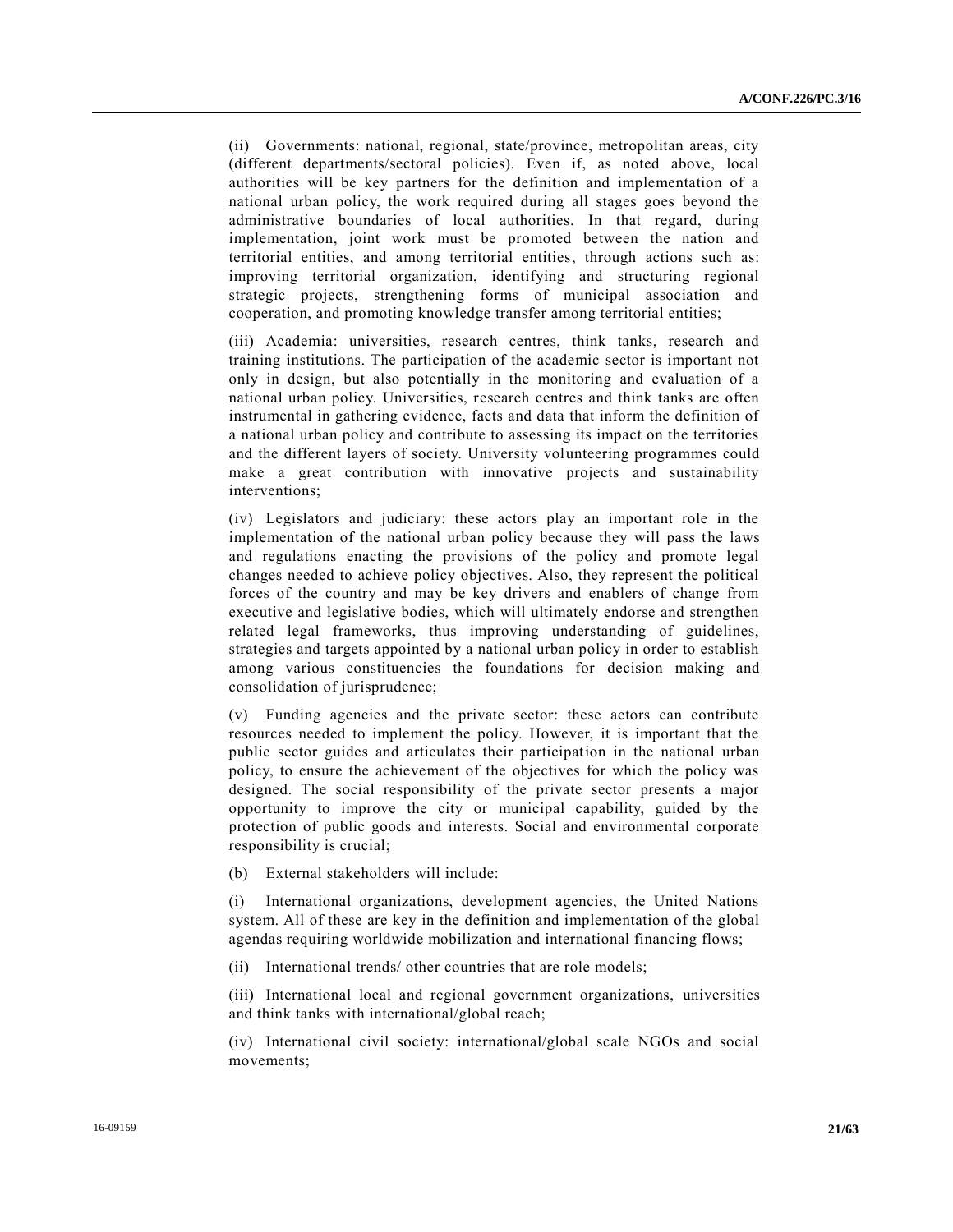(ii) Governments: national, regional, state/province, metropolitan areas, city (different departments/sectoral policies). Even if, as noted above, local authorities will be key partners for the definition and implementation of a national urban policy, the work required during all stages goes beyond the administrative boundaries of local authorities. In that regard, during implementation, joint work must be promoted between the nation and territorial entities, and among territorial entities, through actions such as: improving territorial organization, identifying and structuring regional strategic projects, strengthening forms of municipal association and cooperation, and promoting knowledge transfer among territorial entities;

(iii) Academia: universities, research centres, think tanks, research and training institutions. The participation of the academic sector is important not only in design, but also potentially in the monitoring and evaluation of a national urban policy. Universities, research centres and think tanks are often instrumental in gathering evidence, facts and data that inform the definition of a national urban policy and contribute to assessing its impact on the territories and the different layers of society. University volunteering programmes could make a great contribution with innovative projects and sustainability interventions;

(iv) Legislators and judiciary: these actors play an important role in the implementation of the national urban policy because they will pass the laws and regulations enacting the provisions of the policy and promote legal changes needed to achieve policy objectives. Also, they represent the political forces of the country and may be key drivers and enablers of change from executive and legislative bodies, which will ultimately endorse and strengthen related legal frameworks, thus improving understanding of guidelines, strategies and targets appointed by a national urban policy in order to establish among various constituencies the foundations for decision making and consolidation of jurisprudence;

(v) Funding agencies and the private sector: these actors can contribute resources needed to implement the policy. However, it is important that the public sector guides and articulates their participation in the national urban policy, to ensure the achievement of the objectives for which the policy was designed. The social responsibility of the private sector presents a major opportunity to improve the city or municipal capability, guided by the protection of public goods and interests. Social and environmental corporate responsibility is crucial;

(b) External stakeholders will include:

(i) International organizations, development agencies, the United Nations system. All of these are key in the definition and implementation of the global agendas requiring worldwide mobilization and international financing flows;

(ii) International trends/ other countries that are role models;

(iii) International local and regional government organizations, universities and think tanks with international/global reach;

(iv) International civil society: international/global scale NGOs and social movements;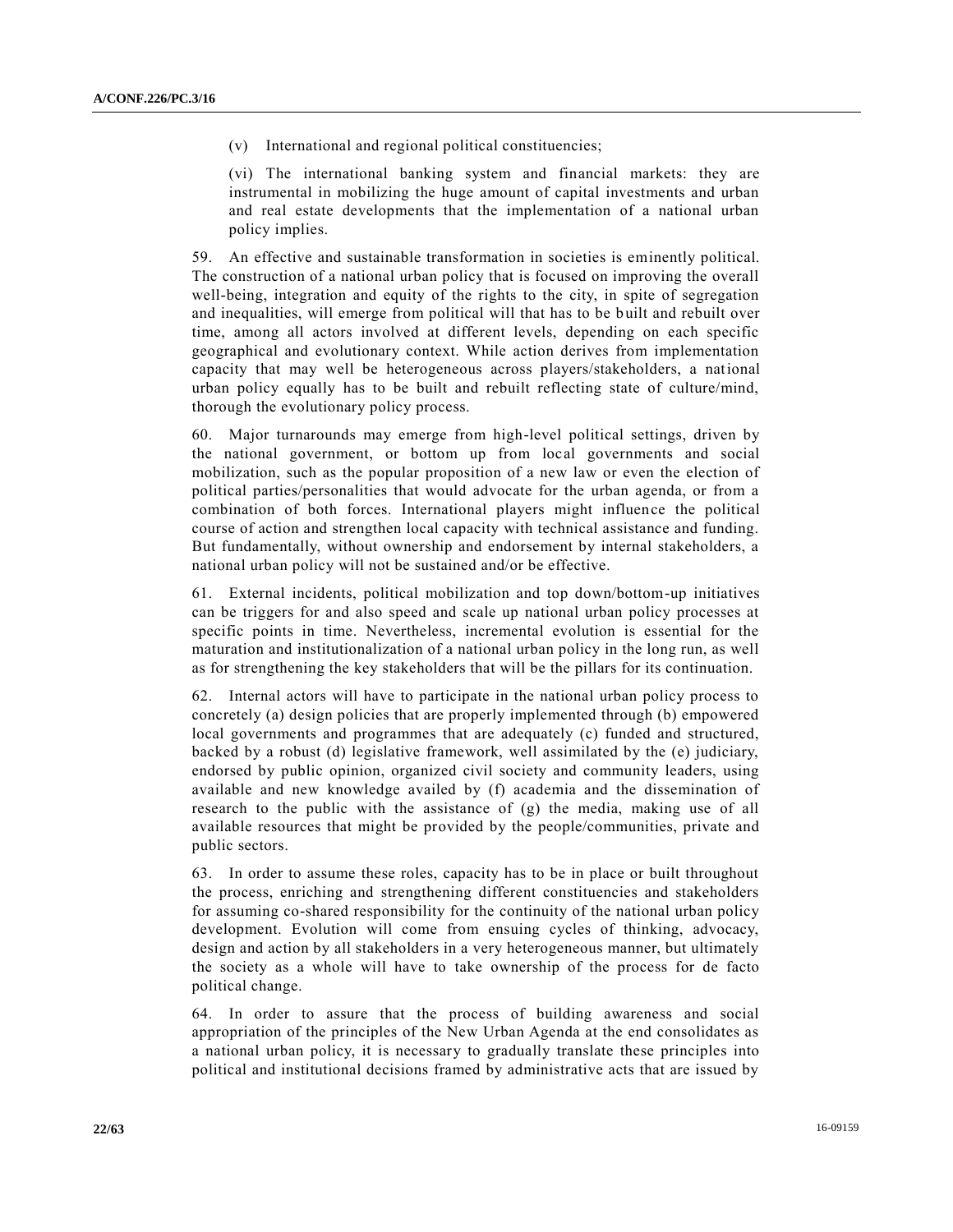(v) International and regional political constituencies;

(vi) The international banking system and financial markets: they are instrumental in mobilizing the huge amount of capital investments and urban and real estate developments that the implementation of a national urban policy implies.

59. An effective and sustainable transformation in societies is eminently political. The construction of a national urban policy that is focused on improving the overall well-being, integration and equity of the rights to the city, in spite of segregation and inequalities, will emerge from political will that has to be built and rebuilt over time, among all actors involved at different levels, depending on each specific geographical and evolutionary context. While action derives from implementation capacity that may well be heterogeneous across players/stakeholders, a national urban policy equally has to be built and rebuilt reflecting state of culture/mind, thorough the evolutionary policy process.

60. Major turnarounds may emerge from high-level political settings, driven by the national government, or bottom up from local governments and social mobilization, such as the popular proposition of a new law or even the election of political parties/personalities that would advocate for the urban agenda, or from a combination of both forces. International players might influence the political course of action and strengthen local capacity with technical assistance and funding. But fundamentally, without ownership and endorsement by internal stakeholders, a national urban policy will not be sustained and/or be effective.

61. External incidents, political mobilization and top down/bottom-up initiatives can be triggers for and also speed and scale up national urban policy processes at specific points in time. Nevertheless, incremental evolution is essential for the maturation and institutionalization of a national urban policy in the long run, as well as for strengthening the key stakeholders that will be the pillars for its continuation.

62. Internal actors will have to participate in the national urban policy process to concretely (a) design policies that are properly implemented through (b) empowered local governments and programmes that are adequately (c) funded and structured, backed by a robust (d) legislative framework, well assimilated by the (e) judiciary, endorsed by public opinion, organized civil society and community leaders, using available and new knowledge availed by (f) academia and the dissemination of research to the public with the assistance of (g) the media, making use of all available resources that might be provided by the people/communities, private and public sectors.

63. In order to assume these roles, capacity has to be in place or built throughout the process, enriching and strengthening different constituencies and stakeholders for assuming co-shared responsibility for the continuity of the national urban policy development. Evolution will come from ensuing cycles of thinking, advocacy, design and action by all stakeholders in a very heterogeneous manner, but ultimately the society as a whole will have to take ownership of the process for de facto political change.

64. In order to assure that the process of building awareness and social appropriation of the principles of the New Urban Agenda at the end consolidates as a national urban policy, it is necessary to gradually translate these principles into political and institutional decisions framed by administrative acts that are issued by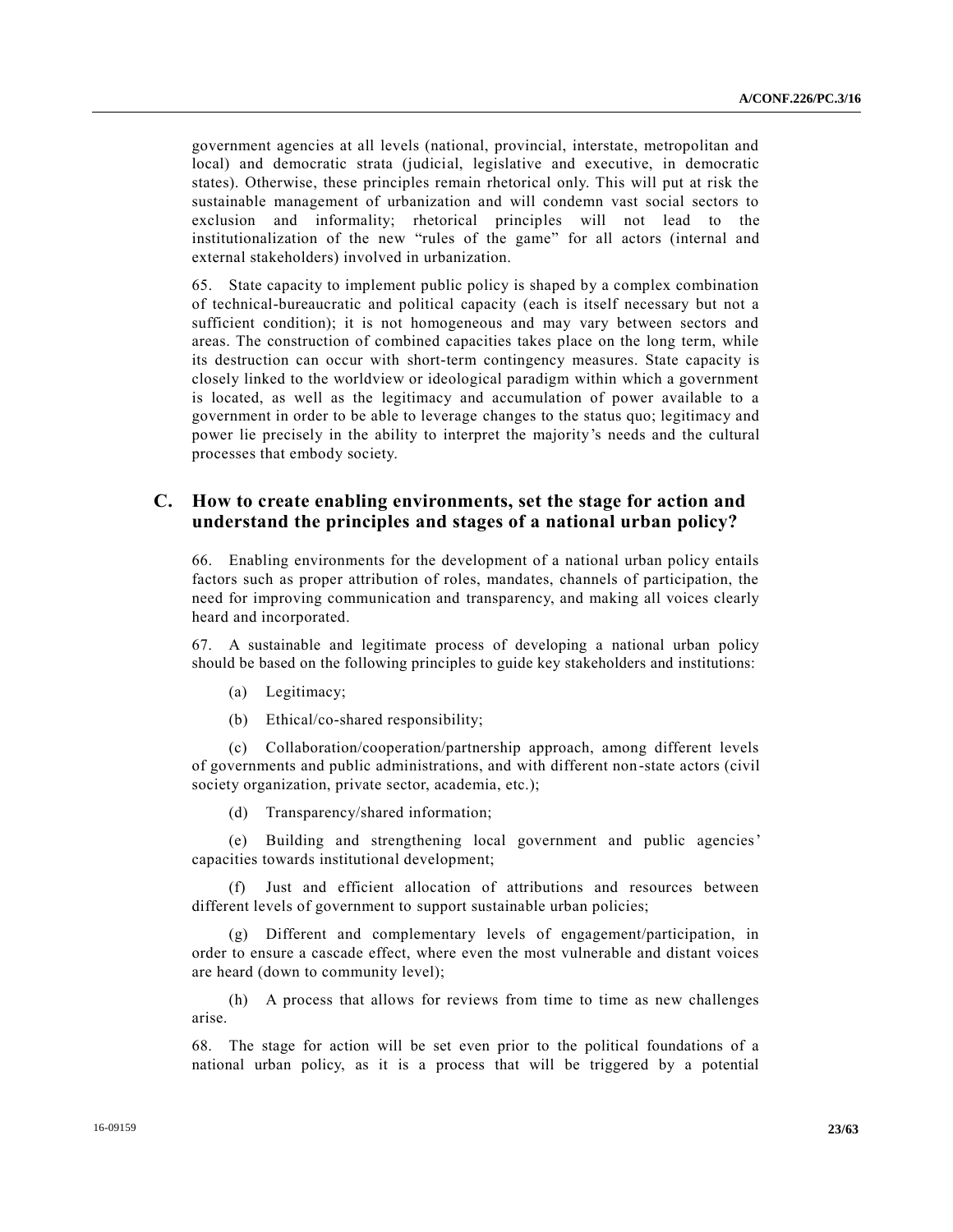government agencies at all levels (national, provincial, interstate, metropolitan and local) and democratic strata (judicial, legislative and executive, in democratic states). Otherwise, these principles remain rhetorical only. This will put at risk the sustainable management of urbanization and will condemn vast social sectors to exclusion and informality; rhetorical principles will not lead to the institutionalization of the new "rules of the game" for all actors (internal and external stakeholders) involved in urbanization.

65. State capacity to implement public policy is shaped by a complex combination of technical-bureaucratic and political capacity (each is itself necessary but not a sufficient condition); it is not homogeneous and may vary between sectors and areas. The construction of combined capacities takes place on the long term, while its destruction can occur with short-term contingency measures. State capacity is closely linked to the worldview or ideological paradigm within which a government is located, as well as the legitimacy and accumulation of power available to a government in order to be able to leverage changes to the status quo; legitimacy and power lie precisely in the ability to interpret the majority's needs and the cultural processes that embody society.

## C. How to create enabling environments, set the stage for action and understand the principles and stages of a national urban policy?

66. Enabling environments for the development of a national urban policy entails factors such as proper attribution of roles, mandates, channels of participation, the need for improving communication and transparency, and making all voices clearly heard and incorporated.

67. A sustainable and legitimate process of developing a national urban policy should be based on the following principles to guide key stakeholders and institutions:

(a) Legitimacy;

(b) Ethical/co-shared responsibility;

(c) Collaboration/cooperation/partnership approach, among different levels of governments and public administrations, and with different non-state actors (civil society organization, private sector, academia, etc.);

(d) Transparency/shared information;

(e) Building and strengthening local government and public agencies' capacities towards institutional development;

(f) Just and efficient allocation of attributions and resources between different levels of government to support sustainable urban policies;

(g) Different and complementary levels of engagement/participation, in order to ensure a cascade effect, where even the most vulnerable and distant voices are heard (down to community level);

(h) A process that allows for reviews from time to time as new challenges arise.

68. The stage for action will be set even prior to the political foundations of a national urban policy, as it is a process that will be triggered by a potential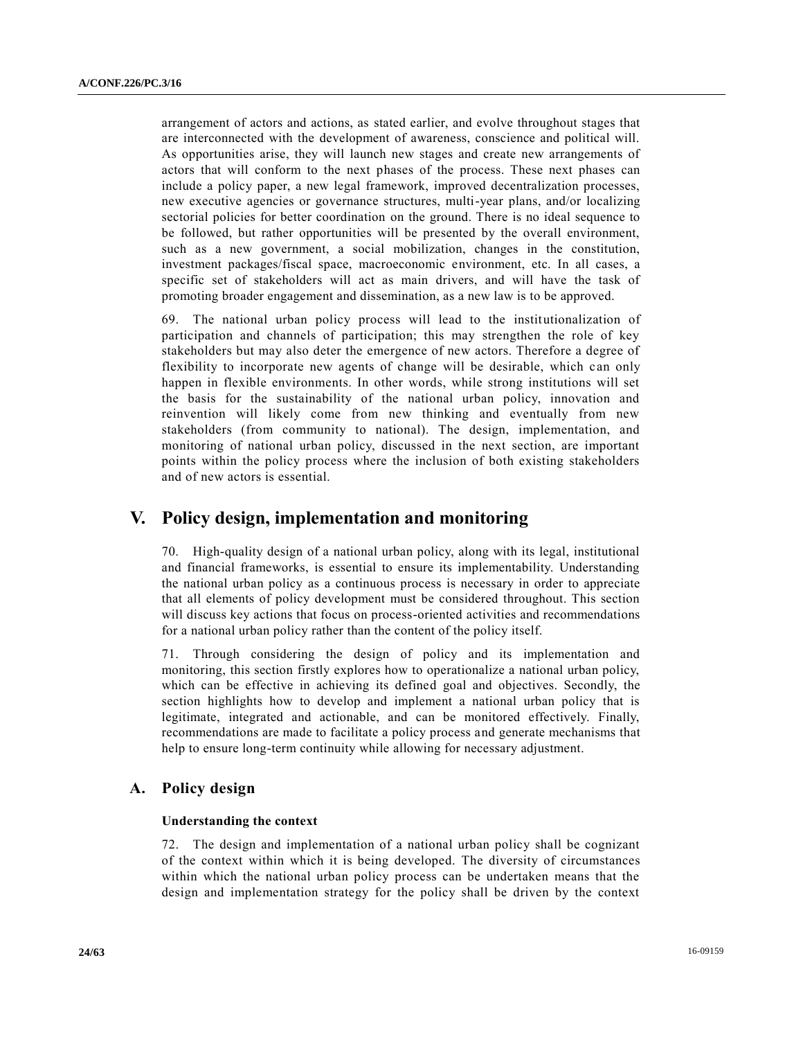arrangement of actors and actions, as stated earlier, and evolve throughout stages that are interconnected with the development of awareness, conscience and political will. As opportunities arise, they will launch new stages and create new arrangements of actors that will conform to the next phases of the process. These next phases can include a policy paper, a new legal framework, improved decentralization processes, new executive agencies or governance structures, multi-year plans, and/or localizing sectorial policies for better coordination on the ground. There is no ideal sequence to be followed, but rather opportunities will be presented by the overall environment, such as a new government, a social mobilization, changes in the constitution, investment packages/fiscal space, macroeconomic environment, etc. In all cases, a specific set of stakeholders will act as main drivers, and will have the task of promoting broader engagement and dissemination, as a new law is to be approved.

69. The national urban policy process will lead to the institutionalization of participation and channels of participation; this may strengthen the role of key stakeholders but may also deter the emergence of new actors. Therefore a degree of flexibility to incorporate new agents of change will be desirable, which can only happen in flexible environments. In other words, while strong institutions will set the basis for the sustainability of the national urban policy, innovation and reinvention will likely come from new thinking and eventually from new stakeholders (from community to national). The design, implementation, and monitoring of national urban policy, discussed in the next section, are important points within the policy process where the inclusion of both existing stakeholders and of new actors is essential.

# V. Policy design, implementation and monitoring

70. High-quality design of a national urban policy, along with its legal, institutional and financial frameworks, is essential to ensure its implementability. Understanding the national urban policy as a continuous process is necessary in order to appreciate that all elements of policy development must be considered throughout. This section will discuss key actions that focus on process-oriented activities and recommendations for a national urban policy rather than the content of the policy itself.

71. Through considering the design of policy and its implementation and monitoring, this section firstly explores how to operationalize a national urban policy, which can be effective in achieving its defined goal and objectives. Secondly, the section highlights how to develop and implement a national urban policy that is legitimate, integrated and actionable, and can be monitored effectively. Finally, recommendations are made to facilitate a policy process and generate mechanisms that help to ensure long-term continuity while allowing for necessary adjustment.

## A. Policy design

### Understanding the context

72. The design and implementation of a national urban policy shall be cognizant of the context within which it is being developed. The diversity of circumstances within which the national urban policy process can be undertaken means that the design and implementation strategy for the policy shall be driven by the context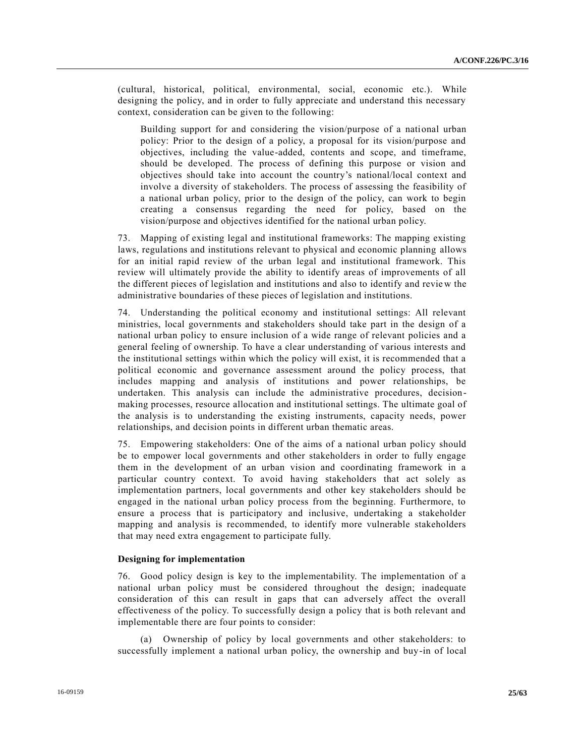(cultural, historical, political, environmental, social, economic etc.). While designing the policy, and in order to fully appreciate and understand this necessary context, consideration can be given to the following:

Building support for and considering the vision/purpose of a national urban policy: Prior to the design of a policy, a proposal for its vision/purpose and objectives, including the value-added, contents and scope, and timeframe, should be developed. The process of defining this purpose or vision and objectives should take into account the country's national/local context and involve a diversity of stakeholders. The process of assessing the feasibility of a national urban policy, prior to the design of the policy, can work to begin creating a consensus regarding the need for policy, based on the vision/purpose and objectives identified for the national urban policy.

73. Mapping of existing legal and institutional frameworks: The mapping existing laws, regulations and institutions relevant to physical and economic planning allows for an initial rapid review of the urban legal and institutional framework. This review will ultimately provide the ability to identify areas of improvements of all the different pieces of legislation and institutions and also to identify and review the administrative boundaries of these pieces of legislation and institutions.

74. Understanding the political economy and institutional settings: All relevant ministries, local governments and stakeholders should take part in the design of a national urban policy to ensure inclusion of a wide range of relevant policies and a general feeling of ownership. To have a clear understanding of various interests and the institutional settings within which the policy will exist, it is recommended that a political economic and governance assessment around the policy process, that includes mapping and analysis of institutions and power relationships, be undertaken. This analysis can include the administrative procedures, decision-making processes, resource allocation and institutional settings. The ultimate goal of the analysis is to understanding the existing instruments, capacity needs, power relationships, and decision points in different urban thematic areas.

75. Empowering stakeholders: One of the aims of a national urban policy should be to empower local governments and other stakeholders in order to fully engage them in the development of an urban vision and coordinating framework in a particular country context. To avoid having stakeholders that act solely as implementation partners, local governments and other key stakeholders should be engaged in the national urban policy process from the beginning. Furthermore, to ensure a process that is participatory and inclusive, undertaking a stakeholder mapping and analysis is recommended, to identify more vulnerable stakeholders that may need extra engagement to participate fully.

**Designing for implementation**

76. Good policy design is key to the implementability. The implementation of a national urban policy must be considered throughout the design; inadequate consideration of this can result in gaps that can adversely affect the overall effectiveness of the policy. To successfully design a policy that is both relevant and implementable there are four points to consider:

(a) Ownership of policy by local governments and other stakeholders: to successfully implement a national urban policy, the ownership and buy-in of local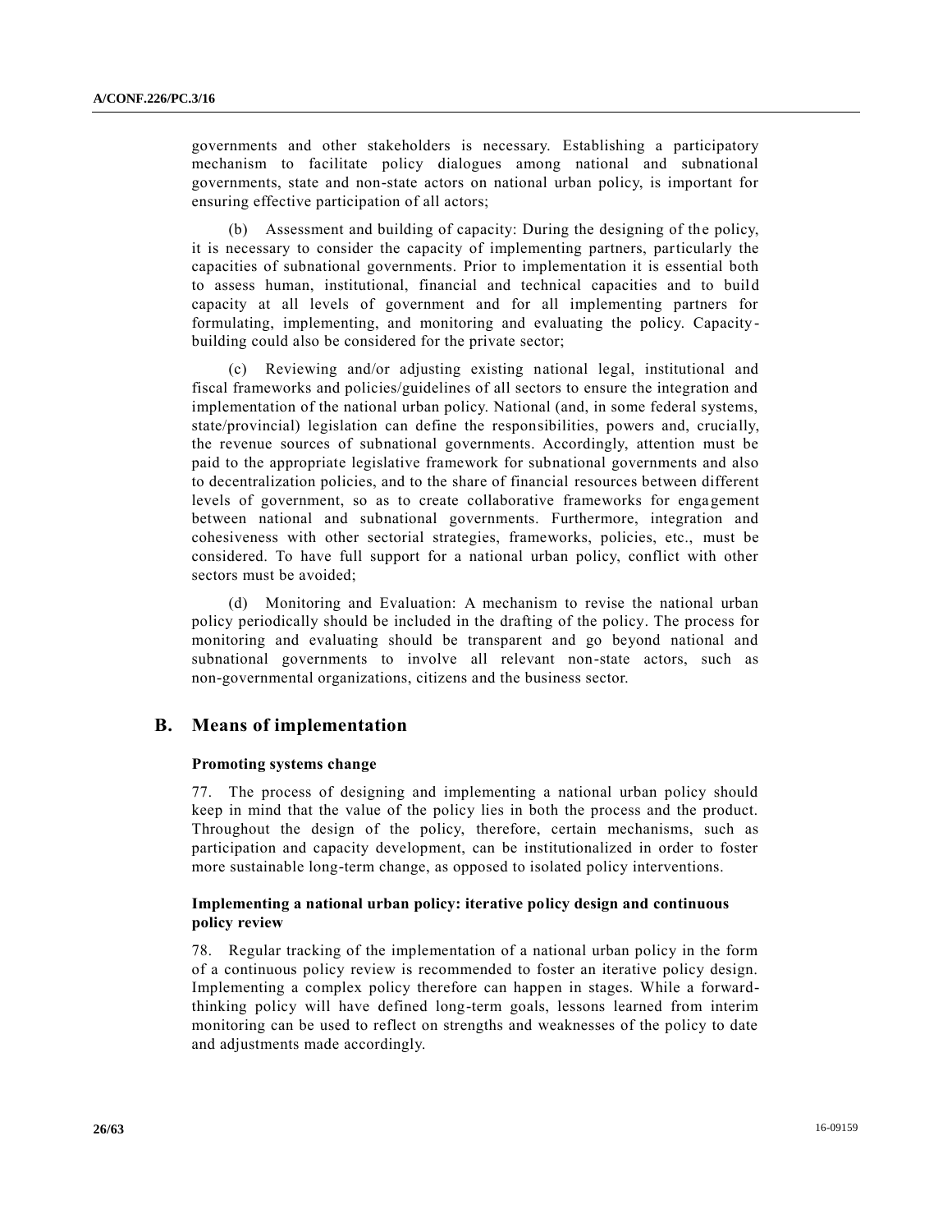governments and other stakeholders is necessary. Establishing a participatory mechanism to facilitate policy dialogues among national and subnational governments, state and non-state actors on national urban policy, is important for ensuring effective participation of all actors;

(b) Assessment and building of capacity: During the designing of the policy, it is necessary to consider the capacity of implementing partners, particularly the capacities of subnational governments. Prior to implementation it is essential both to assess human, institutional, financial and technical capacities and to build capacity at all levels of government and for all implementing partners for formulating, implementing, and monitoring and evaluating the policy. Capacity-building could also be considered for the private sector;

(c) Reviewing and/or adjusting existing national legal, institutional and fiscal frameworks and policies/guidelines of all sectors to ensure the integration and implementation of the national urban policy. National (and, in some federal systems, state/provincial) legislation can define the responsibilities, powers and, crucially, the revenue sources of subnational governments. Accordingly, attention must be paid to the appropriate legislative framework for subnational governments and also to decentralization policies, and to the share of financial resources between different levels of government, so as to create collaborative frameworks for engagement between national and subnational governments. Furthermore, integration and cohesiveness with other sectorial strategies, frameworks, policies, etc., must be considered. To have full support for a national urban policy, conflict with other sectors must be avoided;

(d) Monitoring and Evaluation: A mechanism to revise the national urban policy periodically should be included in the drafting of the policy. The process for monitoring and evaluating should be transparent and go beyond national and subnational governments to involve all relevant non-state actors, such as non-governmental organizations, citizens and the business sector.

## B. Means of implementation

**Promoting systems change**

77. The process of designing and implementing a national urban policy should keep in mind that the value of the policy lies in both the process and the product. Throughout the design of the policy, therefore, certain mechanisms, such as participation and capacity development, can be institutionalized in order to foster more sustainable long-term change, as opposed to isolated policy interventions.

**Implementing a national urban policy: iterative policy design and continuous policy review**

78. Regular tracking of the implementation of a national urban policy in the form of a continuous policy review is recommended to foster an iterative policy design. Implementing a complex policy therefore can happen in stages. While a forward-thinking policy will have defined long-term goals, lessons learned from interim monitoring can be used to reflect on strengths and weaknesses of the policy to date and adjustments made accordingly.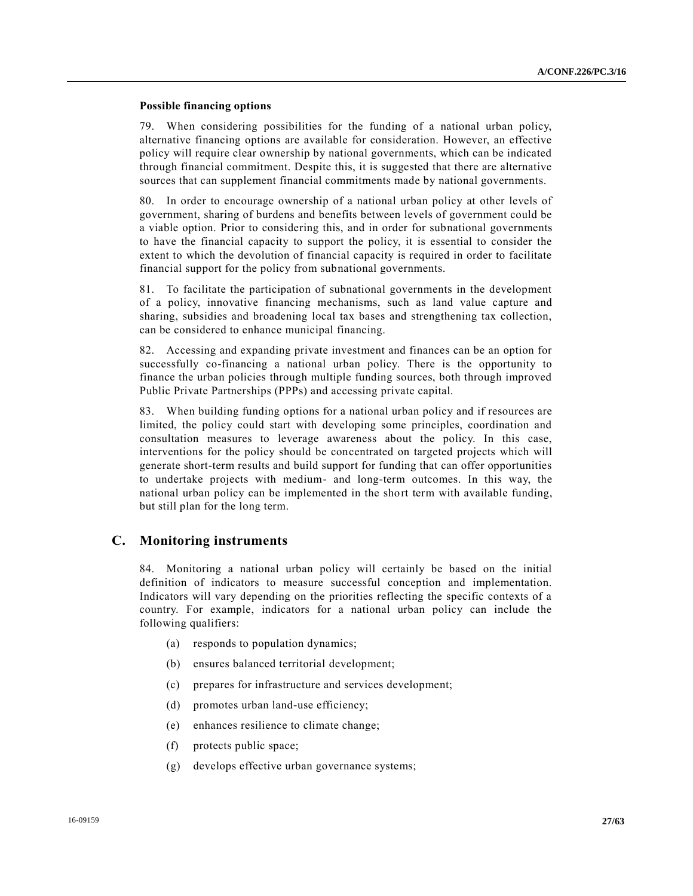**Possible financing options**

79. When considering possibilities for the funding of a national urban policy, alternative financing options are available for consideration. However, an effective policy will require clear ownership by national governments, which can be indicated through financial commitment. Despite this, it is suggested that there are alternative sources that can supplement financial commitments made by national governments.

80. In order to encourage ownership of a national urban policy at other levels of government, sharing of burdens and benefits between levels of government could be a viable option. Prior to considering this, and in order for subnational governments to have the financial capacity to support the policy, it is essential to consider the extent to which the devolution of financial capacity is required in order to facilitate financial support for the policy from subnational governments.

81. To facilitate the participation of subnational governments in the development of a policy, innovative financing mechanisms, such as land value capture and sharing, subsidies and broadening local tax bases and strengthening tax collection, can be considered to enhance municipal financing.

82. Accessing and expanding private investment and finances can be an option for successfully co-financing a national urban policy. There is the opportunity to finance the urban policies through multiple funding sources, both through improved Public Private Partnerships (PPPs) and accessing private capital.

83. When building funding options for a national urban policy and if resources are limited, the policy could start with developing some principles, coordination and consultation measures to leverage awareness about the policy. In this case, interventions for the policy should be concentrated on targeted projects which will generate short-term results and build support for funding that can offer opportunities to undertake projects with medium- and long-term outcomes. In this way, the national urban policy can be implemented in the short term with available funding, but still plan for the long term.

## C. Monitoring instruments

84. Monitoring a national urban policy will certainly be based on the initial definition of indicators to measure successful conception and implementation. Indicators will vary depending on the priorities reflecting the specific contexts of a country. For example, indicators for a national urban policy can include the following qualifiers:

(a) responds to population dynamics;

(b) ensures balanced territorial development;

(c) prepares for infrastructure and services development;

(d) promotes urban land-use efficiency;

(e) enhances resilience to climate change;

(f) protects public space;

(g) develops effective urban governance systems;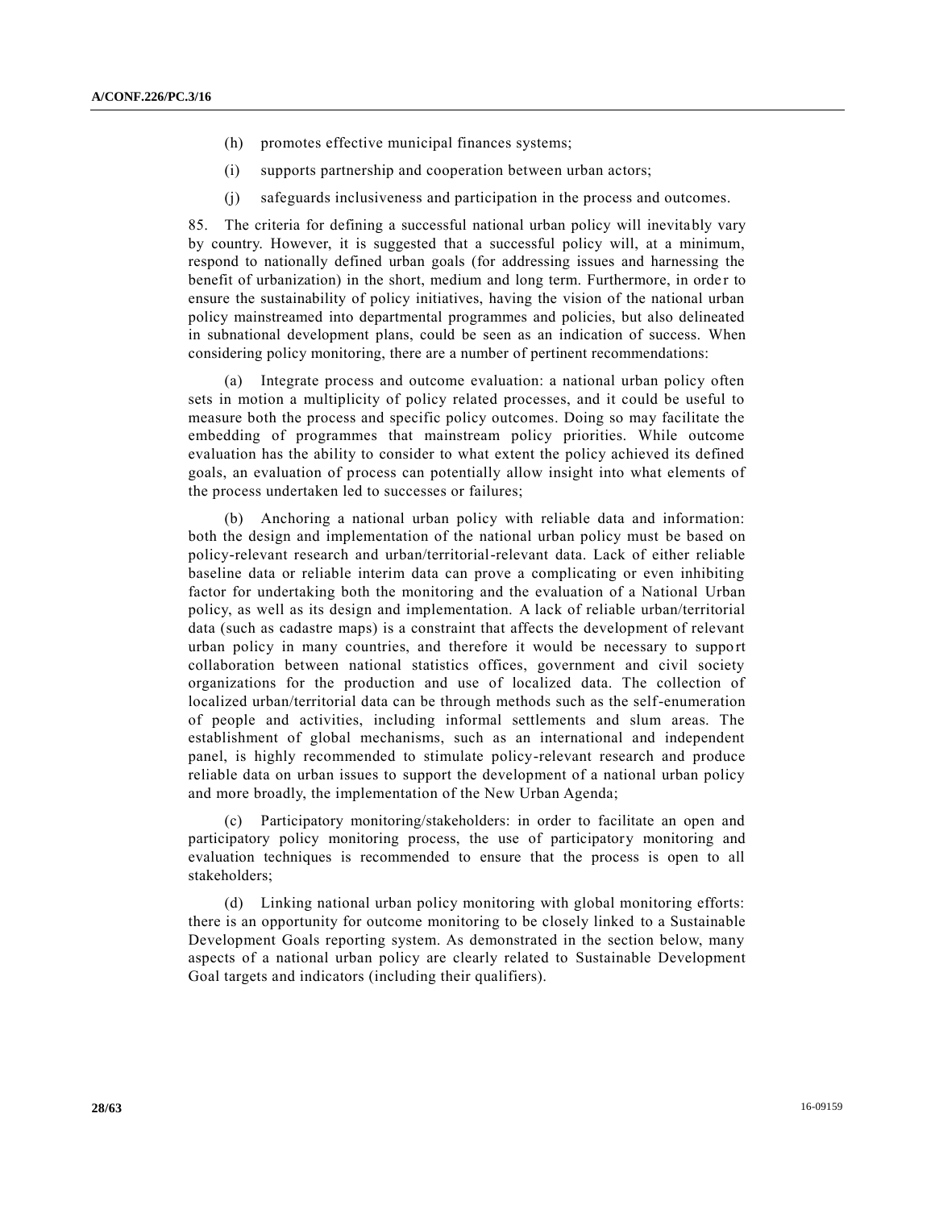(h) promotes effective municipal finances systems;

(i) supports partnership and cooperation between urban actors;

(j) safeguards inclusiveness and participation in the process and outcomes.

85. The criteria for defining a successful national urban policy will inevitably vary by country. However, it is suggested that a successful policy will, at a minimum, respond to nationally defined urban goals (for addressing issues and harnessing the benefit of urbanization) in the short, medium and long term. Furthermore, in order to ensure the sustainability of policy initiatives, having the vision of the national urban policy mainstreamed into departmental programmes and policies, but also delineated in subnational development plans, could be seen as an indication of success. When considering policy monitoring, there are a number of pertinent recommendations:

(a) Integrate process and outcome evaluation: a national urban policy often sets in motion a multiplicity of policy related processes, and it could be useful to measure both the process and specific policy outcomes. Doing so may facilitate the embedding of programmes that mainstream policy priorities. While outcome evaluation has the ability to consider to what extent the policy achieved its defined goals, an evaluation of process can potentially allow insight into what elements of the process undertaken led to successes or failures;

(b) Anchoring a national urban policy with reliable data and information: both the design and implementation of the national urban policy must be based on policy-relevant research and urban/territorial-relevant data. Lack of either reliable baseline data or reliable interim data can prove a complicating or even inhibiting factor for undertaking both the monitoring and the evaluation of a National Urban policy, as well as its design and implementation. A lack of reliable urban/territorial data (such as cadastre maps) is a constraint that affects the development of relevant urban policy in many countries, and therefore it would be necessary to support collaboration between national statistics offices, government and civil society organizations for the production and use of localized data. The collection of localized urban/territorial data can be through methods such as the self-enumeration of people and activities, including informal settlements and slum areas. The establishment of global mechanisms, such as an international and independent panel, is highly recommended to stimulate policy-relevant research and produce reliable data on urban issues to support the development of a national urban policy and more broadly, the implementation of the New Urban Agenda;

(c) Participatory monitoring/stakeholders: in order to facilitate an open and participatory policy monitoring process, the use of participatory monitoring and evaluation techniques is recommended to ensure that the process is open to all stakeholders;

(d) Linking national urban policy monitoring with global monitoring efforts: there is an opportunity for outcome monitoring to be closely linked to a Sustainable Development Goals reporting system. As demonstrated in the section below, many aspects of a national urban policy are clearly related to Sustainable Development Goal targets and indicators (including their qualifiers).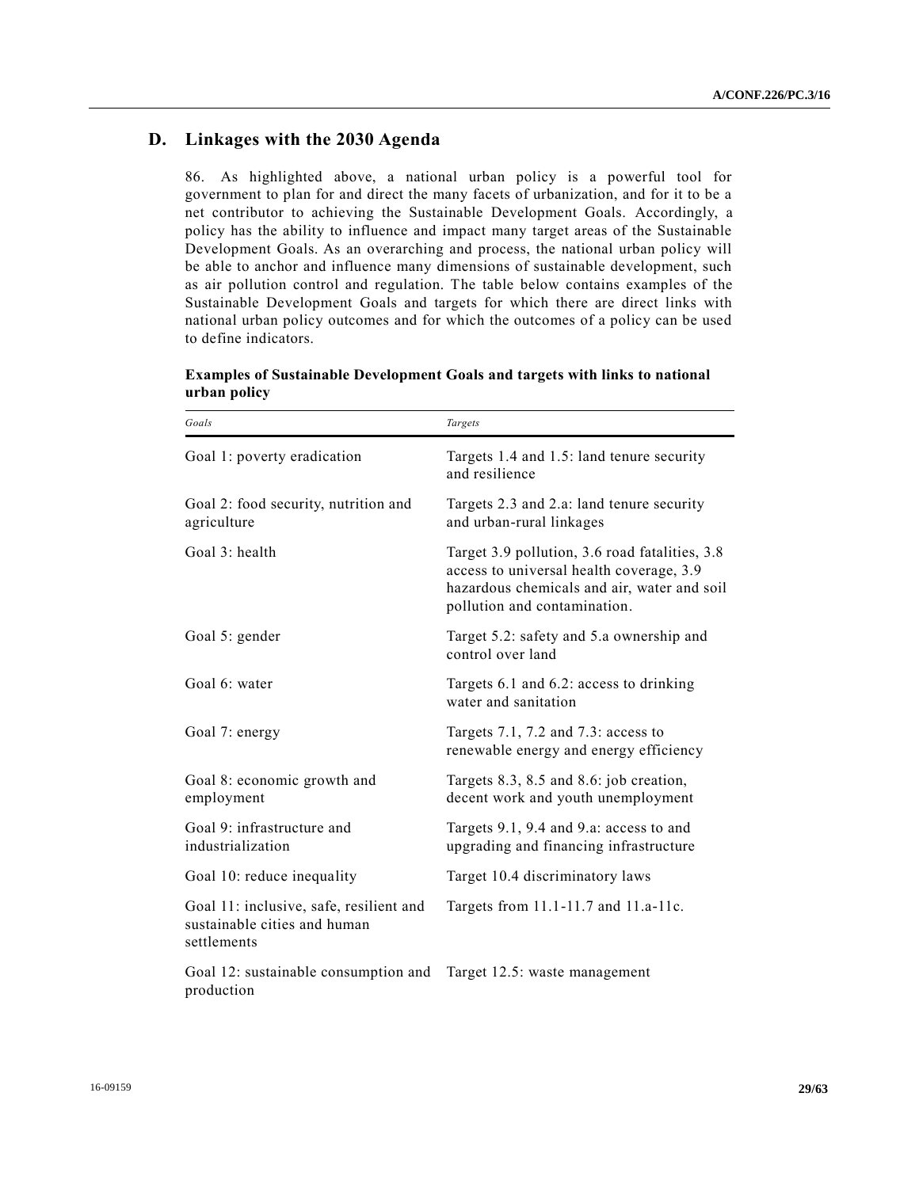## D. Linkages with the 2030 Agenda

86. As highlighted above, a national urban policy is a powerful tool for government to plan for and direct the many facets of urbanization, and for it to be a net contributor to achieving the Sustainable Development Goals. Accordingly, a policy has the ability to influence and impact many target areas of the Sustainable Development Goals. As an overarching and process, the national urban policy will be able to anchor and influence many dimensions of sustainable development, such as air pollution control and regulation. The table below contains examples of the Sustainable Development Goals and targets for which there are direct links with national urban policy outcomes and for which the outcomes of a policy can be used to define indicators.

**Examples of Sustainable Development Goals and targets with links to national urban policy**

| *Goals* | *Targets* |
|---|---|
| Goal 1: poverty eradication | Targets 1.4 and 1.5: land tenure security and resilience |
| Goal 2: food security, nutrition and agriculture | Targets 2.3 and 2.a: land tenure security and urban-rural linkages |
| Goal 3: health | Target 3.9 pollution, 3.6 road fatalities, 3.8 access to universal health coverage, 3.9 hazardous chemicals and air, water and soil pollution and contamination. |
| Goal 5: gender | Target 5.2: safety and 5.a ownership and control over land |
| Goal 6: water | Targets 6.1 and 6.2: access to drinking water and sanitation |
| Goal 7: energy | Targets 7.1, 7.2 and 7.3: access to renewable energy and energy efficiency |
| Goal 8: economic growth and employment | Targets 8.3, 8.5 and 8.6: job creation, decent work and youth unemployment |
| Goal 9: infrastructure and industrialization | Targets 9.1, 9.4 and 9.a: access to and upgrading and financing infrastructure |
| Goal 10: reduce inequality | Target 10.4 discriminatory laws |
| Goal 11: inclusive, safe, resilient and sustainable cities and human settlements | Targets from 11.1-11.7 and 11.a-11c. |
| Goal 12: sustainable consumption and production | Target 12.5: waste management |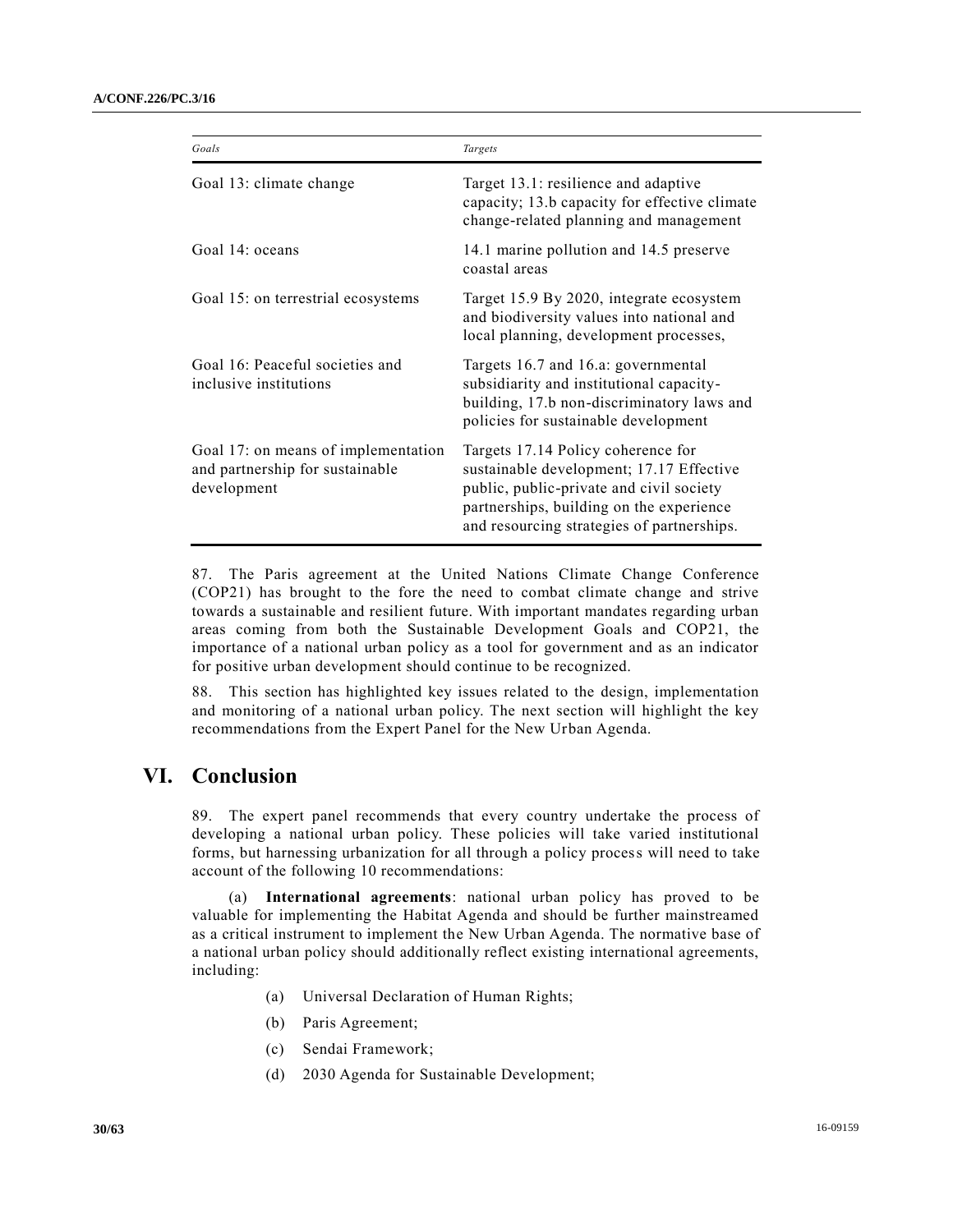| Goals | Targets |
| --- | --- |
| Goal 13: climate change | Target 13.1: resilience and adaptive capacity; 13.b capacity for effective climate change-related planning and management |
| Goal 14: oceans | 14.1 marine pollution and 14.5 preserve coastal areas |
| Goal 15: on terrestrial ecosystems | Target 15.9 By 2020, integrate ecosystem and biodiversity values into national and local planning, development processes, |
| Goal 16: Peaceful societies and inclusive institutions | Targets 16.7 and 16.a: governmental subsidiarity and institutional capacity-building, 17.b non-discriminatory laws and policies for sustainable development |
| Goal 17: on means of implementation and partnership for sustainable development | Targets 17.14 Policy coherence for sustainable development; 17.17 Effective public, public-private and civil society partnerships, building on the experience and resourcing strategies of partnerships. |

87. The Paris agreement at the United Nations Climate Change Conference (COP21) has brought to the fore the need to combat climate change and strive towards a sustainable and resilient future. With important mandates regarding urban areas coming from both the Sustainable Development Goals and COP21, the importance of a national urban policy as a tool for government and as an indicator for positive urban development should continue to be recognized.

88. This section has highlighted key issues related to the design, implementation and monitoring of a national urban policy. The next section will highlight the key recommendations from the Expert Panel for the New Urban Agenda.

# VI. Conclusion

89. The expert panel recommends that every country undertake the process of developing a national urban policy. These policies will take varied institutional forms, but harnessing urbanization for all through a policy process will need to take account of the following 10 recommendations:

(a) **International agreements**: national urban policy has proved to be valuable for implementing the Habitat Agenda and should be further mainstreamed as a critical instrument to implement the New Urban Agenda. The normative base of a national urban policy should additionally reflect existing international agreements, including:

- (a) Universal Declaration of Human Rights;
- (b) Paris Agreement;
- (c) Sendai Framework;
- (d) 2030 Agenda for Sustainable Development;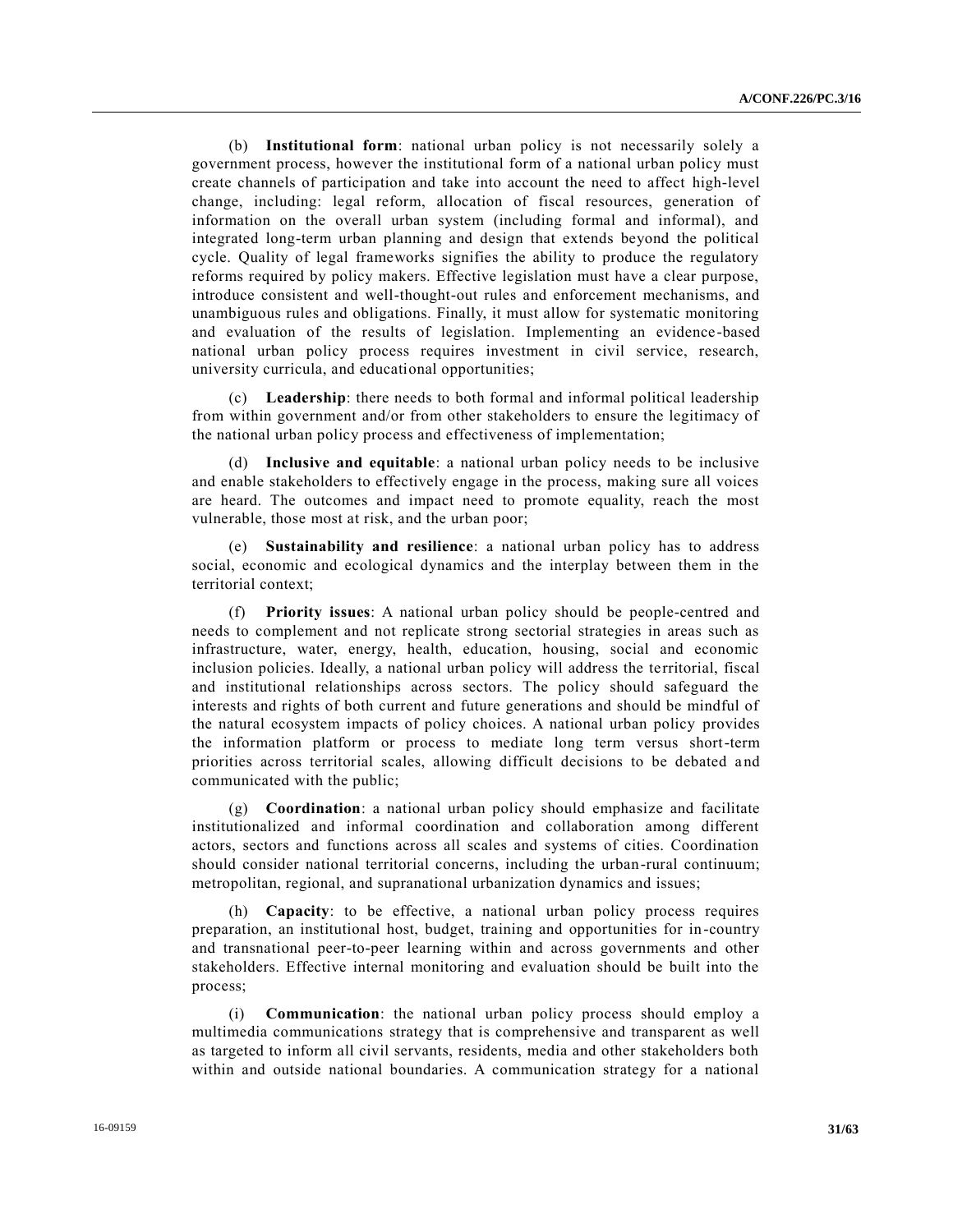(b) **Institutional form**: national urban policy is not necessarily solely a government process, however the institutional form of a national urban policy must create channels of participation and take into account the need to affect high-level change, including: legal reform, allocation of fiscal resources, generation of information on the overall urban system (including formal and informal), and integrated long-term urban planning and design that extends beyond the political cycle. Quality of legal frameworks signifies the ability to produce the regulatory reforms required by policy makers. Effective legislation must have a clear purpose, introduce consistent and well-thought-out rules and enforcement mechanisms, and unambiguous rules and obligations. Finally, it must allow for systematic monitoring and evaluation of the results of legislation. Implementing an evidence-based national urban policy process requires investment in civil service, research, university curricula, and educational opportunities;

(c) **Leadership**: there needs to both formal and informal political leadership from within government and/or from other stakeholders to ensure the legitimacy of the national urban policy process and effectiveness of implementation;

(d) **Inclusive and equitable**: a national urban policy needs to be inclusive and enable stakeholders to effectively engage in the process, making sure all voices are heard. The outcomes and impact need to promote equality, reach the most vulnerable, those most at risk, and the urban poor;

(e) **Sustainability and resilience**: a national urban policy has to address social, economic and ecological dynamics and the interplay between them in the territorial context;

(f) **Priority issues**: A national urban policy should be people-centred and needs to complement and not replicate strong sectorial strategies in areas such as infrastructure, water, energy, health, education, housing, social and economic inclusion policies. Ideally, a national urban policy will address the territorial, fiscal and institutional relationships across sectors. The policy should safeguard the interests and rights of both current and future generations and should be mindful of the natural ecosystem impacts of policy choices. A national urban policy provides the information platform or process to mediate long term versus short-term priorities across territorial scales, allowing difficult decisions to be debated and communicated with the public;

(g) **Coordination**: a national urban policy should emphasize and facilitate institutionalized and informal coordination and collaboration among different actors, sectors and functions across all scales and systems of cities. Coordination should consider national territorial concerns, including the urban-rural continuum; metropolitan, regional, and supranational urbanization dynamics and issues;

(h) **Capacity**: to be effective, a national urban policy process requires preparation, an institutional host, budget, training and opportunities for in-country and transnational peer-to-peer learning within and across governments and other stakeholders. Effective internal monitoring and evaluation should be built into the process;

(i) **Communication**: the national urban policy process should employ a multimedia communications strategy that is comprehensive and transparent as well as targeted to inform all civil servants, residents, media and other stakeholders both within and outside national boundaries. A communication strategy for a national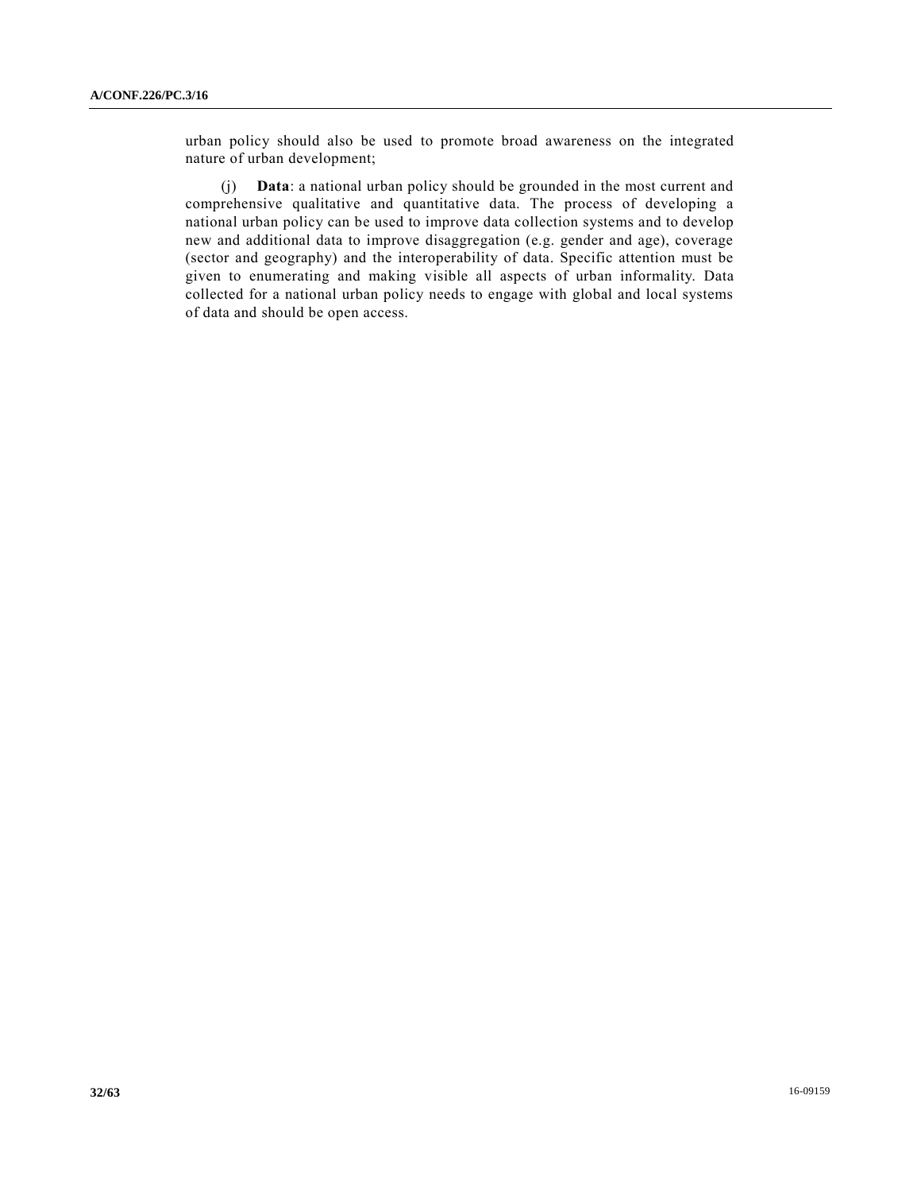urban policy should also be used to promote broad awareness on the integrated nature of urban development;

(j) **Data**: a national urban policy should be grounded in the most current and comprehensive qualitative and quantitative data. The process of developing a national urban policy can be used to improve data collection systems and to develop new and additional data to improve disaggregation (e.g. gender and age), coverage (sector and geography) and the interoperability of data. Specific attention must be given to enumerating and making visible all aspects of urban informality. Data collected for a national urban policy needs to engage with global and local systems of data and should be open access.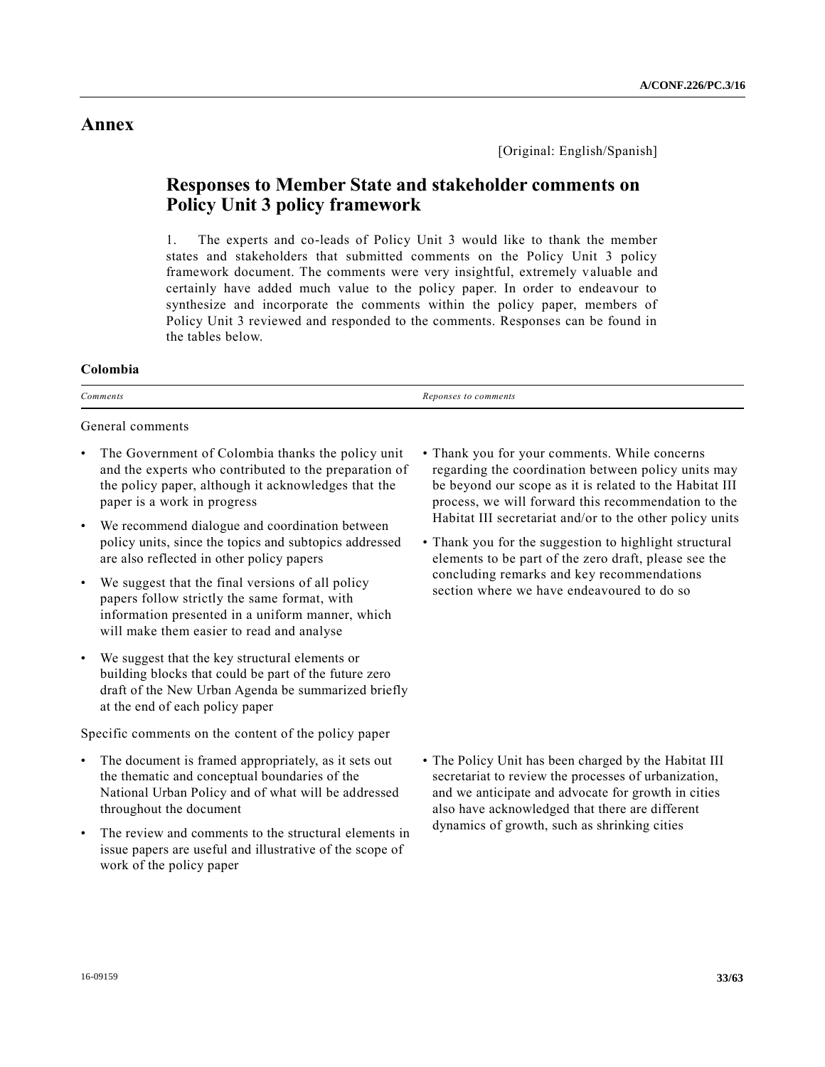# Annex

[Original: English/Spanish]

## Responses to Member State and stakeholder comments on Policy Unit 3 policy framework

1. The experts and co-leads of Policy Unit 3 would like to thank the member states and stakeholders that submitted comments on the Policy Unit 3 policy framework document. The comments were very insightful, extremely valuable and certainly have added much value to the policy paper. In order to endeavour to synthesize and incorporate the comments within the policy paper, members of Policy Unit 3 reviewed and responded to the comments. Responses can be found in the tables below.

**Colombia**

| *Comments* | *Reponses to comments* |
|---|---|
| General comments | |
| • The Government of Colombia thanks the policy unit and the experts who contributed to the preparation of the policy paper, although it acknowledges that the paper is a work in progress<br>• We recommend dialogue and coordination between policy units, since the topics and subtopics addressed are also reflected in other policy papers<br>• We suggest that the final versions of all policy papers follow strictly the same format, with information presented in a uniform manner, which will make them easier to read and analyse<br>• We suggest that the key structural elements or building blocks that could be part of the future zero draft of the New Urban Agenda be summarized briefly at the end of each policy paper | • Thank you for your comments. While concerns regarding the coordination between policy units may be beyond our scope as it is related to the Habitat III process, we will forward this recommendation to the Habitat III secretariat and/or to the other policy units<br>• Thank you for the suggestion to highlight structural elements to be part of the zero draft, please see the concluding remarks and key recommendations section where we have endeavoured to do so |
| Specific comments on the content of the policy paper | |
| • The document is framed appropriately, as it sets out the thematic and conceptual boundaries of the National Urban Policy and of what will be addressed throughout the document<br>• The review and comments to the structural elements in issue papers are useful and illustrative of the scope of work of the policy paper | • The Policy Unit has been charged by the Habitat III secretariat to review the processes of urbanization, and we anticipate and advocate for growth in cities also have acknowledged that there are different dynamics of growth, such as shrinking cities |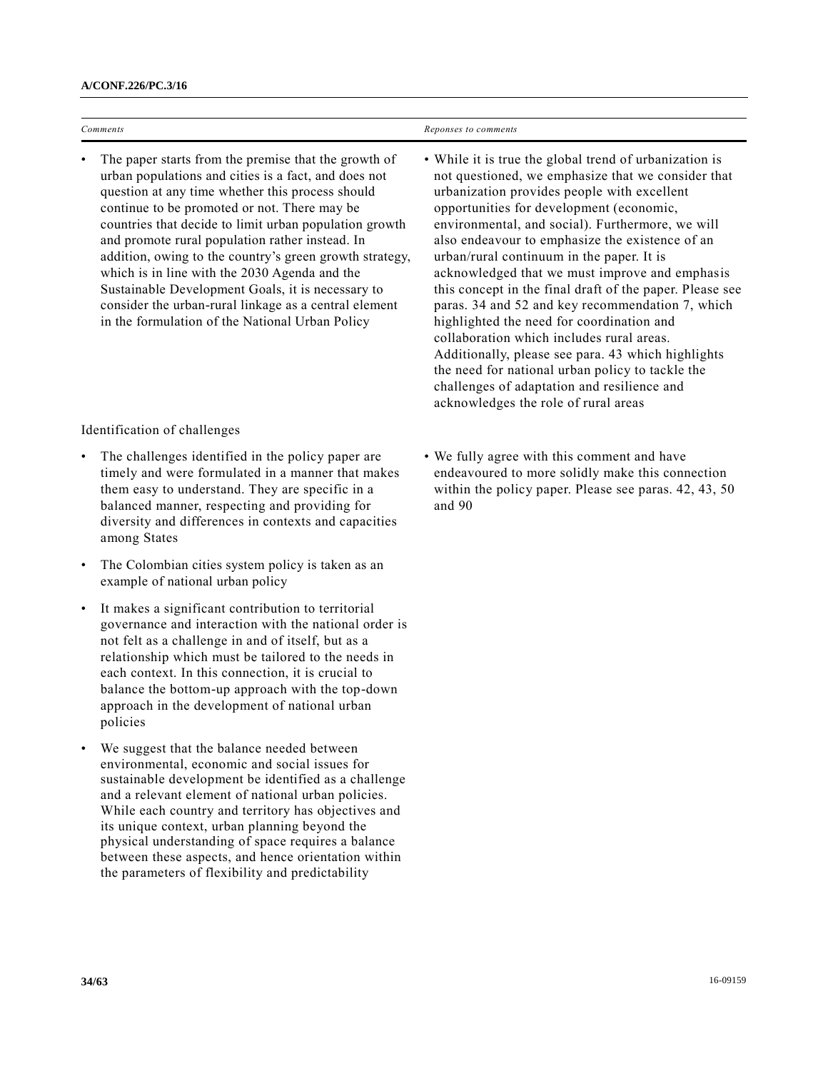| *Comments* | *Reponses to comments* |
|---|---|
| • The paper starts from the premise that the growth of urban populations and cities is a fact, and does not question at any time whether this process should continue to be promoted or not. There may be countries that decide to limit urban population growth and promote rural population rather instead. In addition, owing to the country's green growth strategy, which is in line with the 2030 Agenda and the Sustainable Development Goals, it is necessary to consider the urban-rural linkage as a central element in the formulation of the National Urban Policy | • While it is true the global trend of urbanization is not questioned, we emphasize that we consider that urbanization provides people with excellent opportunities for development (economic, environmental, and social). Furthermore, we will also endeavour to emphasize the existence of an urban/rural continuum in the paper. It is acknowledged that we must improve and emphasis this concept in the final draft of the paper. Please see paras. 34 and 52 and key recommendation 7, which highlighted the need for coordination and collaboration which includes rural areas. Additionally, please see para. 43 which highlights the need for national urban policy to tackle the challenges of adaptation and resilience and acknowledges the role of rural areas |
| Identification of challenges | |
| • The challenges identified in the policy paper are timely and were formulated in a manner that makes them easy to understand. They are specific in a balanced manner, respecting and providing for diversity and differences in contexts and capacities among States | • We fully agree with this comment and have endeavoured to more solidly make this connection within the policy paper. Please see paras. 42, 43, 50 and 90 |
| • The Colombian cities system policy is taken as an example of national urban policy | |
| • It makes a significant contribution to territorial governance and interaction with the national order is not felt as a challenge in and of itself, but as a relationship which must be tailored to the needs in each context. In this connection, it is crucial to balance the bottom-up approach with the top-down approach in the development of national urban policies | |
| • We suggest that the balance needed between environmental, economic and social issues for sustainable development be identified as a challenge and a relevant element of national urban policies. While each country and territory has objectives and its unique context, urban planning beyond the physical understanding of space requires a balance between these aspects, and hence orientation within the parameters of flexibility and predictability | |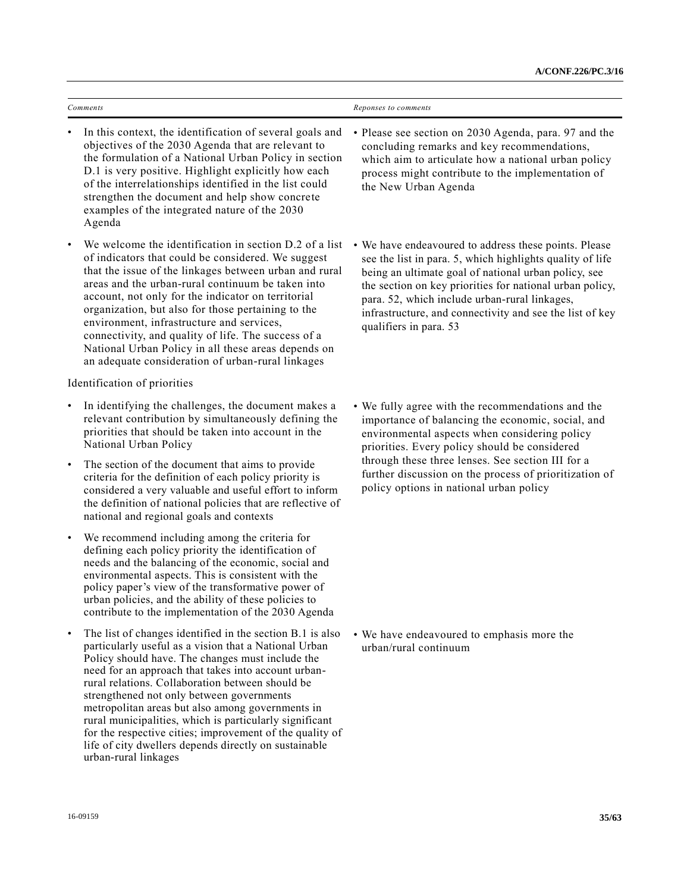| *Comments* | *Reponses to comments* |
| --- | --- |
| • In this context, the identification of several goals and objectives of the 2030 Agenda that are relevant to the formulation of a National Urban Policy in section D.1 is very positive. Highlight explicitly how each of the interrelationships identified in the list could strengthen the document and help show concrete examples of the integrated nature of the 2030 Agenda | • Please see section on 2030 Agenda, para. 97 and the concluding remarks and key recommendations, which aim to articulate how a national urban policy process might contribute to the implementation of the New Urban Agenda |
| • We welcome the identification in section D.2 of a list of indicators that could be considered. We suggest that the issue of the linkages between urban and rural areas and the urban-rural continuum be taken into account, not only for the indicator on territorial organization, but also for those pertaining to the environment, infrastructure and services, connectivity, and quality of life. The success of a National Urban Policy in all these areas depends on an adequate consideration of urban-rural linkages | • We have endeavoured to address these points. Please see the list in para. 5, which highlights quality of life being an ultimate goal of national urban policy, see the section on key priorities for national urban policy, para. 52, which include urban-rural linkages, infrastructure, and connectivity and see the list of key qualifiers in para. 53 |
| Identification of priorities | |
| • In identifying the challenges, the document makes a relevant contribution by simultaneously defining the priorities that should be taken into account in the National Urban Policy<br>• The section of the document that aims to provide criteria for the definition of each policy priority is considered a very valuable and useful effort to inform the definition of national policies that are reflective of national and regional goals and contexts<br>• We recommend including among the criteria for defining each policy priority the identification of needs and the balancing of the economic, social and environmental aspects. This is consistent with the policy paper's view of the transformative power of urban policies, and the ability of these policies to contribute to the implementation of the 2030 Agenda | • We fully agree with the recommendations and the importance of balancing the economic, social, and environmental aspects when considering policy priorities. Every policy should be considered through these three lenses. See section III for a further discussion on the process of prioritization of policy options in national urban policy |
| • The list of changes identified in the section B.1 is also particularly useful as a vision that a National Urban Policy should have. The changes must include the need for an approach that takes into account urban-rural relations. Collaboration between should be strengthened not only between governments metropolitan areas but also among governments in rural municipalities, which is particularly significant for the respective cities; improvement of the quality of life of city dwellers depends directly on sustainable urban-rural linkages | • We have endeavoured to emphasis more the urban/rural continuum |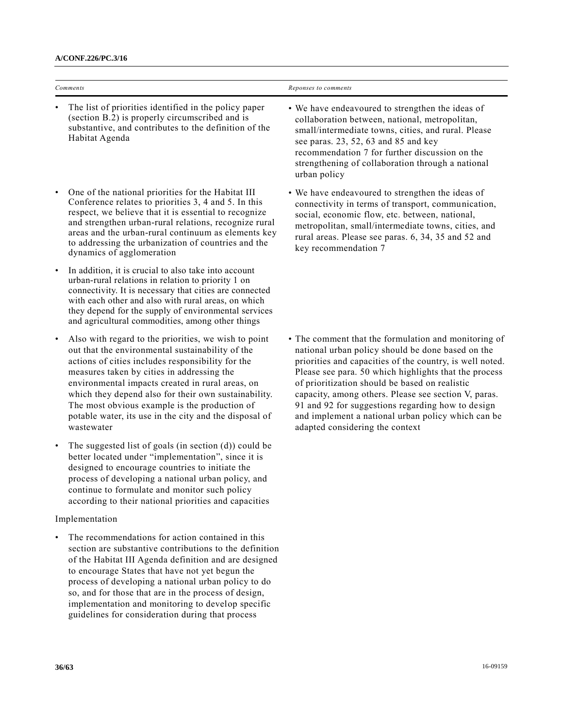| *Comments* | *Reponses to comments* |
|---|---|
| • The list of priorities identified in the policy paper (section B.2) is properly circumscribed and is substantive, and contributes to the definition of the Habitat Agenda | • We have endeavoured to strengthen the ideas of collaboration between, national, metropolitan, small/intermediate towns, cities, and rural. Please see paras. 23, 52, 63 and 85 and key recommendation 7 for further discussion on the strengthening of collaboration through a national urban policy |
| • One of the national priorities for the Habitat III Conference relates to priorities 3, 4 and 5. In this respect, we believe that it is essential to recognize and strengthen urban-rural relations, recognize rural areas and the urban-rural continuum as elements key to addressing the urbanization of countries and the dynamics of agglomeration | • We have endeavoured to strengthen the ideas of connectivity in terms of transport, communication, social, economic flow, etc. between, national, metropolitan, small/intermediate towns, cities, and rural areas. Please see paras. 6, 34, 35 and 52 and key recommendation 7 |
| • In addition, it is crucial to also take into account urban-rural relations in relation to priority 1 on connectivity. It is necessary that cities are connected with each other and also with rural areas, on which they depend for the supply of environmental services and agricultural commodities, among other things | |
| • Also with regard to the priorities, we wish to point out that the environmental sustainability of the actions of cities includes responsibility for the measures taken by cities in addressing the environmental impacts created in rural areas, on which they depend also for their own sustainability. The most obvious example is the production of potable water, its use in the city and the disposal of wastewater | • The comment that the formulation and monitoring of national urban policy should be done based on the priorities and capacities of the country, is well noted. Please see para. 50 which highlights that the process of prioritization should be based on realistic capacity, among others. Please see section V, paras. 91 and 92 for suggestions regarding how to design and implement a national urban policy which can be adapted considering the context |
| • The suggested list of goals (in section (d)) could be better located under "implementation", since it is designed to encourage countries to initiate the process of developing a national urban policy, and continue to formulate and monitor such policy according to their national priorities and capacities | |
| Implementation | |
| • The recommendations for action contained in this section are substantive contributions to the definition of the Habitat III Agenda definition and are designed to encourage States that have not yet begun the process of developing a national urban policy to do so, and for those that are in the process of design, implementation and monitoring to develop specific guidelines for consideration during that process | |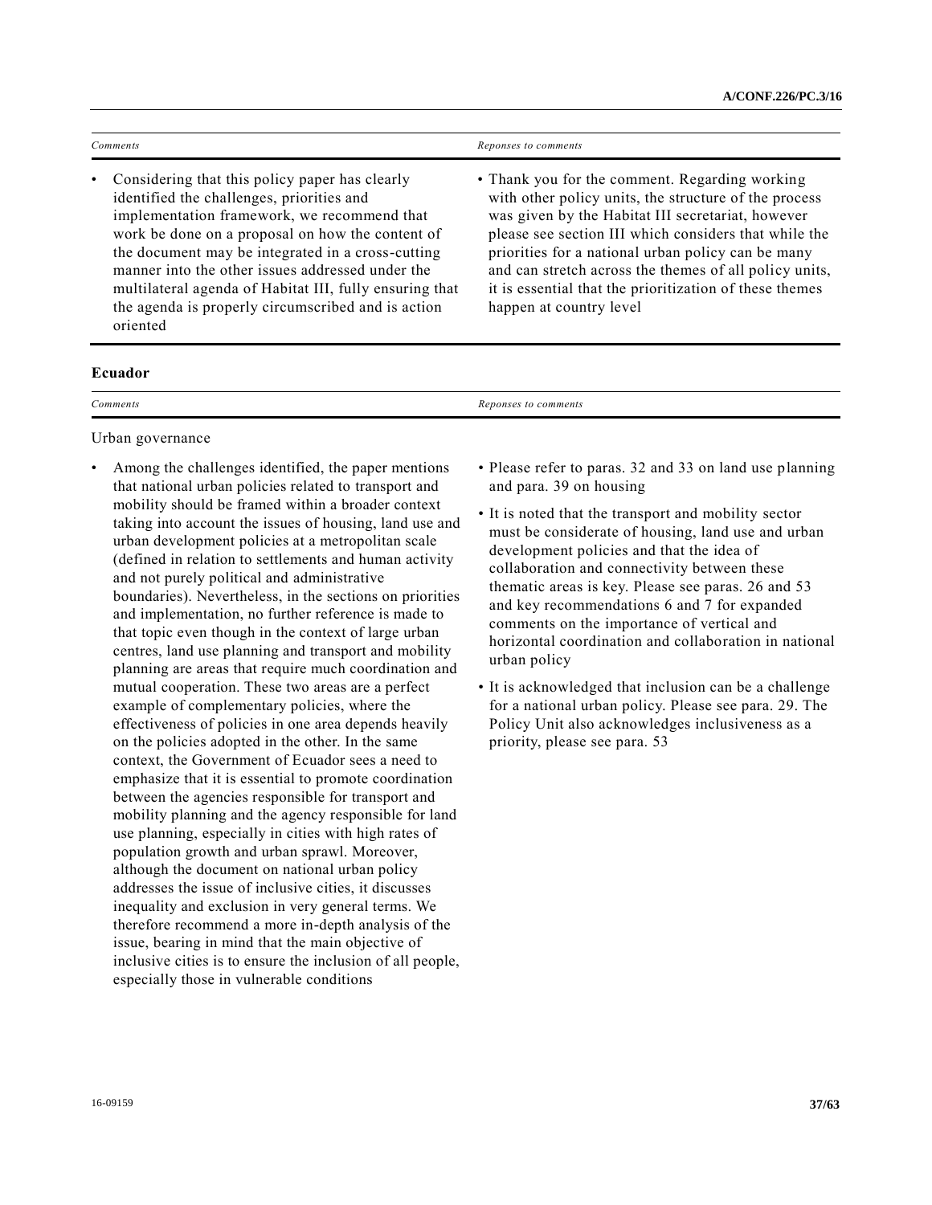| Comments | Reponses to comments |
|---|---|
| • Considering that this policy paper has clearly identified the challenges, priorities and implementation framework, we recommend that work be done on a proposal on how the content of the document may be integrated in a cross-cutting manner into the other issues addressed under the multilateral agenda of Habitat III, fully ensuring that the agenda is properly circumscribed and is action oriented | • Thank you for the comment. Regarding working with other policy units, the structure of the process was given by the Habitat III secretariat, however please see section III which considers that while the priorities for a national urban policy can be many and can stretch across the themes of all policy units, it is essential that the prioritization of these themes happen at country level |

**Ecuador**

| Comments | Reponses to comments |
|---|---|
| Urban governance | |
| • Among the challenges identified, the paper mentions that national urban policies related to transport and mobility should be framed within a broader context taking into account the issues of housing, land use and urban development policies at a metropolitan scale (defined in relation to settlements and human activity and not purely political and administrative boundaries). Nevertheless, in the sections on priorities and implementation, no further reference is made to that topic even though in the context of large urban centres, land use planning and transport and mobility planning are areas that require much coordination and mutual cooperation. These two areas are a perfect example of complementary policies, where the effectiveness of policies in one area depends heavily on the policies adopted in the other. In the same context, the Government of Ecuador sees a need to emphasize that it is essential to promote coordination between the agencies responsible for transport and mobility planning and the agency responsible for land use planning, especially in cities with high rates of population growth and urban sprawl. Moreover, although the document on national urban policy addresses the issue of inclusive cities, it discusses inequality and exclusion in very general terms. We therefore recommend a more in-depth analysis of the issue, bearing in mind that the main objective of inclusive cities is to ensure the inclusion of all people, especially those in vulnerable conditions | • Please refer to paras. 32 and 33 on land use planning and para. 39 on housing<br>• It is noted that the transport and mobility sector must be considerate of housing, land use and urban development policies and that the idea of collaboration and connectivity between these thematic areas is key. Please see paras. 26 and 53 and key recommendations 6 and 7 for expanded comments on the importance of vertical and horizontal coordination and collaboration in national urban policy<br>• It is acknowledged that inclusion can be a challenge for a national urban policy. Please see para. 29. The Policy Unit also acknowledges inclusiveness as a priority, please see para. 53 |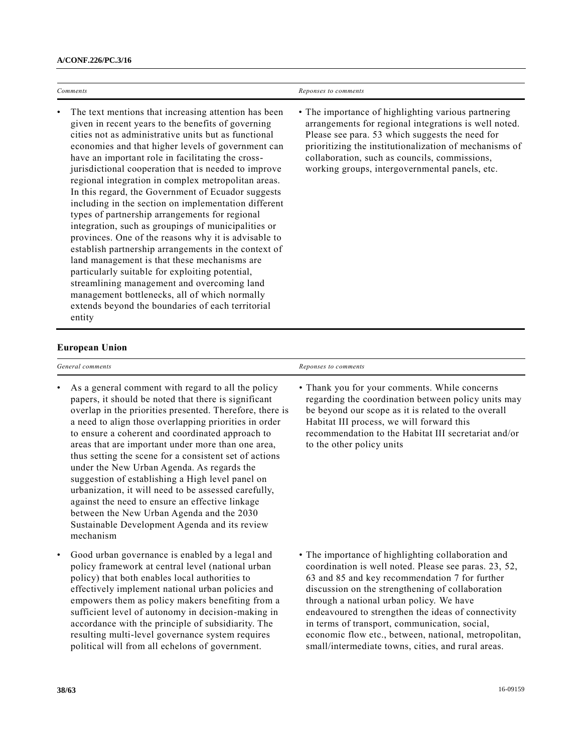| Comments | Reponses to comments |
|---|---|
| • The text mentions that increasing attention has been given in recent years to the benefits of governing cities not as administrative units but as functional economies and that higher levels of government can have an important role in facilitating the cross-jurisdictional cooperation that is needed to improve regional integration in complex metropolitan areas. In this regard, the Government of Ecuador suggests including in the section on implementation different types of partnership arrangements for regional integration, such as groupings of municipalities or provinces. One of the reasons why it is advisable to establish partnership arrangements in the context of land management is that these mechanisms are particularly suitable for exploiting potential, streamlining management and overcoming land management bottlenecks, all of which normally extends beyond the boundaries of each territorial entity | • The importance of highlighting various partnering arrangements for regional integrations is well noted. Please see para. 53 which suggests the need for prioritizing the institutionalization of mechanisms of collaboration, such as councils, commissions, working groups, intergovernmental panels, etc. |

**European Union**

| General comments | Reponses to comments |
|---|---|
| • As a general comment with regard to all the policy papers, it should be noted that there is significant overlap in the priorities presented. Therefore, there is a need to align those overlapping priorities in order to ensure a coherent and coordinated approach to areas that are important under more than one area, thus setting the scene for a consistent set of actions under the New Urban Agenda. As regards the suggestion of establishing a High level panel on urbanization, it will need to be assessed carefully, against the need to ensure an effective linkage between the New Urban Agenda and the 2030 Sustainable Development Agenda and its review mechanism | • Thank you for your comments. While concerns regarding the coordination between policy units may be beyond our scope as it is related to the overall Habitat III process, we will forward this recommendation to the Habitat III secretariat and/or to the other policy units |
| • Good urban governance is enabled by a legal and policy framework at central level (national urban policy) that both enables local authorities to effectively implement national urban policies and empowers them as policy makers benefiting from a sufficient level of autonomy in decision-making in accordance with the principle of subsidiarity. The resulting multi-level governance system requires political will from all echelons of government. | • The importance of highlighting collaboration and coordination is well noted. Please see paras. 23, 52, 63 and 85 and key recommendation 7 for further discussion on the strengthening of collaboration through a national urban policy. We have endeavoured to strengthen the ideas of connectivity in terms of transport, communication, social, economic flow etc., between, national, metropolitan, small/intermediate towns, cities, and rural areas. |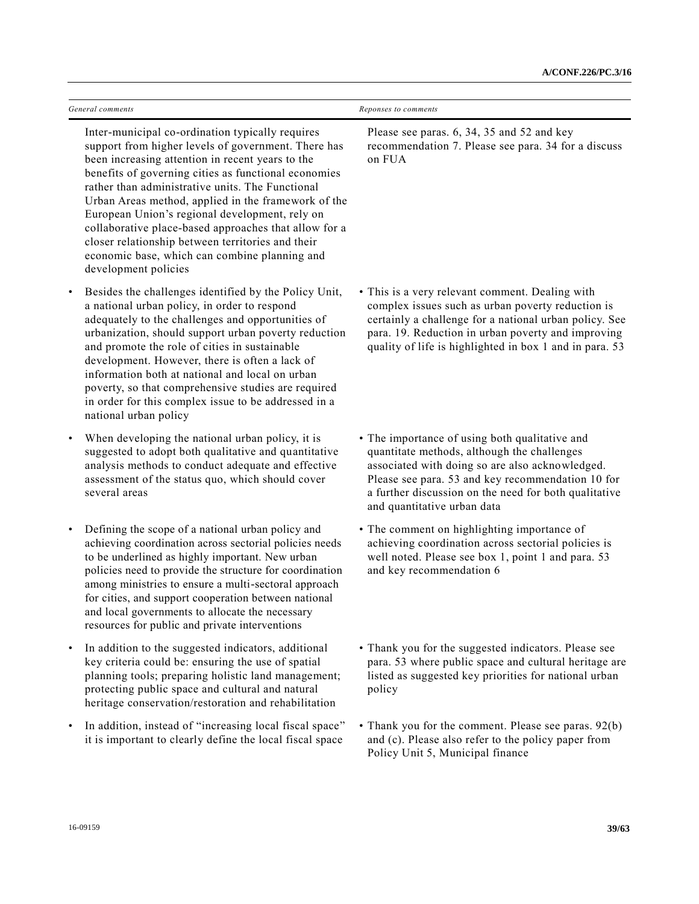| *General comments* | *Reponses to comments* |
|---|---|
| Inter-municipal co-ordination typically requires support from higher levels of government. There has been increasing attention in recent years to the benefits of governing cities as functional economies rather than administrative units. The Functional Urban Areas method, applied in the framework of the European Union's regional development, rely on collaborative place-based approaches that allow for a closer relationship between territories and their economic base, which can combine planning and development policies | Please see paras. 6, 34, 35 and 52 and key recommendation 7. Please see para. 34 for a discuss on FUA |
| • Besides the challenges identified by the Policy Unit, a national urban policy, in order to respond adequately to the challenges and opportunities of urbanization, should support urban poverty reduction and promote the role of cities in sustainable development. However, there is often a lack of information both at national and local on urban poverty, so that comprehensive studies are required in order for this complex issue to be addressed in a national urban policy | • This is a very relevant comment. Dealing with complex issues such as urban poverty reduction is certainly a challenge for a national urban policy. See para. 19. Reduction in urban poverty and improving quality of life is highlighted in box 1 and in para. 53 |
| • When developing the national urban policy, it is suggested to adopt both qualitative and quantitative analysis methods to conduct adequate and effective assessment of the status quo, which should cover several areas | • The importance of using both qualitative and quantitate methods, although the challenges associated with doing so are also acknowledged. Please see para. 53 and key recommendation 10 for a further discussion on the need for both qualitative and quantitative urban data |
| • Defining the scope of a national urban policy and achieving coordination across sectorial policies needs to be underlined as highly important. New urban policies need to provide the structure for coordination among ministries to ensure a multi-sectoral approach for cities, and support cooperation between national and local governments to allocate the necessary resources for public and private interventions | • The comment on highlighting importance of achieving coordination across sectorial policies is well noted. Please see box 1, point 1 and para. 53 and key recommendation 6 |
| • In addition to the suggested indicators, additional key criteria could be: ensuring the use of spatial planning tools; preparing holistic land management; protecting public space and cultural and natural heritage conservation/restoration and rehabilitation | • Thank you for the suggested indicators. Please see para. 53 where public space and cultural heritage are listed as suggested key priorities for national urban policy |
| • In addition, instead of "increasing local fiscal space" it is important to clearly define the local fiscal space | • Thank you for the comment. Please see paras. 92(b) and (c). Please also refer to the policy paper from Policy Unit 5, Municipal finance |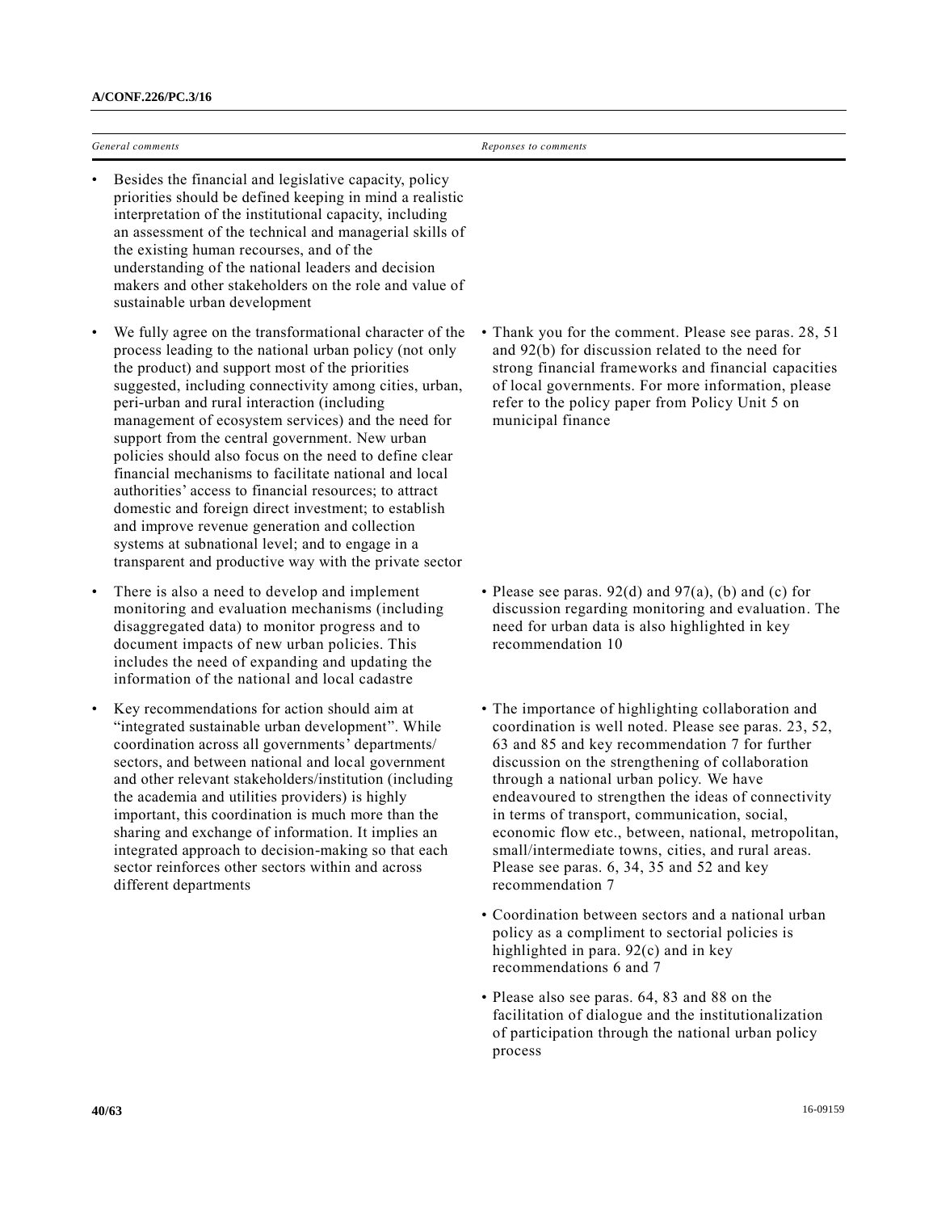| General comments | Reponses to comments |
| --- | --- |
| • Besides the financial and legislative capacity, policy priorities should be defined keeping in mind a realistic interpretation of the institutional capacity, including an assessment of the technical and managerial skills of the existing human recourses, and of the understanding of the national leaders and decision makers and other stakeholders on the role and value of sustainable urban development | |
| • We fully agree on the transformational character of the process leading to the national urban policy (not only the product) and support most of the priorities suggested, including connectivity among cities, urban, peri-urban and rural interaction (including management of ecosystem services) and the need for support from the central government. New urban policies should also focus on the need to define clear financial mechanisms to facilitate national and local authorities' access to financial resources; to attract domestic and foreign direct investment; to establish and improve revenue generation and collection systems at subnational level; and to engage in a transparent and productive way with the private sector | • Thank you for the comment. Please see paras. 28, 51 and 92(b) for discussion related to the need for strong financial frameworks and financial capacities of local governments. For more information, please refer to the policy paper from Policy Unit 5 on municipal finance |
| • There is also a need to develop and implement monitoring and evaluation mechanisms (including disaggregated data) to monitor progress and to document impacts of new urban policies. This includes the need of expanding and updating the information of the national and local cadastre | • Please see paras. 92(d) and 97(a), (b) and (c) for discussion regarding monitoring and evaluation. The need for urban data is also highlighted in key recommendation 10 |
| • Key recommendations for action should aim at "integrated sustainable urban development". While coordination across all governments' departments/ sectors, and between national and local government and other relevant stakeholders/institution (including the academia and utilities providers) is highly important, this coordination is much more than the sharing and exchange of information. It implies an integrated approach to decision-making so that each sector reinforces other sectors within and across different departments | • The importance of highlighting collaboration and coordination is well noted. Please see paras. 23, 52, 63 and 85 and key recommendation 7 for further discussion on the strengthening of collaboration through a national urban policy. We have endeavoured to strengthen the ideas of connectivity in terms of transport, communication, social, economic flow etc., between, national, metropolitan, small/intermediate towns, cities, and rural areas. Please see paras. 6, 34, 35 and 52 and key recommendation 7<br>• Coordination between sectors and a national urban policy as a compliment to sectorial policies is highlighted in para. 92(c) and in key recommendations 6 and 7<br>• Please also see paras. 64, 83 and 88 on the facilitation of dialogue and the institutionalization of participation through the national urban policy process |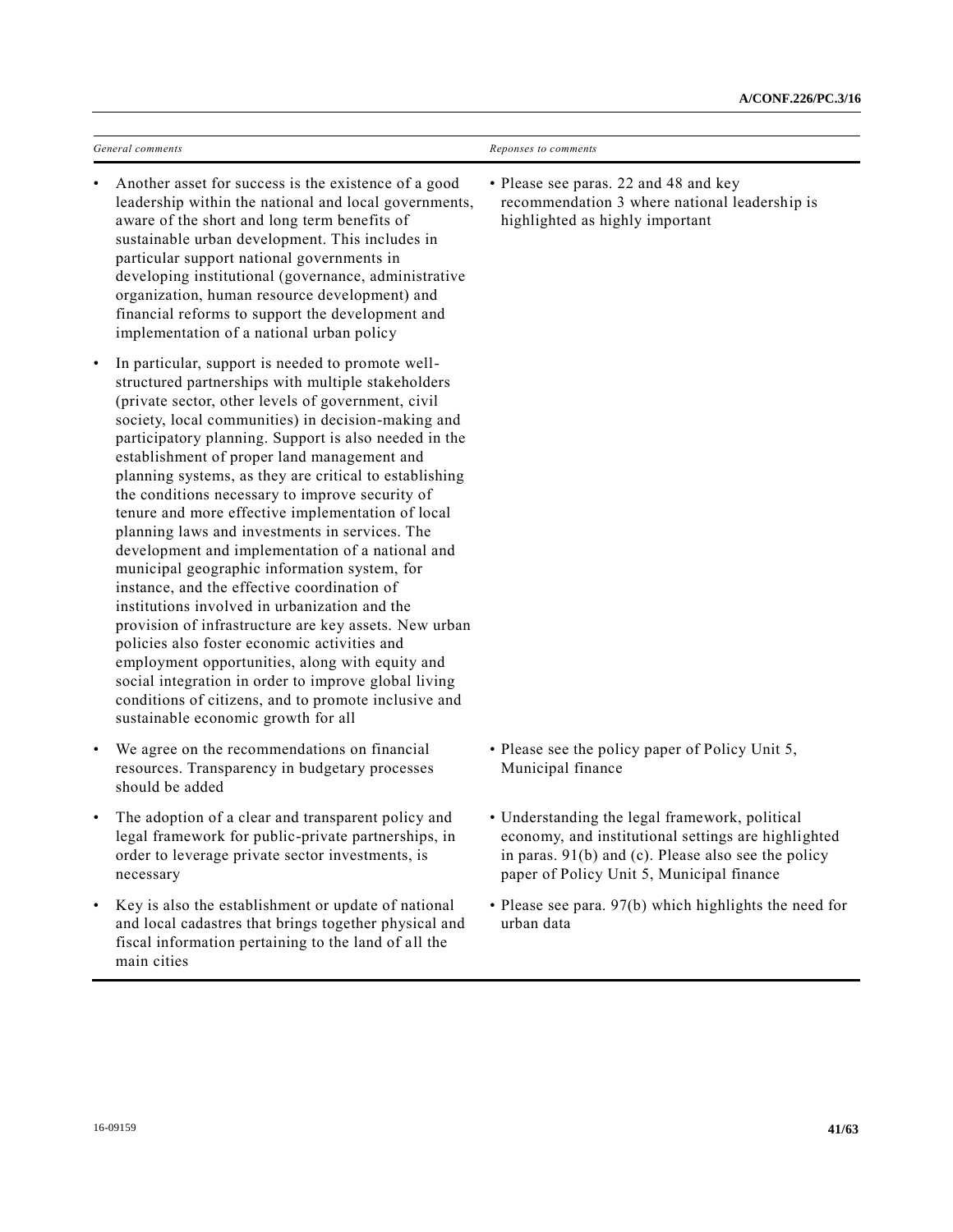| *General comments* | *Reponses to comments* |
| --- | --- |
| • Another asset for success is the existence of a good leadership within the national and local governments, aware of the short and long term benefits of sustainable urban development. This includes in particular support national governments in developing institutional (governance, administrative organization, human resource development) and financial reforms to support the development and implementation of a national urban policy | • Please see paras. 22 and 48 and key recommendation 3 where national leadership is highlighted as highly important |
| • In particular, support is needed to promote well-structured partnerships with multiple stakeholders (private sector, other levels of government, civil society, local communities) in decision-making and participatory planning. Support is also needed in the establishment of proper land management and planning systems, as they are critical to establishing the conditions necessary to improve security of tenure and more effective implementation of local planning laws and investments in services. The development and implementation of a national and municipal geographic information system, for instance, and the effective coordination of institutions involved in urbanization and the provision of infrastructure are key assets. New urban policies also foster economic activities and employment opportunities, along with equity and social integration in order to improve global living conditions of citizens, and to promote inclusive and sustainable economic growth for all | |
| • We agree on the recommendations on financial resources. Transparency in budgetary processes should be added | • Please see the policy paper of Policy Unit 5, Municipal finance |
| • The adoption of a clear and transparent policy and legal framework for public-private partnerships, in order to leverage private sector investments, is necessary | • Understanding the legal framework, political economy, and institutional settings are highlighted in paras. 91(b) and (c). Please also see the policy paper of Policy Unit 5, Municipal finance |
| • Key is also the establishment or update of national and local cadastres that brings together physical and fiscal information pertaining to the land of all the main cities | • Please see para. 97(b) which highlights the need for urban data |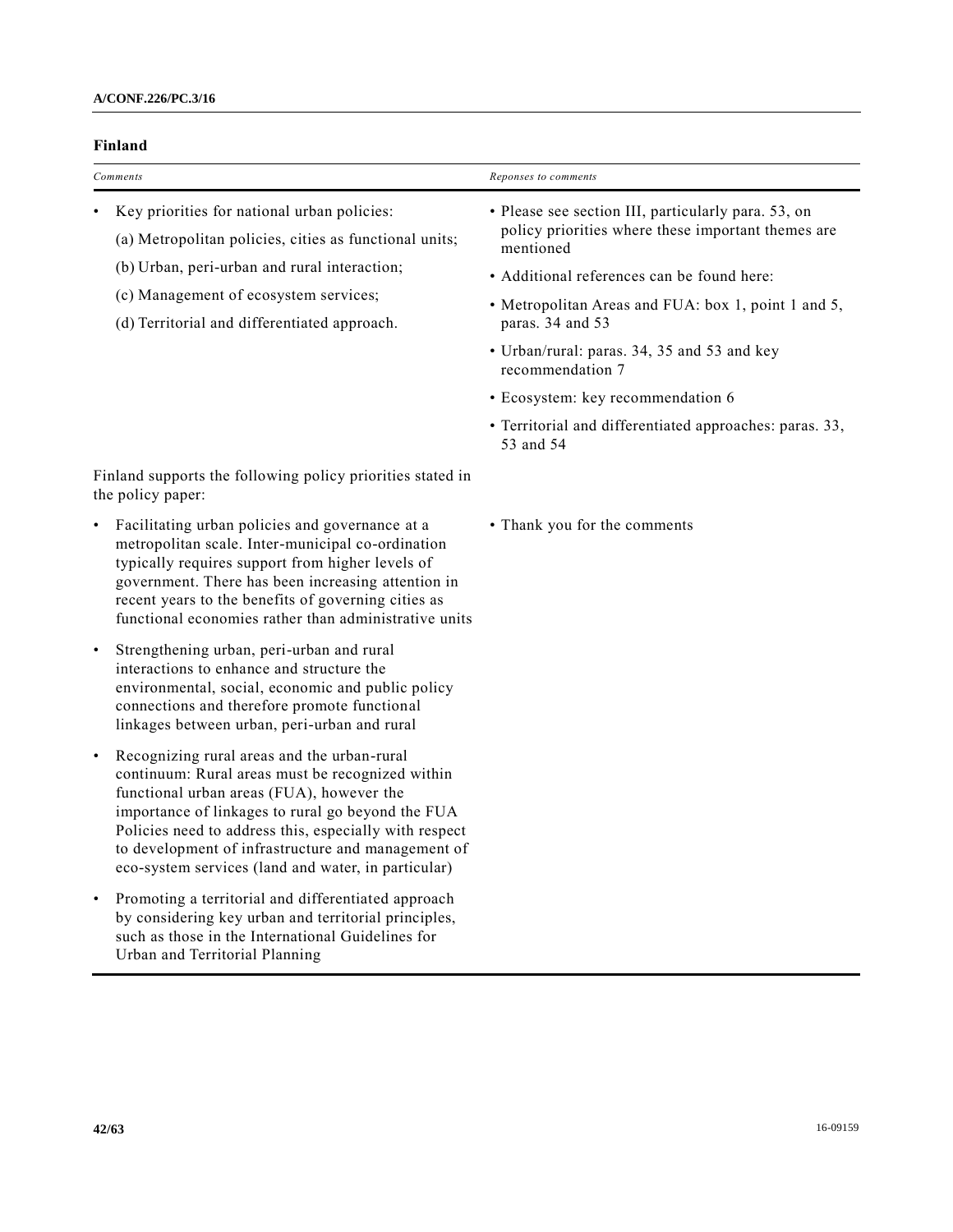**Finland**

| *Comments* | *Reponses to comments* |
|---|---|
| • Key priorities for national urban policies:<br>(a) Metropolitan policies, cities as functional units;<br>(b) Urban, peri-urban and rural interaction;<br>(c) Management of ecosystem services;<br>(d) Territorial and differentiated approach. | • Please see section III, particularly para. 53, on policy priorities where these important themes are mentioned<br>• Additional references can be found here:<br>• Metropolitan Areas and FUA: box 1, point 1 and 5, paras. 34 and 53<br>• Urban/rural: paras. 34, 35 and 53 and key recommendation 7<br>• Ecosystem: key recommendation 6<br>• Territorial and differentiated approaches: paras. 33, 53 and 54 |
| Finland supports the following policy priorities stated in the policy paper: | |
| • Facilitating urban policies and governance at a metropolitan scale. Inter-municipal co-ordination typically requires support from higher levels of government. There has been increasing attention in recent years to the benefits of governing cities as functional economies rather than administrative units | • Thank you for the comments |
| • Strengthening urban, peri-urban and rural interactions to enhance and structure the environmental, social, economic and public policy connections and therefore promote functional linkages between urban, peri-urban and rural | |
| • Recognizing rural areas and the urban-rural continuum: Rural areas must be recognized within functional urban areas (FUA), however the importance of linkages to rural go beyond the FUA Policies need to address this, especially with respect to development of infrastructure and management of eco-system services (land and water, in particular) | |
| • Promoting a territorial and differentiated approach by considering key urban and territorial principles, such as those in the International Guidelines for Urban and Territorial Planning | |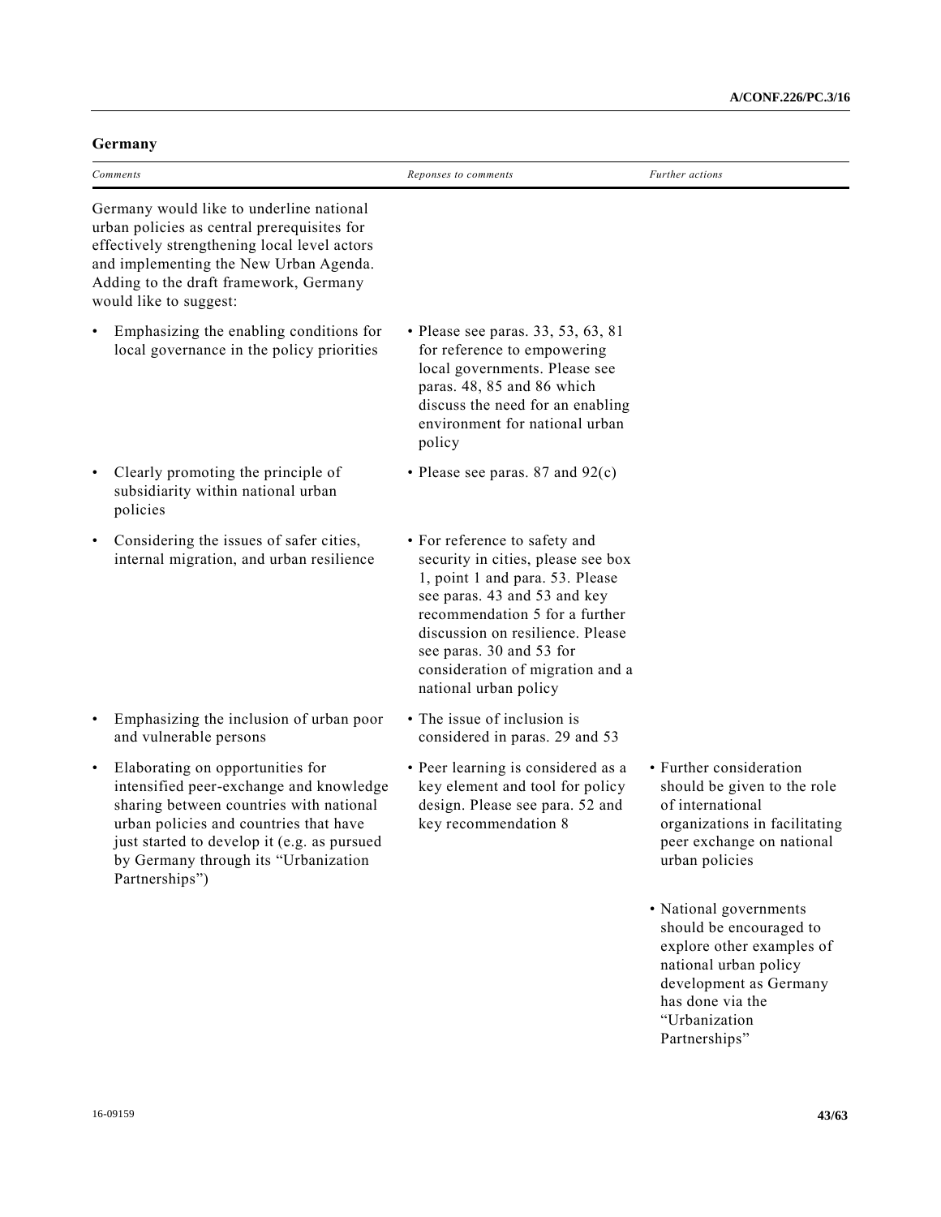**Germany**

| *Comments* | *Reponses to comments* | *Further actions* |
|---|---|---|
| Germany would like to underline national urban policies as central prerequisites for effectively strengthening local level actors and implementing the New Urban Agenda. Adding to the draft framework, Germany would like to suggest: | | |
| • Emphasizing the enabling conditions for local governance in the policy priorities | • Please see paras. 33, 53, 63, 81 for reference to empowering local governments. Please see paras. 48, 85 and 86 which discuss the need for an enabling environment for national urban policy | |
| • Clearly promoting the principle of subsidiarity within national urban policies | • Please see paras. 87 and 92(c) | |
| • Considering the issues of safer cities, internal migration, and urban resilience | • For reference to safety and security in cities, please see box 1, point 1 and para. 53. Please see paras. 43 and 53 and key recommendation 5 for a further discussion on resilience. Please see paras. 30 and 53 for consideration of migration and a national urban policy | |
| • Emphasizing the inclusion of urban poor and vulnerable persons | • The issue of inclusion is considered in paras. 29 and 53 | |
| • Elaborating on opportunities for intensified peer-exchange and knowledge sharing between countries with national urban policies and countries that have just started to develop it (e.g. as pursued by Germany through its "Urbanization Partnerships") | • Peer learning is considered as a key element and tool for policy design. Please see para. 52 and key recommendation 8 | • Further consideration should be given to the role of international organizations in facilitating peer exchange on national urban policies<br>• National governments should be encouraged to explore other examples of national urban policy development as Germany has done via the "Urbanization Partnerships" |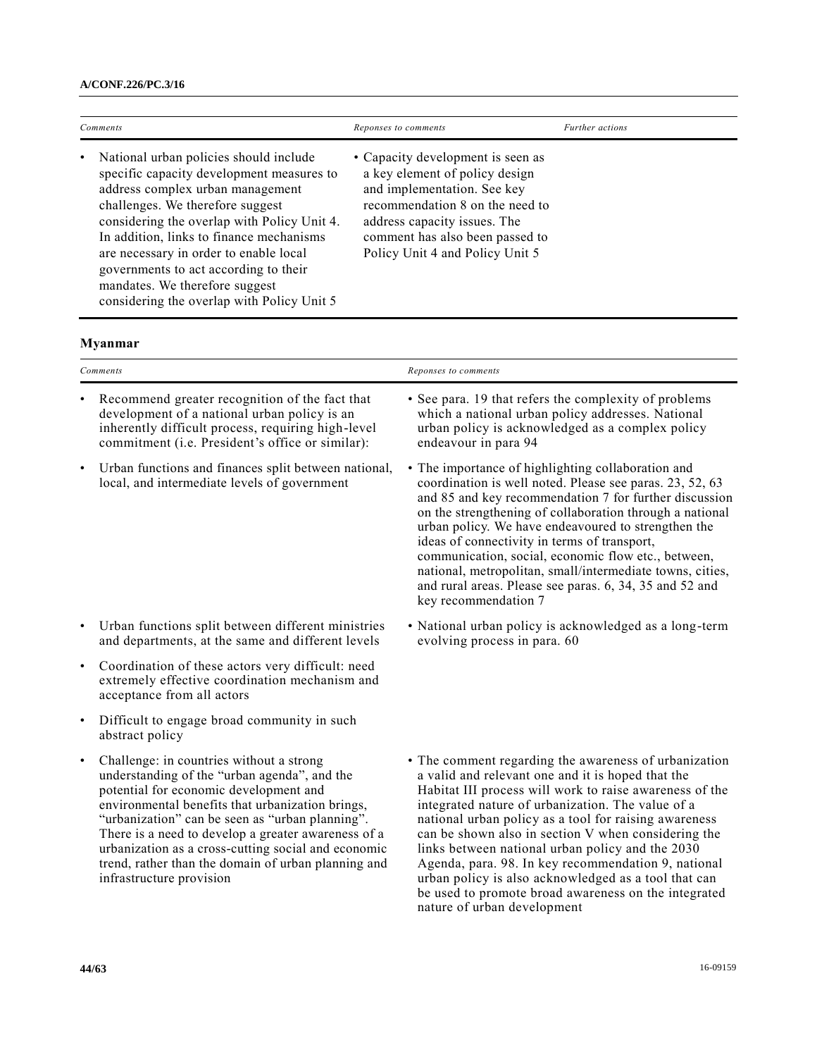| Comments | Reponses to comments | Further actions |
|---|---|---|
| • National urban policies should include specific capacity development measures to address complex urban management challenges. We therefore suggest considering the overlap with Policy Unit 4. In addition, links to finance mechanisms are necessary in order to enable local governments to act according to their mandates. We therefore suggest considering the overlap with Policy Unit 5 | • Capacity development is seen as a key element of policy design and implementation. See key recommendation 8 on the need to address capacity issues. The comment has also been passed to Policy Unit 4 and Policy Unit 5 | |

**Myanmar**

| Comments | Reponses to comments |
|---|---|
| • Recommend greater recognition of the fact that development of a national urban policy is an inherently difficult process, requiring high-level commitment (i.e. President's office or similar): | • See para. 19 that refers the complexity of problems which a national urban policy addresses. National urban policy is acknowledged as a complex policy endeavour in para 94 |
| • Urban functions and finances split between national, local, and intermediate levels of government | • The importance of highlighting collaboration and coordination is well noted. Please see paras. 23, 52, 63 and 85 and key recommendation 7 for further discussion on the strengthening of collaboration through a national urban policy. We have endeavoured to strengthen the ideas of connectivity in terms of transport, communication, social, economic flow etc., between, national, metropolitan, small/intermediate towns, cities, and rural areas. Please see paras. 6, 34, 35 and 52 and key recommendation 7 |
| • Urban functions split between different ministries and departments, at the same and different levels | • National urban policy is acknowledged as a long-term evolving process in para. 60 |
| • Coordination of these actors very difficult: need extremely effective coordination mechanism and acceptance from all actors | |
| • Difficult to engage broad community in such abstract policy | |
| • Challenge: in countries without a strong understanding of the "urban agenda", and the potential for economic development and environmental benefits that urbanization brings, "urbanization" can be seen as "urban planning". There is a need to develop a greater awareness of a urbanization as a cross-cutting social and economic trend, rather than the domain of urban planning and infrastructure provision | • The comment regarding the awareness of urbanization a valid and relevant one and it is hoped that the Habitat III process will work to raise awareness of the integrated nature of urbanization. The value of a national urban policy as a tool for raising awareness can be shown also in section V when considering the links between national urban policy and the 2030 Agenda, para. 98. In key recommendation 9, national urban policy is also acknowledged as a tool that can be used to promote broad awareness on the integrated nature of urban development |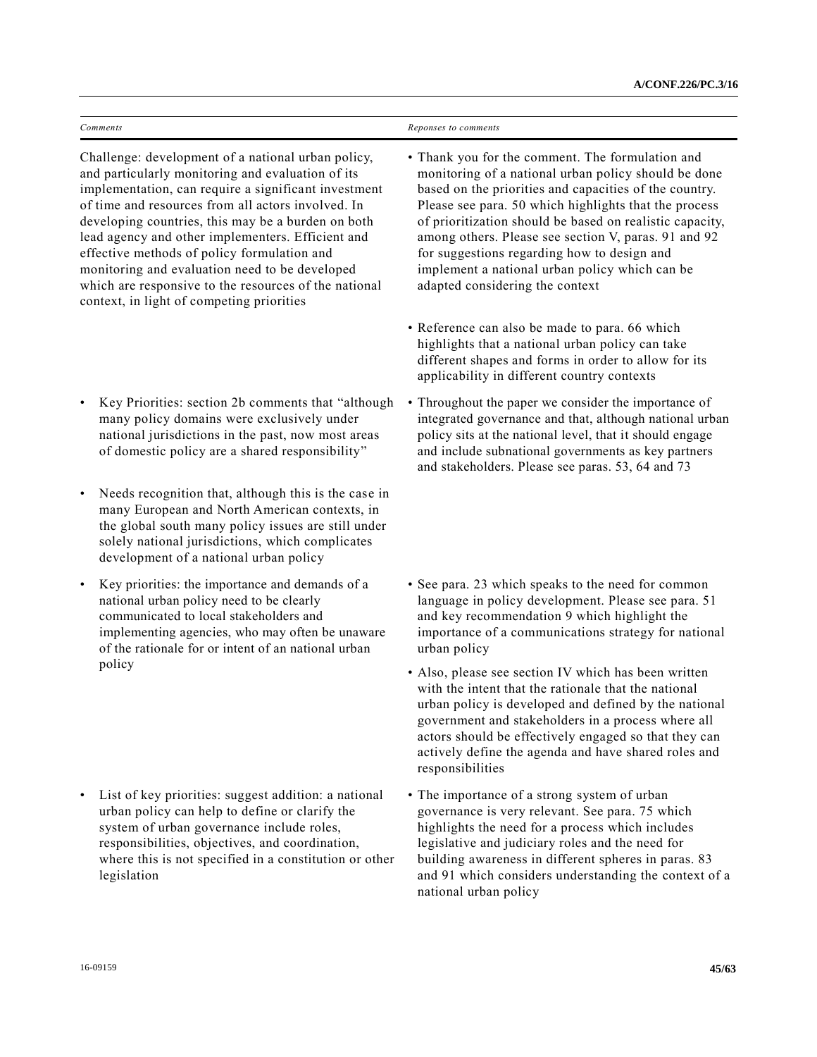| *Comments* | *Reponses to comments* |
|---|---|
| Challenge: development of a national urban policy, and particularly monitoring and evaluation of its implementation, can require a significant investment of time and resources from all actors involved. In developing countries, this may be a burden on both lead agency and other implementers. Efficient and effective methods of policy formulation and monitoring and evaluation need to be developed which are responsive to the resources of the national context, in light of competing priorities | • Thank you for the comment. The formulation and monitoring of a national urban policy should be done based on the priorities and capacities of the country. Please see para. 50 which highlights that the process of prioritization should be based on realistic capacity, among others. Please see section V, paras. 91 and 92 for suggestions regarding how to design and implement a national urban policy which can be adapted considering the context |
| | • Reference can also be made to para. 66 which highlights that a national urban policy can take different shapes and forms in order to allow for its applicability in different country contexts |
| • Key Priorities: section 2b comments that "although many policy domains were exclusively under national jurisdictions in the past, now most areas of domestic policy are a shared responsibility" | • Throughout the paper we consider the importance of integrated governance and that, although national urban policy sits at the national level, that it should engage and include subnational governments as key partners and stakeholders. Please see paras. 53, 64 and 73 |
| • Needs recognition that, although this is the case in many European and North American contexts, in the global south many policy issues are still under solely national jurisdictions, which complicates development of a national urban policy | |
| • Key priorities: the importance and demands of a national urban policy need to be clearly communicated to local stakeholders and implementing agencies, who may often be unaware of the rationale for or intent of an national urban policy | • See para. 23 which speaks to the need for common language in policy development. Please see para. 51 and key recommendation 9 which highlight the importance of a communications strategy for national urban policy |
| | • Also, please see section IV which has been written with the intent that the rationale that the national urban policy is developed and defined by the national government and stakeholders in a process where all actors should be effectively engaged so that they can actively define the agenda and have shared roles and responsibilities |
| • List of key priorities: suggest addition: a national urban policy can help to define or clarify the system of urban governance include roles, responsibilities, objectives, and coordination, where this is not specified in a constitution or other legislation | • The importance of a strong system of urban governance is very relevant. See para. 75 which highlights the need for a process which includes legislative and judiciary roles and the need for building awareness in different spheres in paras. 83 and 91 which considers understanding the context of a national urban policy |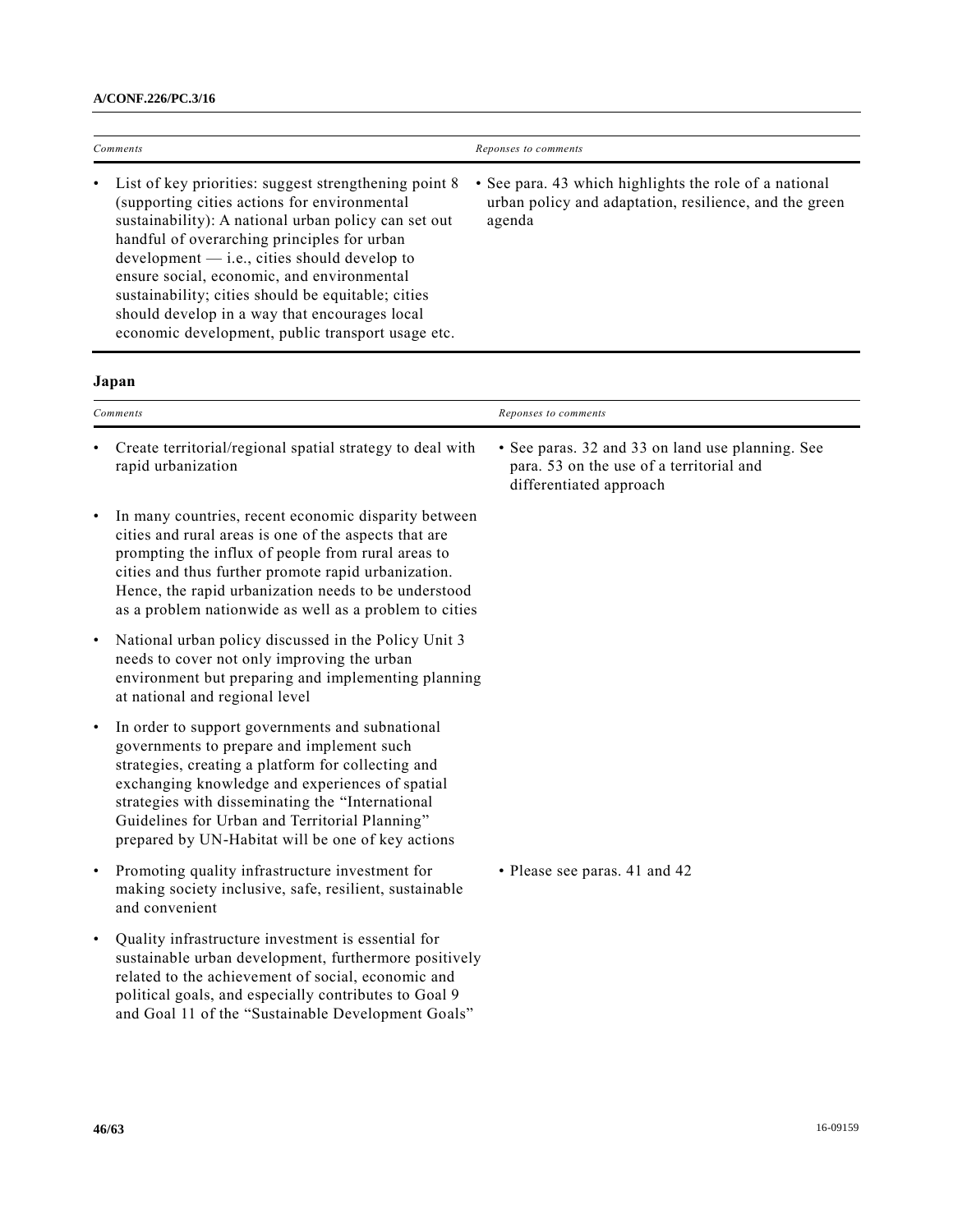| *Comments* | *Reponses to comments* |
|---|---|
| • List of key priorities: suggest strengthening point 8 (supporting cities actions for environmental sustainability): A national urban policy can set out handful of overarching principles for urban development — i.e., cities should develop to ensure social, economic, and environmental sustainability; cities should be equitable; cities should develop in a way that encourages local economic development, public transport usage etc. | • See para. 43 which highlights the role of a national urban policy and adaptation, resilience, and the green agenda |

### Japan

| *Comments* | *Reponses to comments* |
|---|---|
| • Create territorial/regional spatial strategy to deal with rapid urbanization | • See paras. 32 and 33 on land use planning. See para. 53 on the use of a territorial and differentiated approach |
| • In many countries, recent economic disparity between cities and rural areas is one of the aspects that are prompting the influx of people from rural areas to cities and thus further promote rapid urbanization. Hence, the rapid urbanization needs to be understood as a problem nationwide as well as a problem to cities | |
| • National urban policy discussed in the Policy Unit 3 needs to cover not only improving the urban environment but preparing and implementing planning at national and regional level | |
| • In order to support governments and subnational governments to prepare and implement such strategies, creating a platform for collecting and exchanging knowledge and experiences of spatial strategies with disseminating the "International Guidelines for Urban and Territorial Planning" prepared by UN-Habitat will be one of key actions | |
| • Promoting quality infrastructure investment for making society inclusive, safe, resilient, sustainable and convenient | • Please see paras. 41 and 42 |
| • Quality infrastructure investment is essential for sustainable urban development, furthermore positively related to the achievement of social, economic and political goals, and especially contributes to Goal 9 and Goal 11 of the "Sustainable Development Goals" | |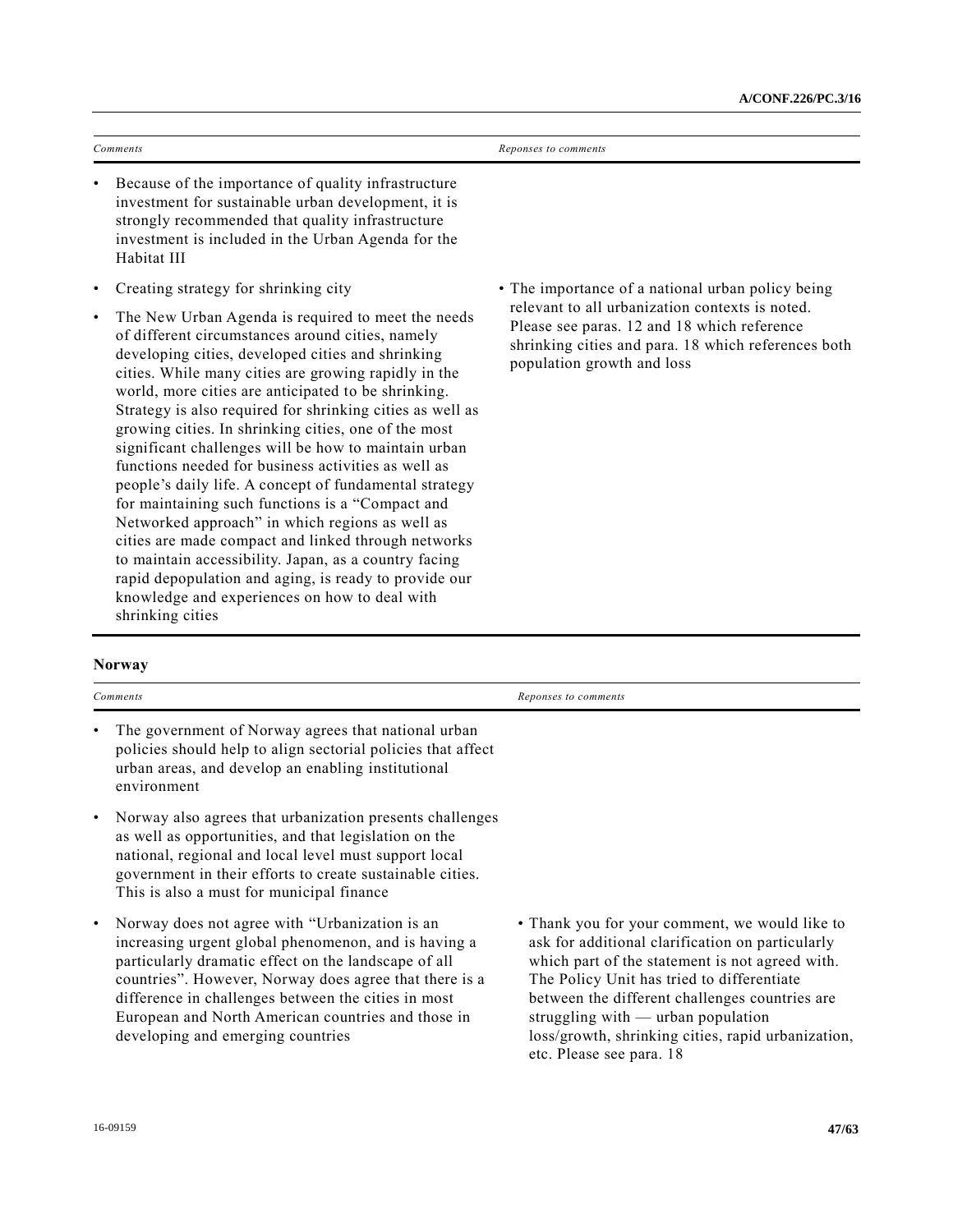| *Comments* | *Reponses to comments* |
| --- | --- |
| • Because of the importance of quality infrastructure investment for sustainable urban development, it is strongly recommended that quality infrastructure investment is included in the Urban Agenda for the Habitat III | |
| • Creating strategy for shrinking city<br>• The New Urban Agenda is required to meet the needs of different circumstances around cities, namely developing cities, developed cities and shrinking cities. While many cities are growing rapidly in the world, more cities are anticipated to be shrinking. Strategy is also required for shrinking cities as well as growing cities. In shrinking cities, one of the most significant challenges will be how to maintain urban functions needed for business activities as well as people's daily life. A concept of fundamental strategy for maintaining such functions is a "Compact and Networked approach" in which regions as well as cities are made compact and linked through networks to maintain accessibility. Japan, as a country facing rapid depopulation and aging, is ready to provide our knowledge and experiences on how to deal with shrinking cities | • The importance of a national urban policy being relevant to all urbanization contexts is noted. Please see paras. 12 and 18 which reference shrinking cities and para. 18 which references both population growth and loss |

**Norway**

| *Comments* | *Reponses to comments* |
| --- | --- |
| • The government of Norway agrees that national urban policies should help to align sectorial policies that affect urban areas, and develop an enabling institutional environment | |
| • Norway also agrees that urbanization presents challenges as well as opportunities, and that legislation on the national, regional and local level must support local government in their efforts to create sustainable cities. This is also a must for municipal finance | |
| • Norway does not agree with "Urbanization is an increasing urgent global phenomenon, and is having a particularly dramatic effect on the landscape of all countries". However, Norway does agree that there is a difference in challenges between the cities in most European and North American countries and those in developing and emerging countries | • Thank you for your comment, we would like to ask for additional clarification on particularly which part of the statement is not agreed with. The Policy Unit has tried to differentiate between the different challenges countries are struggling with — urban population loss/growth, shrinking cities, rapid urbanization, etc. Please see para. 18 |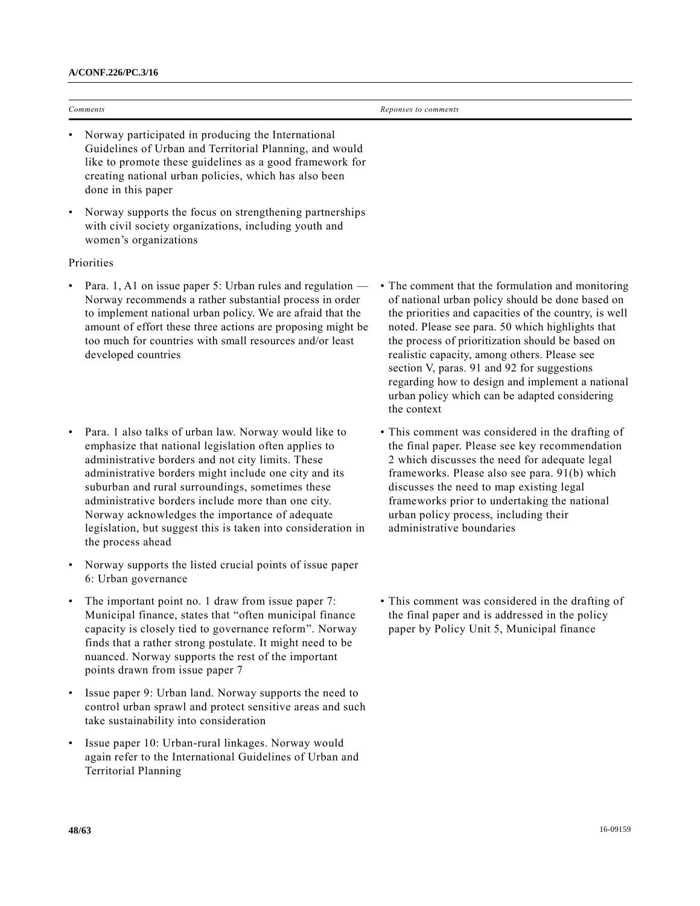| *Comments* | *Reponses to comments* |
|---|---|
| • Norway participated in producing the International Guidelines of Urban and Territorial Planning, and would like to promote these guidelines as a good framework for creating national urban policies, which has also been done in this paper | |
| • Norway supports the focus on strengthening partnerships with civil society organizations, including youth and women's organizations | |
| Priorities | |
| • Para. 1, A1 on issue paper 5: Urban rules and regulation — Norway recommends a rather substantial process in order to implement national urban policy. We are afraid that the amount of effort these three actions are proposing might be too much for countries with small resources and/or least developed countries | • The comment that the formulation and monitoring of national urban policy should be done based on the priorities and capacities of the country, is well noted. Please see para. 50 which highlights that the process of prioritization should be based on realistic capacity, among others. Please see section V, paras. 91 and 92 for suggestions regarding how to design and implement a national urban policy which can be adapted considering the context |
| • Para. 1 also talks of urban law. Norway would like to emphasize that national legislation often applies to administrative borders and not city limits. These administrative borders might include one city and its suburban and rural surroundings, sometimes these administrative borders include more than one city. Norway acknowledges the importance of adequate legislation, but suggest this is taken into consideration in the process ahead | • This comment was considered in the drafting of the final paper. Please see key recommendation 2 which discusses the need for adequate legal frameworks. Please also see para. 91(b) which discusses the need to map existing legal frameworks prior to undertaking the national urban policy process, including their administrative boundaries |
| • Norway supports the listed crucial points of issue paper 6: Urban governance | |
| • The important point no. 1 draw from issue paper 7: Municipal finance, states that "often municipal finance capacity is closely tied to governance reform". Norway finds that a rather strong postulate. It might need to be nuanced. Norway supports the rest of the important points drawn from issue paper 7 | • This comment was considered in the drafting of the final paper and is addressed in the policy paper by Policy Unit 5, Municipal finance |
| • Issue paper 9: Urban land. Norway supports the need to control urban sprawl and protect sensitive areas and such take sustainability into consideration | |
| • Issue paper 10: Urban-rural linkages. Norway would again refer to the International Guidelines of Urban and Territorial Planning | |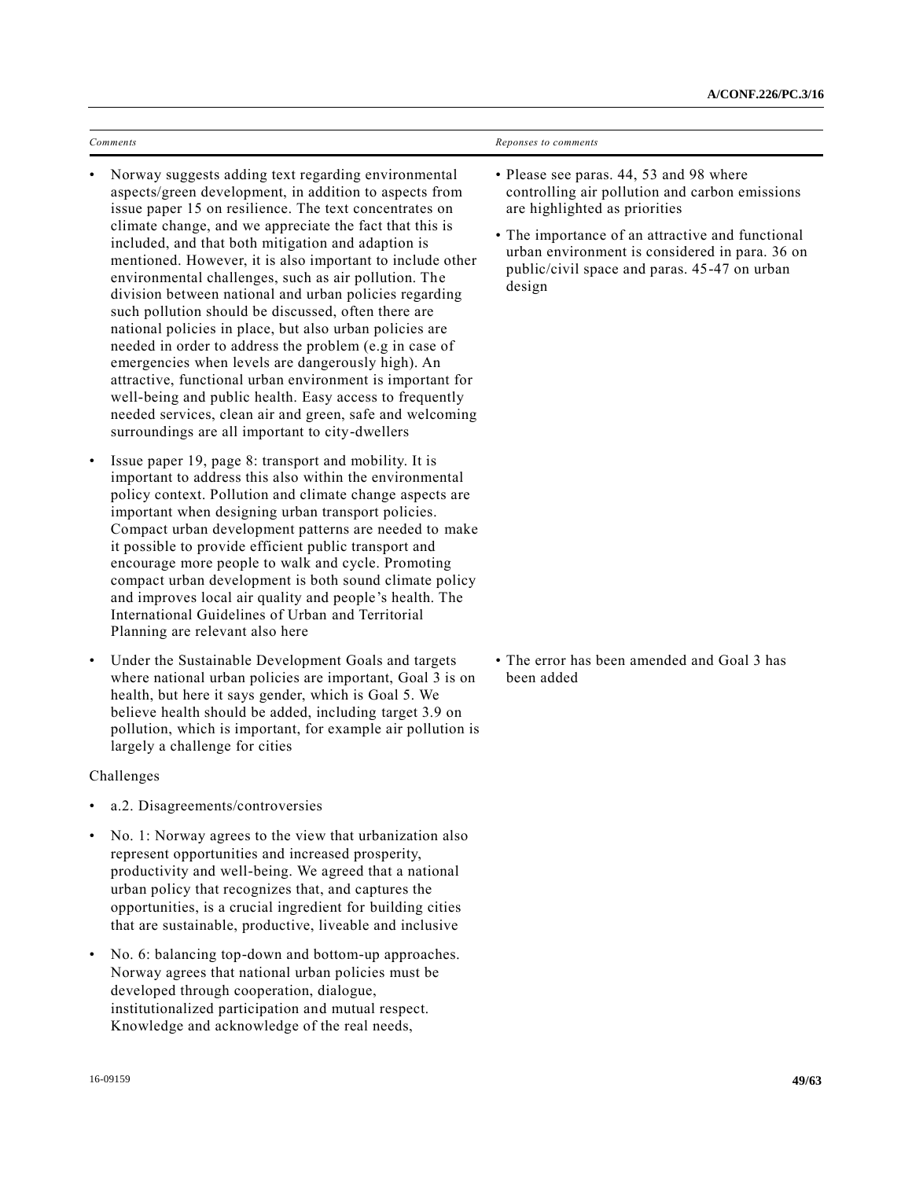| *Comments* | *Reponses to comments* |
|---|---|
| • Norway suggests adding text regarding environmental aspects/green development, in addition to aspects from issue paper 15 on resilience. The text concentrates on climate change, and we appreciate the fact that this is included, and that both mitigation and adaption is mentioned. However, it is also important to include other environmental challenges, such as air pollution. The division between national and urban policies regarding such pollution should be discussed, often there are national policies in place, but also urban policies are needed in order to address the problem (e.g in case of emergencies when levels are dangerously high). An attractive, functional urban environment is important for well-being and public health. Easy access to frequently needed services, clean air and green, safe and welcoming surroundings are all important to city-dwellers | • Please see paras. 44, 53 and 98 where controlling air pollution and carbon emissions are highlighted as priorities<br><br>• The importance of an attractive and functional urban environment is considered in para. 36 on public/civil space and paras. 45-47 on urban design |
| • Issue paper 19, page 8: transport and mobility. It is important to address this also within the environmental policy context. Pollution and climate change aspects are important when designing urban transport policies. Compact urban development patterns are needed to make it possible to provide efficient public transport and encourage more people to walk and cycle. Promoting compact urban development is both sound climate policy and improves local air quality and people's health. The International Guidelines of Urban and Territorial Planning are relevant also here | |
| • Under the Sustainable Development Goals and targets where national urban policies are important, Goal 3 is on health, but here it says gender, which is Goal 5. We believe health should be added, including target 3.9 on pollution, which is important, for example air pollution is largely a challenge for cities | • The error has been amended and Goal 3 has been added |
| Challenges | |
| • a.2. Disagreements/controversies | |
| • No. 1: Norway agrees to the view that urbanization also represent opportunities and increased prosperity, productivity and well-being. We agreed that a national urban policy that recognizes that, and captures the opportunities, is a crucial ingredient for building cities that are sustainable, productive, liveable and inclusive | |
| • No. 6: balancing top-down and bottom-up approaches. Norway agrees that national urban policies must be developed through cooperation, dialogue, institutionalized participation and mutual respect. Knowledge and acknowledge of the real needs, | |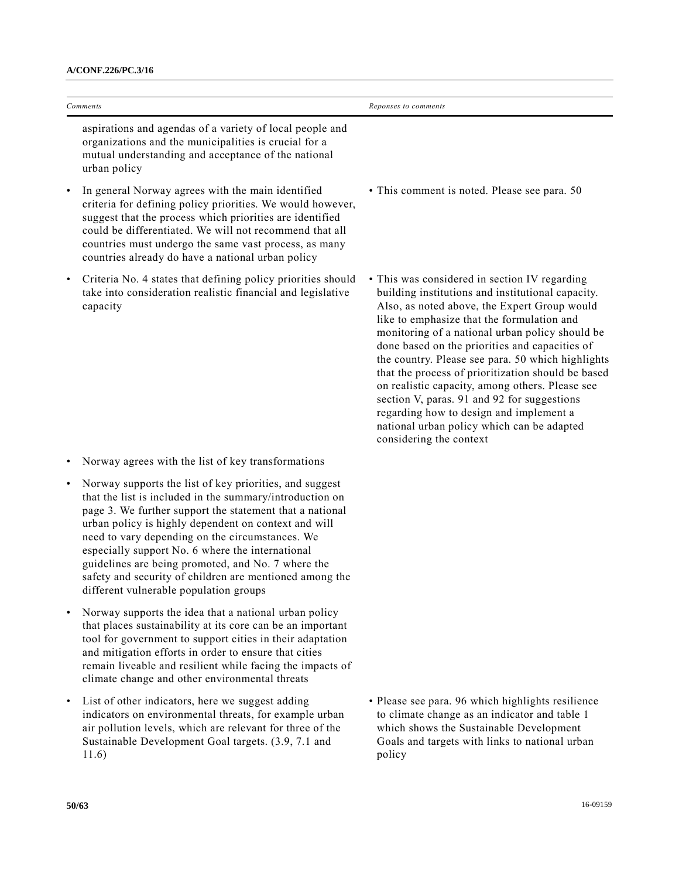| *Comments* | *Reponses to comments* |
|---|---|
| aspirations and agendas of a variety of local people and organizations and the municipalities is crucial for a mutual understanding and acceptance of the national urban policy | |
| • In general Norway agrees with the main identified criteria for defining policy priorities. We would however, suggest that the process which priorities are identified could be differentiated. We will not recommend that all countries must undergo the same vast process, as many countries already do have a national urban policy | • This comment is noted. Please see para. 50 |
| • Criteria No. 4 states that defining policy priorities should take into consideration realistic financial and legislative capacity | • This was considered in section IV regarding building institutions and institutional capacity. Also, as noted above, the Expert Group would like to emphasize that the formulation and monitoring of a national urban policy should be done based on the priorities and capacities of the country. Please see para. 50 which highlights that the process of prioritization should be based on realistic capacity, among others. Please see section V, paras. 91 and 92 for suggestions regarding how to design and implement a national urban policy which can be adapted considering the context |
| • Norway agrees with the list of key transformations | |
| • Norway supports the list of key priorities, and suggest that the list is included in the summary/introduction on page 3. We further support the statement that a national urban policy is highly dependent on context and will need to vary depending on the circumstances. We especially support No. 6 where the international guidelines are being promoted, and No. 7 where the safety and security of children are mentioned among the different vulnerable population groups | |
| • Norway supports the idea that a national urban policy that places sustainability at its core can be an important tool for government to support cities in their adaptation and mitigation efforts in order to ensure that cities remain liveable and resilient while facing the impacts of climate change and other environmental threats | |
| • List of other indicators, here we suggest adding indicators on environmental threats, for example urban air pollution levels, which are relevant for three of the Sustainable Development Goal targets. (3.9, 7.1 and 11.6) | • Please see para. 96 which highlights resilience to climate change as an indicator and table 1 which shows the Sustainable Development Goals and targets with links to national urban policy |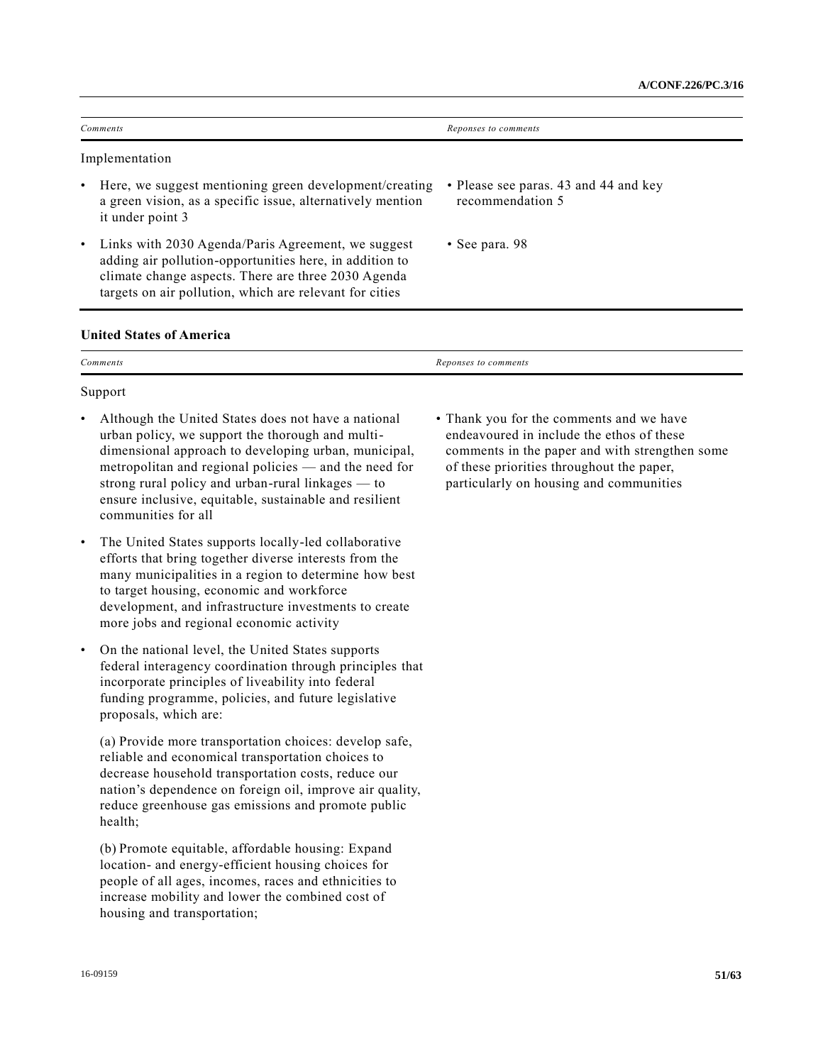| *Comments* | *Reponses to comments* |
|---|---|
| Implementation | |
| • Here, we suggest mentioning green development/creating a green vision, as a specific issue, alternatively mention it under point 3 | • Please see paras. 43 and 44 and key recommendation 5 |
| • Links with 2030 Agenda/Paris Agreement, we suggest adding air pollution-opportunities here, in addition to climate change aspects. There are three 2030 Agenda targets on air pollution, which are relevant for cities | • See para. 98 |

**United States of America**

| *Comments* | *Reponses to comments* |
|---|---|
| Support | |
| • Although the United States does not have a national urban policy, we support the thorough and multi-dimensional approach to developing urban, municipal, metropolitan and regional policies — and the need for strong rural policy and urban-rural linkages — to ensure inclusive, equitable, sustainable and resilient communities for all | • Thank you for the comments and we have endeavoured in include the ethos of these comments in the paper and with strengthen some of these priorities throughout the paper, particularly on housing and communities |
| • The United States supports locally-led collaborative efforts that bring together diverse interests from the many municipalities in a region to determine how best to target housing, economic and workforce development, and infrastructure investments to create more jobs and regional economic activity | |
| • On the national level, the United States supports federal interagency coordination through principles that incorporate principles of liveability into federal funding programme, policies, and future legislative proposals, which are:<br><br>(a) Provide more transportation choices: develop safe, reliable and economical transportation choices to decrease household transportation costs, reduce our nation's dependence on foreign oil, improve air quality, reduce greenhouse gas emissions and promote public health;<br><br>(b) Promote equitable, affordable housing: Expand location- and energy-efficient housing choices for people of all ages, incomes, races and ethnicities to increase mobility and lower the combined cost of housing and transportation; | |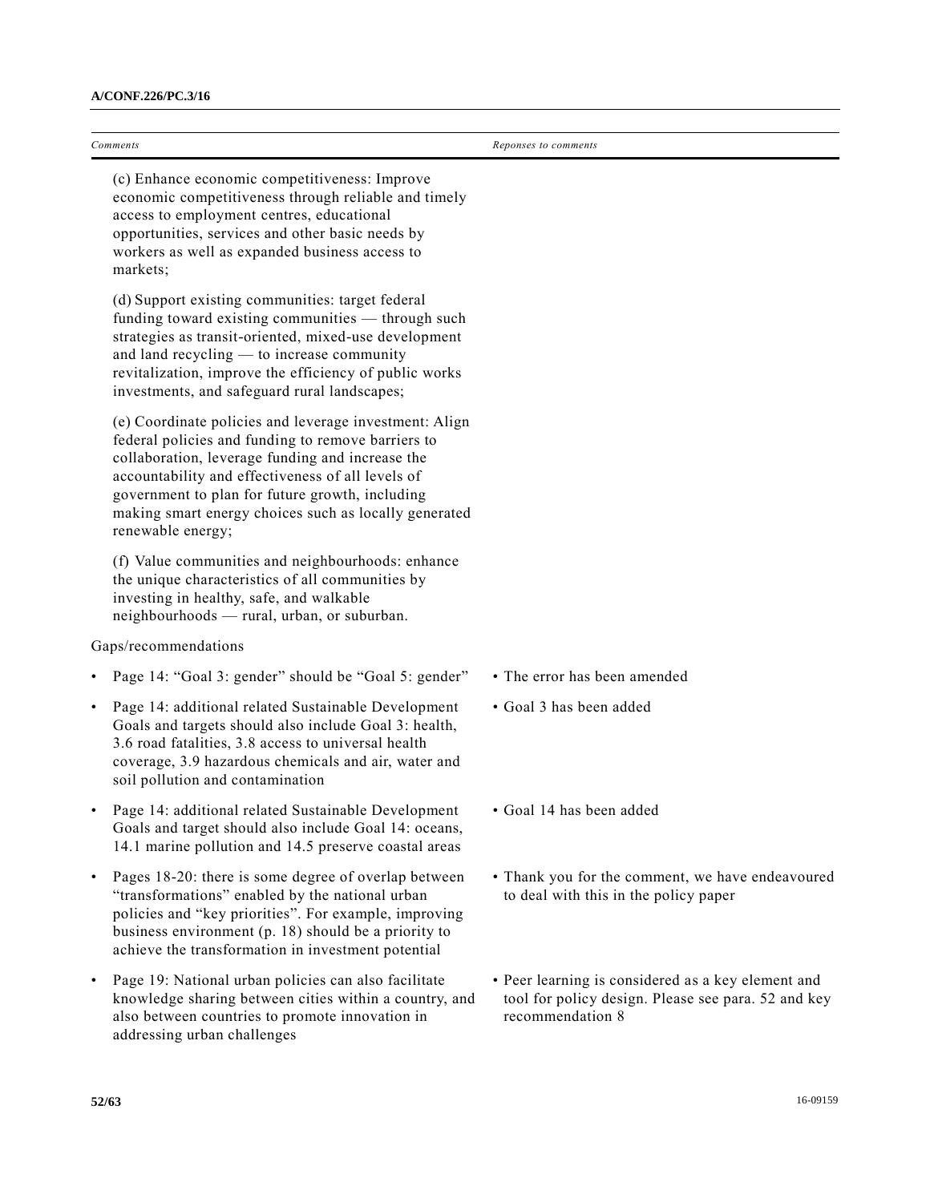| Comments | Reponses to comments |
|---|---|
| (c) Enhance economic competitiveness: Improve economic competitiveness through reliable and timely access to employment centres, educational opportunities, services and other basic needs by workers as well as expanded business access to markets; | |
| (d) Support existing communities: target federal funding toward existing communities — through such strategies as transit-oriented, mixed-use development and land recycling — to increase community revitalization, improve the efficiency of public works investments, and safeguard rural landscapes; | |
| (e) Coordinate policies and leverage investment: Align federal policies and funding to remove barriers to collaboration, leverage funding and increase the accountability and effectiveness of all levels of government to plan for future growth, including making smart energy choices such as locally generated renewable energy; | |
| (f) Value communities and neighbourhoods: enhance the unique characteristics of all communities by investing in healthy, safe, and walkable neighbourhoods — rural, urban, or suburban. | |
| Gaps/recommendations | |
| • Page 14: "Goal 3: gender" should be "Goal 5: gender" | • The error has been amended |
| • Page 14: additional related Sustainable Development Goals and targets should also include Goal 3: health, 3.6 road fatalities, 3.8 access to universal health coverage, 3.9 hazardous chemicals and air, water and soil pollution and contamination | • Goal 3 has been added |
| • Page 14: additional related Sustainable Development Goals and target should also include Goal 14: oceans, 14.1 marine pollution and 14.5 preserve coastal areas | • Goal 14 has been added |
| • Pages 18-20: there is some degree of overlap between "transformations" enabled by the national urban policies and "key priorities". For example, improving business environment (p. 18) should be a priority to achieve the transformation in investment potential | • Thank you for the comment, we have endeavoured to deal with this in the policy paper |
| • Page 19: National urban policies can also facilitate knowledge sharing between cities within a country, and also between countries to promote innovation in addressing urban challenges | • Peer learning is considered as a key element and tool for policy design. Please see para. 52 and key recommendation 8 |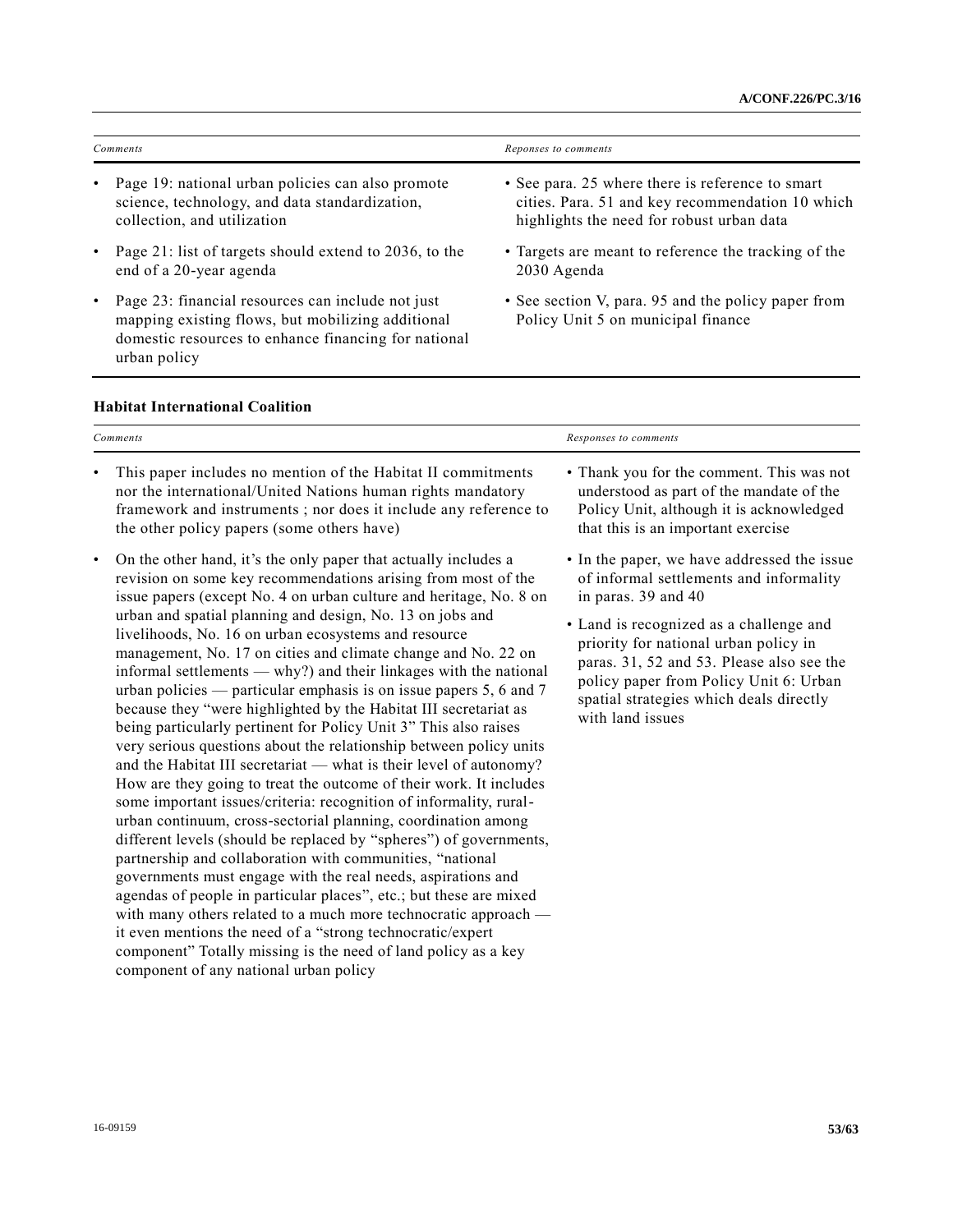| *Comments* | *Reponses to comments* |
| --- | --- |
| • Page 19: national urban policies can also promote science, technology, and data standardization, collection, and utilization | • See para. 25 where there is reference to smart cities. Para. 51 and key recommendation 10 which highlights the need for robust urban data |
| • Page 21: list of targets should extend to 2036, to the end of a 20-year agenda | • Targets are meant to reference the tracking of the 2030 Agenda |
| • Page 23: financial resources can include not just mapping existing flows, but mobilizing additional domestic resources to enhance financing for national urban policy | • See section V, para. 95 and the policy paper from Policy Unit 5 on municipal finance |

**Habitat International Coalition**

| *Comments* | *Responses to comments* |
| --- | --- |
| • This paper includes no mention of the Habitat II commitments nor the international/United Nations human rights mandatory framework and instruments ; nor does it include any reference to the other policy papers (some others have) | • Thank you for the comment. This was not understood as part of the mandate of the Policy Unit, although it is acknowledged that this is an important exercise |
| • On the other hand, it's the only paper that actually includes a revision on some key recommendations arising from most of the issue papers (except No. 4 on urban culture and heritage, No. 8 on urban and spatial planning and design, No. 13 on jobs and livelihoods, No. 16 on urban ecosystems and resource management, No. 17 on cities and climate change and No. 22 on informal settlements — why?) and their linkages with the national urban policies — particular emphasis is on issue papers 5, 6 and 7 because they "were highlighted by the Habitat III secretariat as being particularly pertinent for Policy Unit 3" This also raises very serious questions about the relationship between policy units and the Habitat III secretariat — what is their level of autonomy? How are they going to treat the outcome of their work. It includes some important issues/criteria: recognition of informality, rural-urban continuum, cross-sectorial planning, coordination among different levels (should be replaced by "spheres") of governments, partnership and collaboration with communities, "national governments must engage with the real needs, aspirations and agendas of people in particular places", etc.; but these are mixed with many others related to a much more technocratic approach — it even mentions the need of a "strong technocratic/expert component" Totally missing is the need of land policy as a key component of any national urban policy | • In the paper, we have addressed the issue of informal settlements and informality in paras. 39 and 40<br>• Land is recognized as a challenge and priority for national urban policy in paras. 31, 52 and 53. Please also see the policy paper from Policy Unit 6: Urban spatial strategies which deals directly with land issues |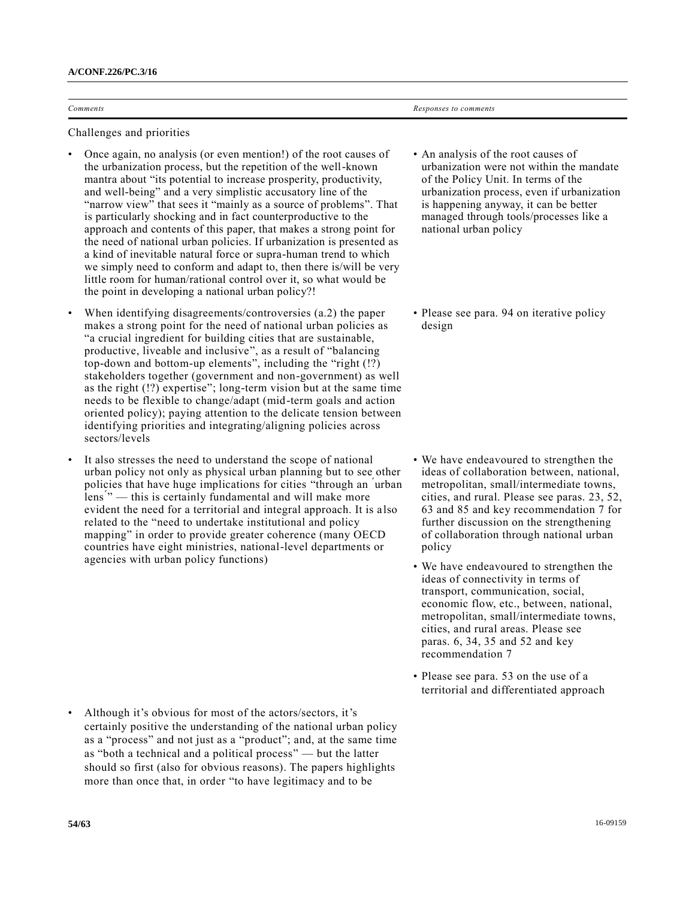| *Comments* | *Responses to comments* |
|---|---|
| Challenges and priorities | |
| • Once again, no analysis (or even mention!) of the root causes of the urbanization process, but the repetition of the well-known mantra about "its potential to increase prosperity, productivity, and well-being" and a very simplistic accusatory line of the "narrow view" that sees it "mainly as a source of problems". That is particularly shocking and in fact counterproductive to the approach and contents of this paper, that makes a strong point for the need of national urban policies. If urbanization is presented as a kind of inevitable natural force or supra-human trend to which we simply need to conform and adapt to, then there is/will be very little room for human/rational control over it, so what would be the point in developing a national urban policy?! | • An analysis of the root causes of urbanization were not within the mandate of the Policy Unit. In terms of the urbanization process, even if urbanization is happening anyway, it can be better managed through tools/processes like a national urban policy |
| • When identifying disagreements/controversies (a.2) the paper makes a strong point for the need of national urban policies as "a crucial ingredient for building cities that are sustainable, productive, liveable and inclusive", as a result of "balancing top-down and bottom-up elements", including the "right (!?) stakeholders together (government and non-government) as well as the right (!?) expertise"; long-term vision but at the same time needs to be flexible to change/adapt (mid-term goals and action oriented policy); paying attention to the delicate tension between identifying priorities and integrating/aligning policies across sectors/levels | • Please see para. 94 on iterative policy design |
| • It also stresses the need to understand the scope of national urban policy not only as physical urban planning but to see other policies that have huge implications for cities "through an ´urban lens´" — this is certainly fundamental and will make more evident the need for a territorial and integral approach. It is also related to the "need to undertake institutional and policy mapping" in order to provide greater coherence (many OECD countries have eight ministries, national-level departments or agencies with urban policy functions) | • We have endeavoured to strengthen the ideas of collaboration between, national, metropolitan, small/intermediate towns, cities, and rural. Please see paras. 23, 52, 63 and 85 and key recommendation 7 for further discussion on the strengthening of collaboration through national urban policy<br>• We have endeavoured to strengthen the ideas of connectivity in terms of transport, communication, social, economic flow, etc., between, national, metropolitan, small/intermediate towns, cities, and rural areas. Please see paras. 6, 34, 35 and 52 and key recommendation 7<br>• Please see para. 53 on the use of a territorial and differentiated approach |
| • Although it's obvious for most of the actors/sectors, it's certainly positive the understanding of the national urban policy as a "process" and not just as a "product"; and, at the same time as "both a technical and a political process" — but the latter should so first (also for obvious reasons). The papers highlights more than once that, in order "to have legitimacy and to be | |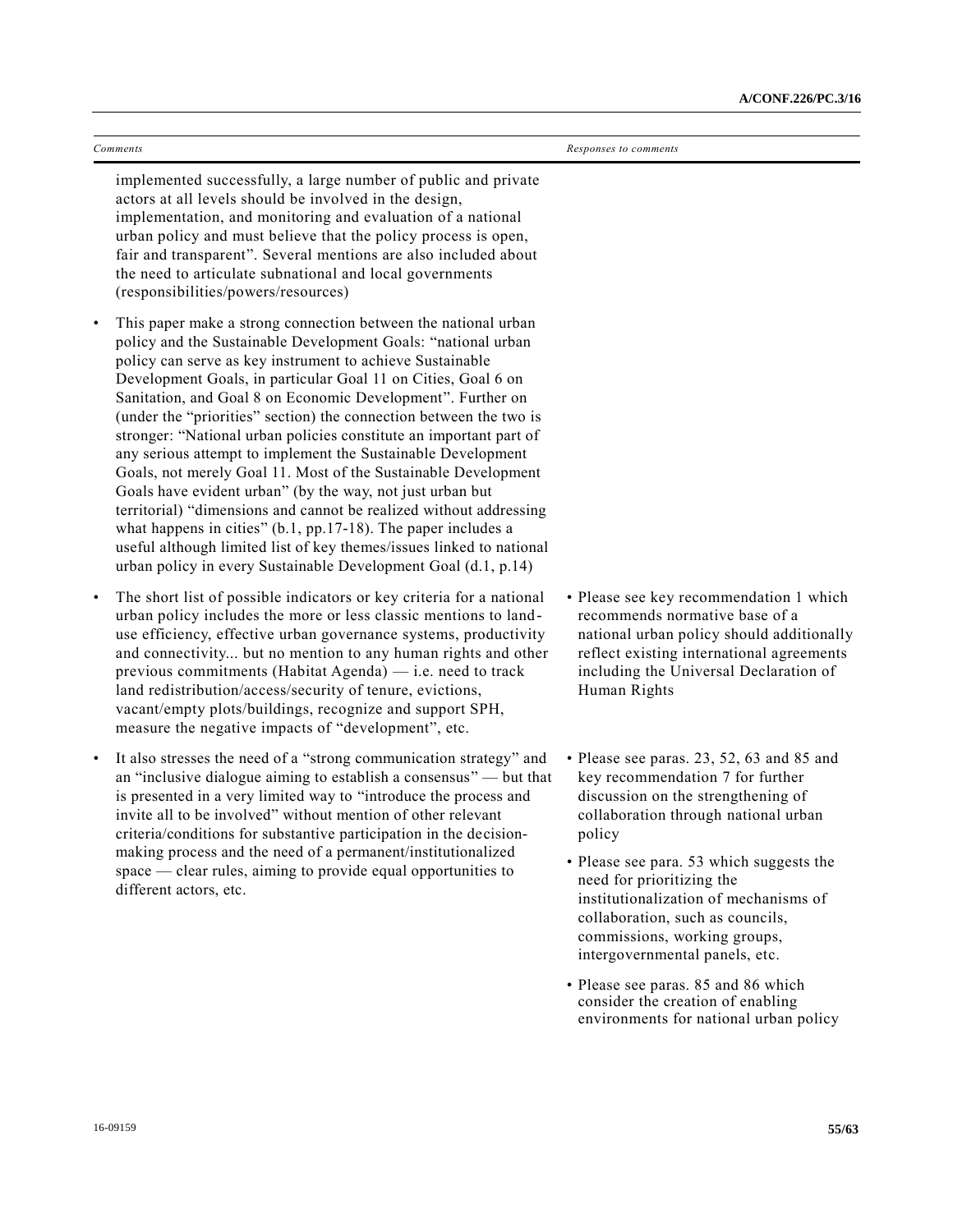| *Comments* | *Responses to comments* |
|---|---|
| implemented successfully, a large number of public and private actors at all levels should be involved in the design, implementation, and monitoring and evaluation of a national urban policy and must believe that the policy process is open, fair and transparent". Several mentions are also included about the need to articulate subnational and local governments (responsibilities/powers/resources) | |
| • This paper make a strong connection between the national urban policy and the Sustainable Development Goals: "national urban policy can serve as key instrument to achieve Sustainable Development Goals, in particular Goal 11 on Cities, Goal 6 on Sanitation, and Goal 8 on Economic Development". Further on (under the "priorities" section) the connection between the two is stronger: "National urban policies constitute an important part of any serious attempt to implement the Sustainable Development Goals, not merely Goal 11. Most of the Sustainable Development Goals have evident urban" (by the way, not just urban but territorial) "dimensions and cannot be realized without addressing what happens in cities" (b.1, pp.17-18). The paper includes a useful although limited list of key themes/issues linked to national urban policy in every Sustainable Development Goal (d.1, p.14) | |
| • The short list of possible indicators or key criteria for a national urban policy includes the more or less classic mentions to land-use efficiency, effective urban governance systems, productivity and connectivity... but no mention to any human rights and other previous commitments (Habitat Agenda) — i.e. need to track land redistribution/access/security of tenure, evictions, vacant/empty plots/buildings, recognize and support SPH, measure the negative impacts of "development", etc. | • Please see key recommendation 1 which recommends normative base of a national urban policy should additionally reflect existing international agreements including the Universal Declaration of Human Rights |
| • It also stresses the need of a "strong communication strategy" and an "inclusive dialogue aiming to establish a consensus" — but that is presented in a very limited way to "introduce the process and invite all to be involved" without mention of other relevant criteria/conditions for substantive participation in the decision-making process and the need of a permanent/institutionalized space — clear rules, aiming to provide equal opportunities to different actors, etc. | • Please see paras. 23, 52, 63 and 85 and key recommendation 7 for further discussion on the strengthening of collaboration through national urban policy<br>• Please see para. 53 which suggests the need for prioritizing the institutionalization of mechanisms of collaboration, such as councils, commissions, working groups, intergovernmental panels, etc.<br>• Please see paras. 85 and 86 which consider the creation of enabling environments for national urban policy |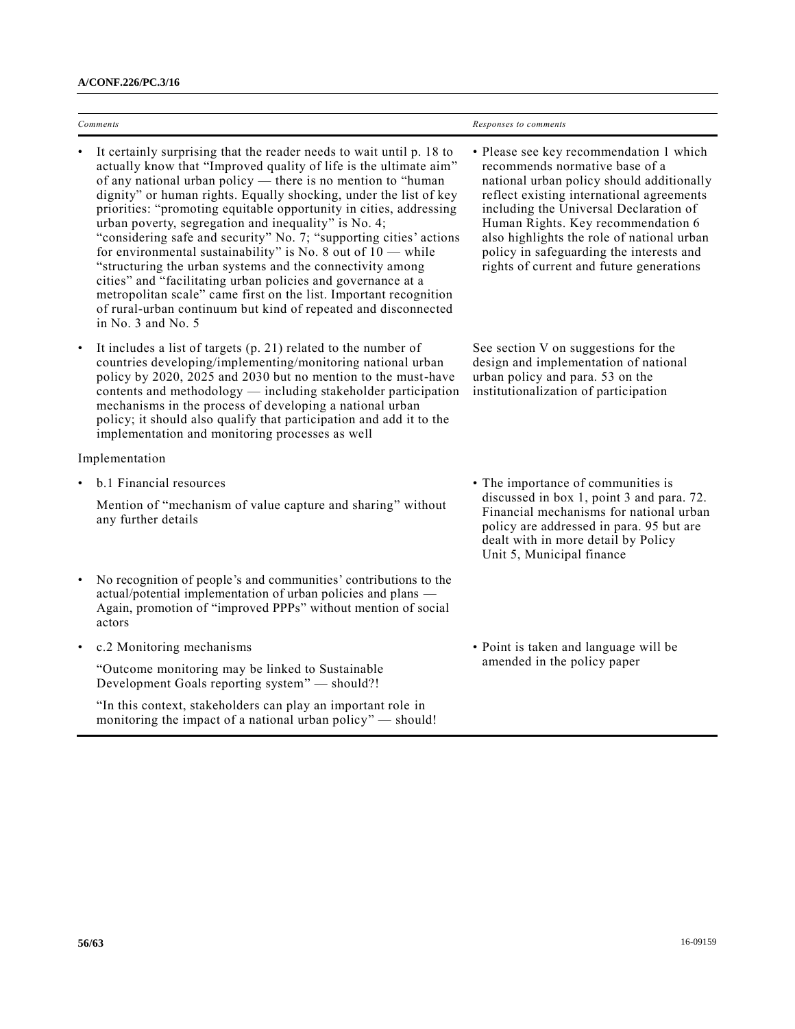| *Comments* | *Responses to comments* |
|---|---|
| • It certainly surprising that the reader needs to wait until p. 18 to actually know that "Improved quality of life is the ultimate aim" of any national urban policy — there is no mention to "human dignity" or human rights. Equally shocking, under the list of key priorities: "promoting equitable opportunity in cities, addressing urban poverty, segregation and inequality" is No. 4; "considering safe and security" No. 7; "supporting cities' actions for environmental sustainability" is No. 8 out of 10 — while "structuring the urban systems and the connectivity among cities" and "facilitating urban policies and governance at a metropolitan scale" came first on the list. Important recognition of rural-urban continuum but kind of repeated and disconnected in No. 3 and No. 5 | • Please see key recommendation 1 which recommends normative base of a national urban policy should additionally reflect existing international agreements including the Universal Declaration of Human Rights. Key recommendation 6 also highlights the role of national urban policy in safeguarding the interests and rights of current and future generations |
| • It includes a list of targets (p. 21) related to the number of countries developing/implementing/monitoring national urban policy by 2020, 2025 and 2030 but no mention to the must-have contents and methodology — including stakeholder participation mechanisms in the process of developing a national urban policy; it should also qualify that participation and add it to the implementation and monitoring processes as well | See section V on suggestions for the design and implementation of national urban policy and para. 53 on the institutionalization of participation |
| Implementation | |
| • b.1 Financial resources<br><br>Mention of "mechanism of value capture and sharing" without any further details | • The importance of communities is discussed in box 1, point 3 and para. 72. Financial mechanisms for national urban policy are addressed in para. 95 but are dealt with in more detail by Policy Unit 5, Municipal finance |
| • No recognition of people's and communities' contributions to the actual/potential implementation of urban policies and plans — Again, promotion of "improved PPPs" without mention of social actors | |
| • c.2 Monitoring mechanisms<br><br>"Outcome monitoring may be linked to Sustainable Development Goals reporting system" — should?!<br><br>"In this context, stakeholders can play an important role in monitoring the impact of a national urban policy" — should! | • Point is taken and language will be amended in the policy paper |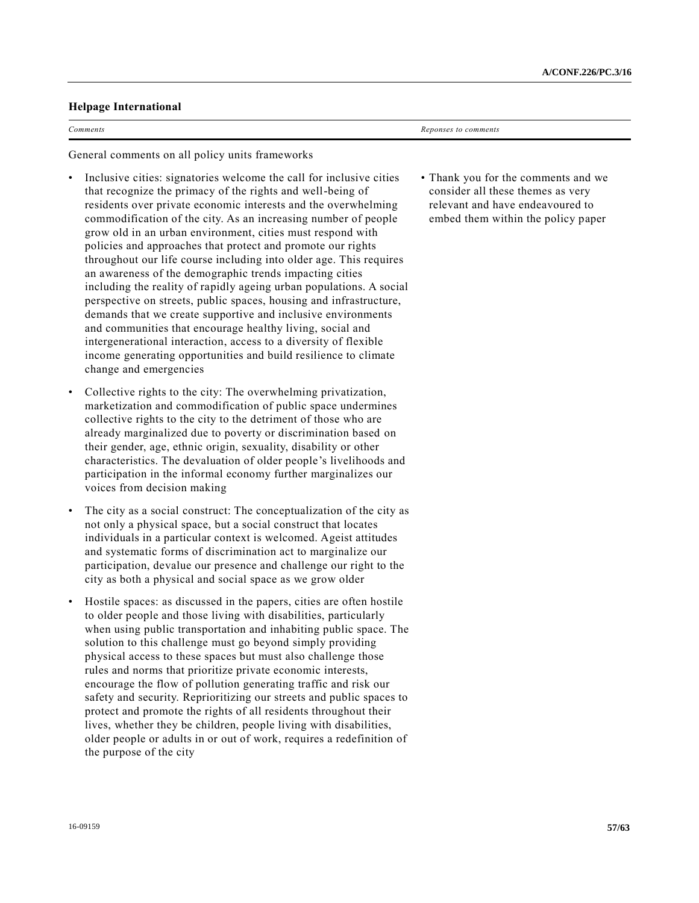**Helpage International**

| *Comments* | *Reponses to comments* |
|---|---|
| General comments on all policy units frameworks | |
| • Inclusive cities: signatories welcome the call for inclusive cities that recognize the primacy of the rights and well-being of residents over private economic interests and the overwhelming commodification of the city. As an increasing number of people grow old in an urban environment, cities must respond with policies and approaches that protect and promote our rights throughout our life course including into older age. This requires an awareness of the demographic trends impacting cities including the reality of rapidly ageing urban populations. A social perspective on streets, public spaces, housing and infrastructure, demands that we create supportive and inclusive environments and communities that encourage healthy living, social and intergenerational interaction, access to a diversity of flexible income generating opportunities and build resilience to climate change and emergencies | • Thank you for the comments and we consider all these themes as very relevant and have endeavoured to embed them within the policy paper |
| • Collective rights to the city: The overwhelming privatization, marketization and commodification of public space undermines collective rights to the city to the detriment of those who are already marginalized due to poverty or discrimination based on their gender, age, ethnic origin, sexuality, disability or other characteristics. The devaluation of older people's livelihoods and participation in the informal economy further marginalizes our voices from decision making | |
| • The city as a social construct: The conceptualization of the city as not only a physical space, but a social construct that locates individuals in a particular context is welcomed. Ageist attitudes and systematic forms of discrimination act to marginalize our participation, devalue our presence and challenge our right to the city as both a physical and social space as we grow older | |
| • Hostile spaces: as discussed in the papers, cities are often hostile to older people and those living with disabilities, particularly when using public transportation and inhabiting public space. The solution to this challenge must go beyond simply providing physical access to these spaces but must also challenge those rules and norms that prioritize private economic interests, encourage the flow of pollution generating traffic and risk our safety and security. Reprioritizing our streets and public spaces to protect and promote the rights of all residents throughout their lives, whether they be children, people living with disabilities, older people or adults in or out of work, requires a redefinition of the purpose of the city | |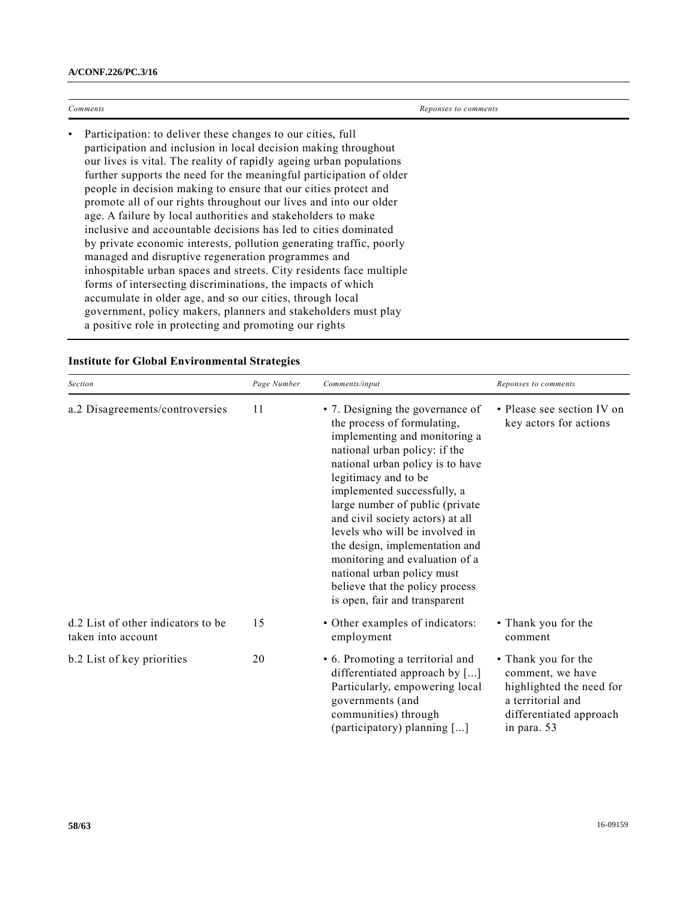| Comments | Reponses to comments |
|---|---|
| • Participation: to deliver these changes to our cities, full participation and inclusion in local decision making throughout our lives is vital. The reality of rapidly ageing urban populations further supports the need for the meaningful participation of older people in decision making to ensure that our cities protect and promote all of our rights throughout our lives and into our older age. A failure by local authorities and stakeholders to make inclusive and accountable decisions has led to cities dominated by private economic interests, pollution generating traffic, poorly managed and disruptive regeneration programmes and inhospitable urban spaces and streets. City residents face multiple forms of intersecting discriminations, the impacts of which accumulate in older age, and so our cities, through local government, policy makers, planners and stakeholders must play a positive role in protecting and promoting our rights | |

**Institute for Global Environmental Strategies**

| Section | Page Number | Comments/input | Reponses to comments |
|---|---|---|---|
| a.2 Disagreements/controversies | 11 | • 7. Designing the governance of the process of formulating, implementing and monitoring a national urban policy: if the national urban policy is to have legitimacy and to be implemented successfully, a large number of public (private and civil society actors) at all levels who will be involved in the design, implementation and monitoring and evaluation of a national urban policy must believe that the policy process is open, fair and transparent | • Please see section IV on key actors for actions |
| d.2 List of other indicators to be taken into account | 15 | • Other examples of indicators: employment | • Thank you for the comment |
| b.2 List of key priorities | 20 | • 6. Promoting a territorial and differentiated approach by [...] Particularly, empowering local governments (and communities) through (participatory) planning [...] | • Thank you for the comment, we have highlighted the need for a territorial and differentiated approach in para. 53 |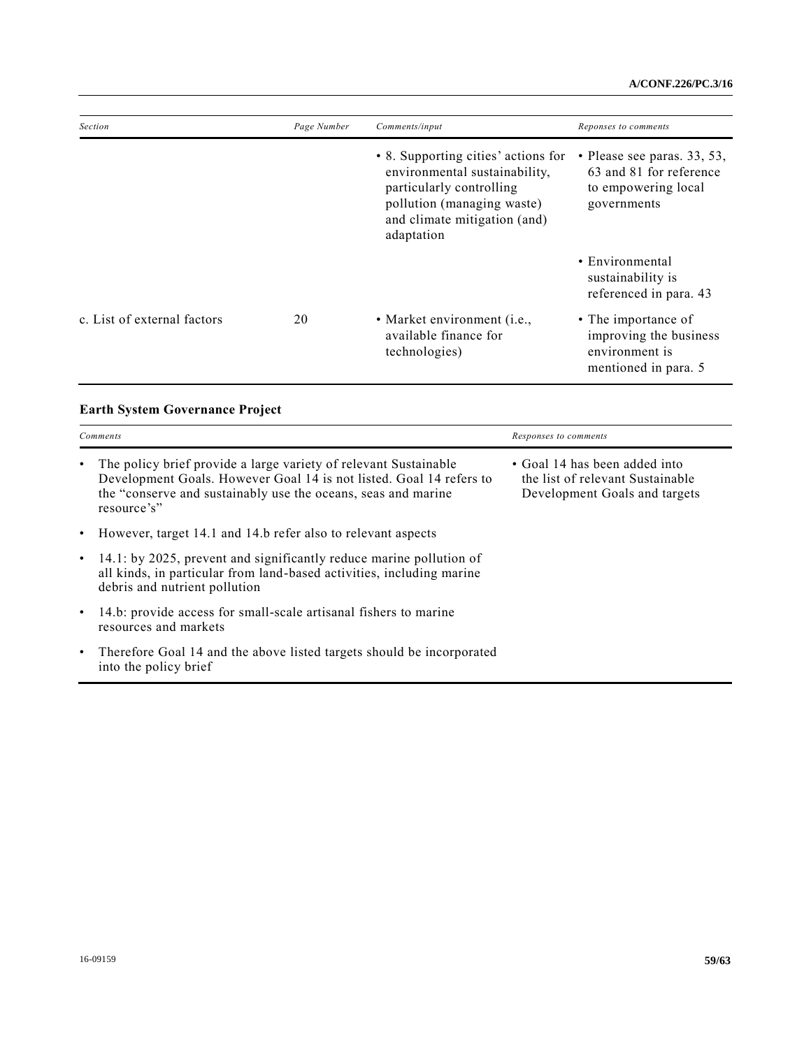| *Section* | *Page Number* | *Comments/input* | *Reponses to comments* |
|---|---|---|---|
| | | • 8. Supporting cities' actions for environmental sustainability, particularly controlling pollution (managing waste) and climate mitigation (and) adaptation | • Please see paras. 33, 53, 63 and 81 for reference to empowering local governments |
| | | | • Environmental sustainability is referenced in para. 43 |
| c. List of external factors | 20 | • Market environment (i.e., available finance for technologies) | • The importance of improving the business environment is mentioned in para. 5 |

**Earth System Governance Project**

| *Comments* | *Responses to comments* |
|---|---|
| • The policy brief provide a large variety of relevant Sustainable Development Goals. However Goal 14 is not listed. Goal 14 refers to the "conserve and sustainably use the oceans, seas and marine resource's" | • Goal 14 has been added into the list of relevant Sustainable Development Goals and targets |
| • However, target 14.1 and 14.b refer also to relevant aspects | |
| • 14.1: by 2025, prevent and significantly reduce marine pollution of all kinds, in particular from land-based activities, including marine debris and nutrient pollution | |
| • 14.b: provide access for small-scale artisanal fishers to marine resources and markets | |
| • Therefore Goal 14 and the above listed targets should be incorporated into the policy brief | |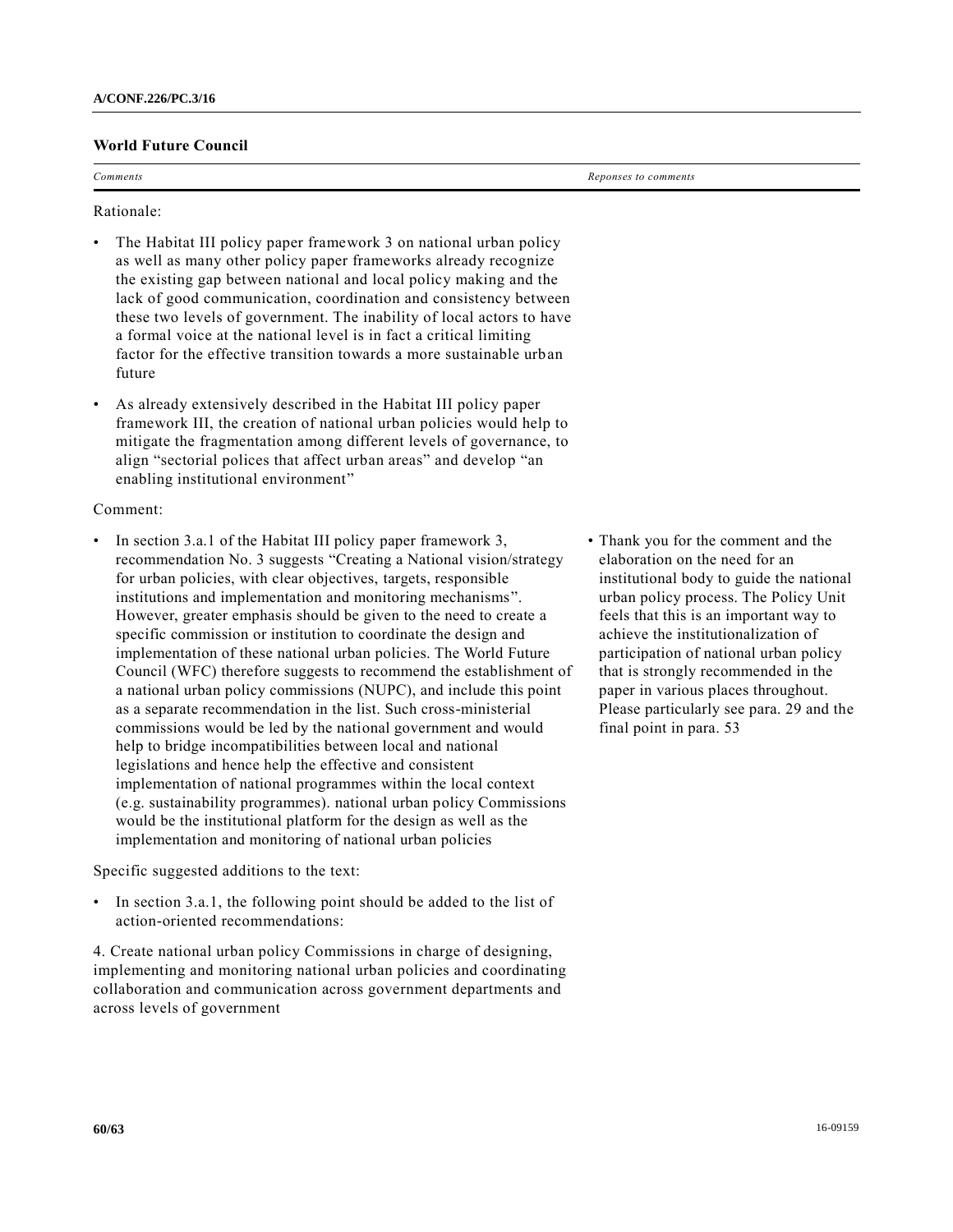### World Future Council

| *Comments* | *Reponses to comments* |
| --- | --- |
| Rationale:<br><br>• The Habitat III policy paper framework 3 on national urban policy as well as many other policy paper frameworks already recognize the existing gap between national and local policy making and the lack of good communication, coordination and consistency between these two levels of government. The inability of local actors to have a formal voice at the national level is in fact a critical limiting factor for the effective transition towards a more sustainable urban future<br><br>• As already extensively described in the Habitat III policy paper framework III, the creation of national urban policies would help to mitigate the fragmentation among different levels of governance, to align "sectorial polices that affect urban areas" and develop "an enabling institutional environment" | |
| Comment:<br><br>• In section 3.a.1 of the Habitat III policy paper framework 3, recommendation No. 3 suggests "Creating a National vision/strategy for urban policies, with clear objectives, targets, responsible institutions and implementation and monitoring mechanisms". However, greater emphasis should be given to the need to create a specific commission or institution to coordinate the design and implementation of these national urban policies. The World Future Council (WFC) therefore suggests to recommend the establishment of a national urban policy commissions (NUPC), and include this point as a separate recommendation in the list. Such cross-ministerial commissions would be led by the national government and would help to bridge incompatibilities between local and national legislations and hence help the effective and consistent implementation of national programmes within the local context (e.g. sustainability programmes). national urban policy Commissions would be the institutional platform for the design as well as the implementation and monitoring of national urban policies<br><br>Specific suggested additions to the text:<br><br>• In section 3.a.1, the following point should be added to the list of action-oriented recommendations:<br><br>4. Create national urban policy Commissions in charge of designing, implementing and monitoring national urban policies and coordinating collaboration and communication across government departments and across levels of government | • Thank you for the comment and the elaboration on the need for an institutional body to guide the national urban policy process. The Policy Unit feels that this is an important way to achieve the institutionalization of participation of national urban policy that is strongly recommended in the paper in various places throughout. Please particularly see para. 29 and the final point in para. 53 |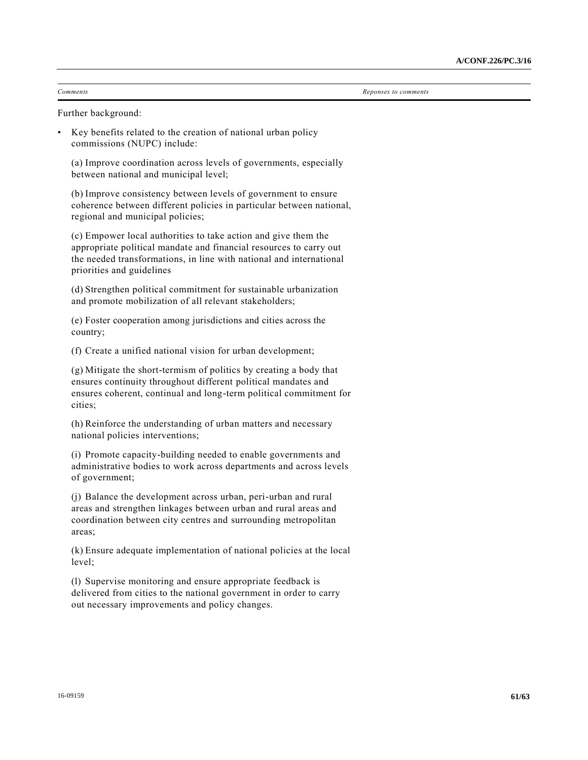| *Comments* | *Reponses to comments* |
| --- | --- |
| Further background:<br><br>• Key benefits related to the creation of national urban policy commissions (NUPC) include:<br><br>(a) Improve coordination across levels of governments, especially between national and municipal level;<br><br>(b) Improve consistency between levels of government to ensure coherence between different policies in particular between national, regional and municipal policies;<br><br>(c) Empower local authorities to take action and give them the appropriate political mandate and financial resources to carry out the needed transformations, in line with national and international priorities and guidelines<br><br>(d) Strengthen political commitment for sustainable urbanization and promote mobilization of all relevant stakeholders;<br><br>(e) Foster cooperation among jurisdictions and cities across the country;<br><br>(f) Create a unified national vision for urban development;<br><br>(g) Mitigate the short-termism of politics by creating a body that ensures continuity throughout different political mandates and ensures coherent, continual and long-term political commitment for cities;<br><br>(h) Reinforce the understanding of urban matters and necessary national policies interventions;<br><br>(i) Promote capacity-building needed to enable governments and administrative bodies to work across departments and across levels of government;<br><br>(j) Balance the development across urban, peri-urban and rural areas and strengthen linkages between urban and rural areas and coordination between city centres and surrounding metropolitan areas;<br><br>(k) Ensure adequate implementation of national policies at the local level;<br><br>(l) Supervise monitoring and ensure appropriate feedback is delivered from cities to the national government in order to carry out necessary improvements and policy changes. | |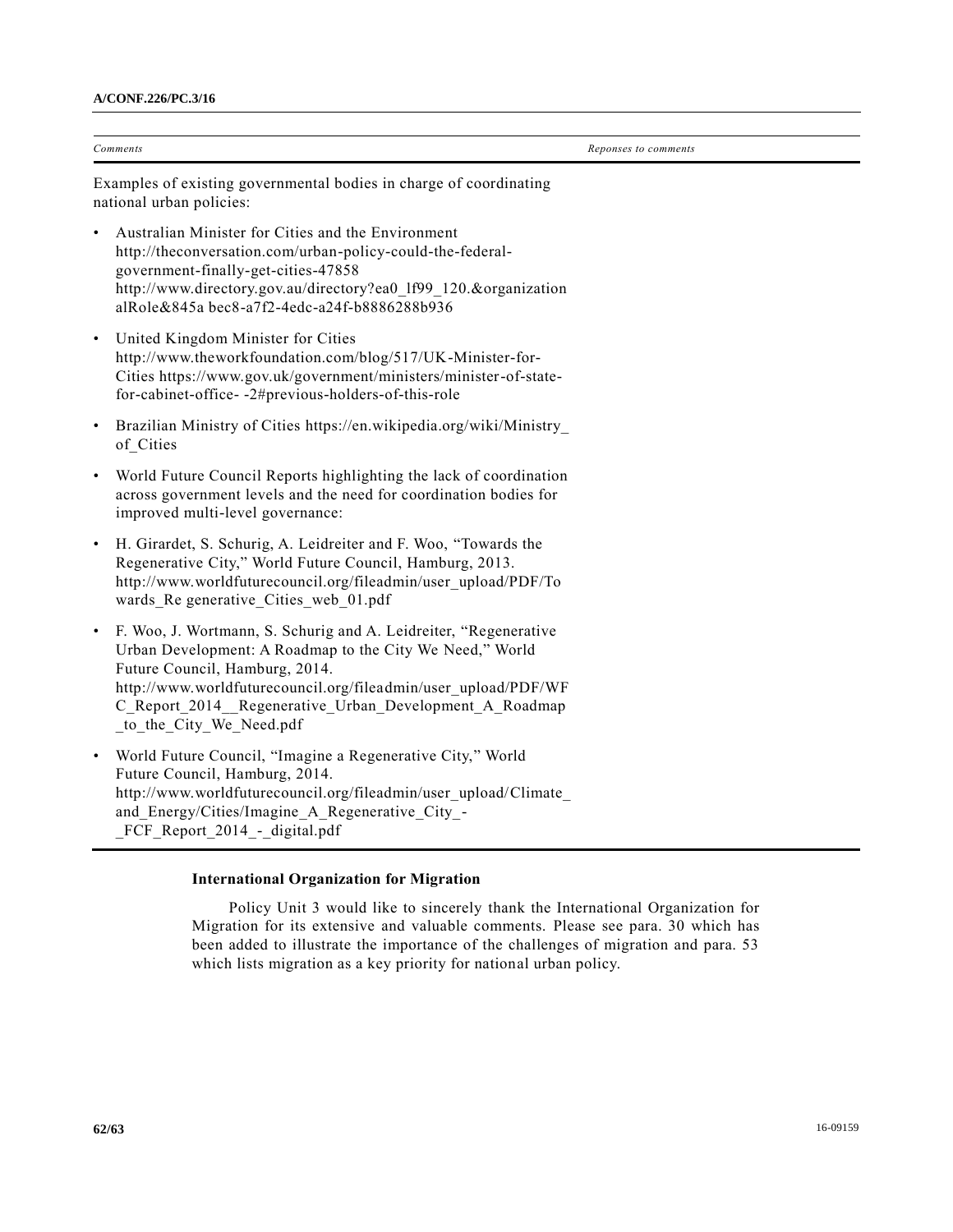| *Comments* | *Reponses to comments* |
|---|---|
| Examples of existing governmental bodies in charge of coordinating national urban policies:<br><br>• Australian Minister for Cities and the Environment http://theconversation.com/urban-policy-could-the-federal-government-finally-get-cities-47858 http://www.directory.gov.au/directory?ea0_lf99_120.&organizationalRole&845a bec8-a7f2-4edc-a24f-b8886288b936<br><br>• United Kingdom Minister for Cities http://www.theworkfoundation.com/blog/517/UK-Minister-for-Cities https://www.gov.uk/government/ministers/minister-of-state-for-cabinet-office- -2#previous-holders-of-this-role<br><br>• Brazilian Ministry of Cities https://en.wikipedia.org/wiki/Ministry_of_Cities<br><br>• World Future Council Reports highlighting the lack of coordination across government levels and the need for coordination bodies for improved multi-level governance:<br><br>• H. Girardet, S. Schurig, A. Leidreiter and F. Woo, "Towards the Regenerative City," World Future Council, Hamburg, 2013. http://www.worldfuturecouncil.org/fileadmin/user_upload/PDF/Towards_Re generative_Cities_web_01.pdf<br><br>• F. Woo, J. Wortmann, S. Schurig and A. Leidreiter, "Regenerative Urban Development: A Roadmap to the City We Need," World Future Council, Hamburg, 2014. http://www.worldfuturecouncil.org/fileadmin/user_upload/PDF/WFC_Report_2014__Regenerative_Urban_Development_A_Roadmap_to_the_City_We_Need.pdf<br><br>• World Future Council, "Imagine a Regenerative City," World Future Council, Hamburg, 2014. http://www.worldfuturecouncil.org/fileadmin/user_upload/Climate_and_Energy/Cities/Imagine_A_Regenerative_City_-_FCF_Report_2014_-_digital.pdf | |

**International Organization for Migration**

Policy Unit 3 would like to sincerely thank the International Organization for Migration for its extensive and valuable comments. Please see para. 30 which has been added to illustrate the importance of the challenges of migration and para. 53 which lists migration as a key priority for national urban policy.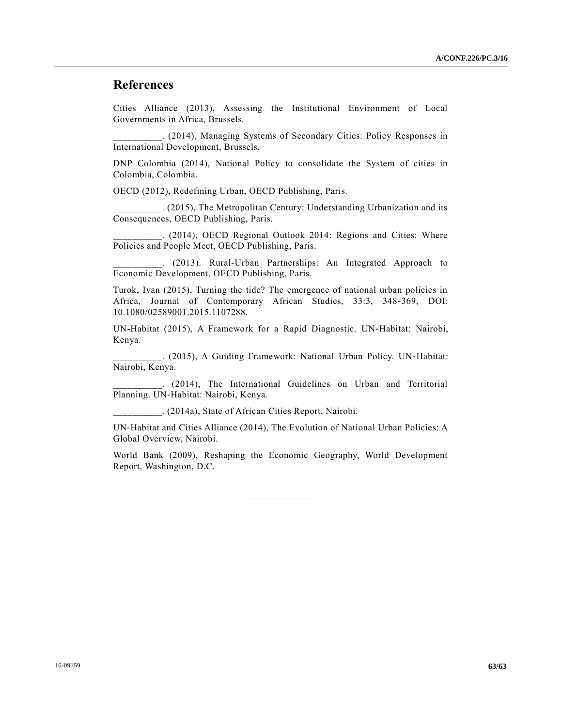## References

Cities Alliance (2013), Assessing the Institutional Environment of Local Governments in Africa, Brussels.

__________. (2014), Managing Systems of Secondary Cities: Policy Responses in International Development, Brussels.

DNP Colombia (2014), National Policy to consolidate the System of cities in Colombia, Colombia.

OECD (2012), Redefining Urban, OECD Publishing, Paris.

__________. (2015), The Metropolitan Century: Understanding Urbanization and its Consequences, OECD Publishing, Paris.

__________. (2014), OECD Regional Outlook 2014: Regions and Cities: Where Policies and People Meet, OECD Publishing, Paris.

__________. (2013). Rural-Urban Partnerships: An Integrated Approach to Economic Development, OECD Publishing, Paris.

Turok, Ivan (2015), Turning the tide? The emergence of national urban policies in Africa, Journal of Contemporary African Studies, 33:3, 348-369, DOI: 10.1080/02589001.2015.1107288.

UN-Habitat (2015), A Framework for a Rapid Diagnostic. UN-Habitat: Nairobi, Kenya.

__________. (2015), A Guiding Framework: National Urban Policy. UN-Habitat: Nairobi, Kenya.

__________. (2014), The International Guidelines on Urban and Territorial Planning. UN-Habitat: Nairobi, Kenya.

__________. (2014a), State of African Cities Report, Nairobi.

UN-Habitat and Cities Alliance (2014), The Evolution of National Urban Policies: A Global Overview, Nairobi.

World Bank (2009), Reshaping the Economic Geography, World Development Report, Washington, D.C.